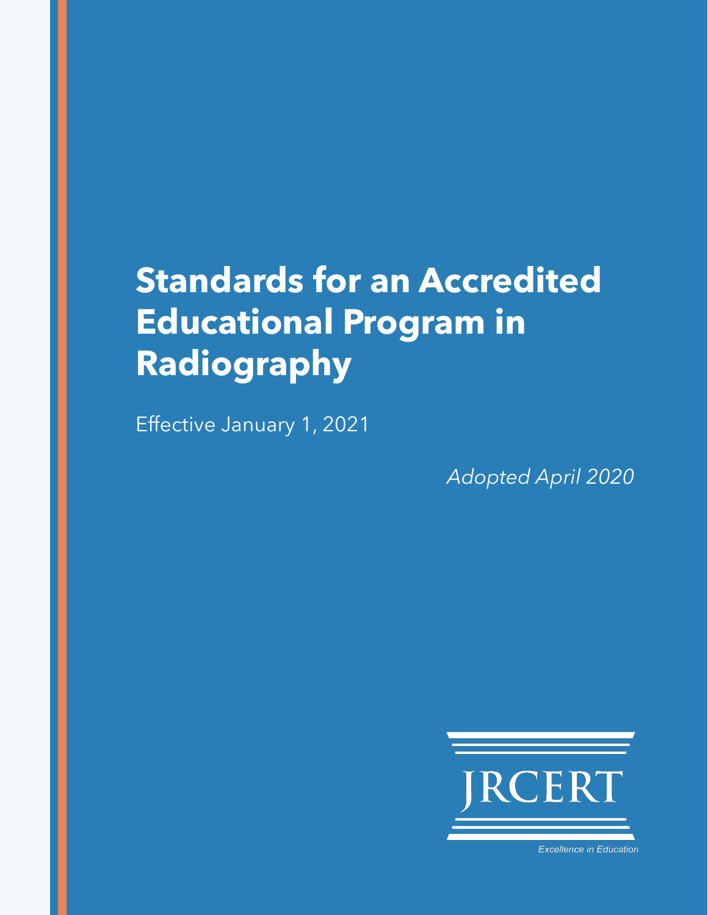# Standards for an Accredited Educational Program in Radiography

Effective January 1, 2021

*Adopted April 2020*

JRCERT

*Excellence in Education*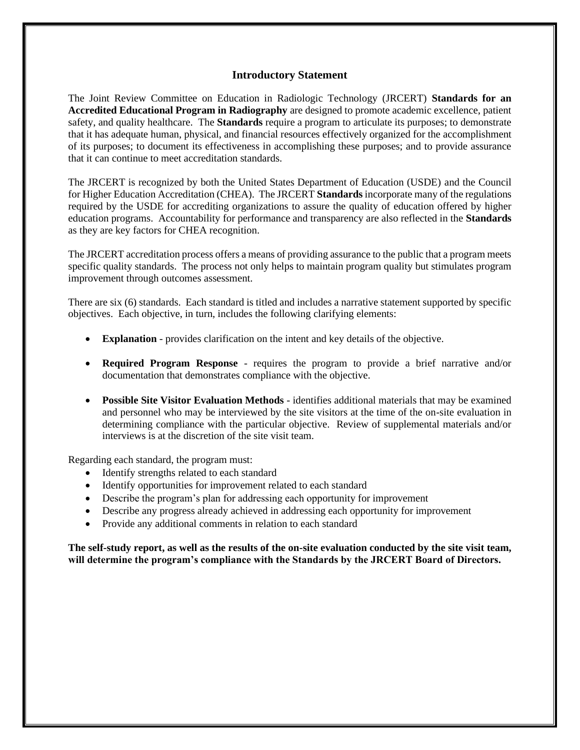## Introductory Statement

The Joint Review Committee on Education in Radiologic Technology (JRCERT) **Standards for an Accredited Educational Program in Radiography** are designed to promote academic excellence, patient safety, and quality healthcare. The **Standards** require a program to articulate its purposes; to demonstrate that it has adequate human, physical, and financial resources effectively organized for the accomplishment of its purposes; to document its effectiveness in accomplishing these purposes; and to provide assurance that it can continue to meet accreditation standards.

The JRCERT is recognized by both the United States Department of Education (USDE) and the Council for Higher Education Accreditation (CHEA). The JRCERT **Standards** incorporate many of the regulations required by the USDE for accrediting organizations to assure the quality of education offered by higher education programs. Accountability for performance and transparency are also reflected in the **Standards** as they are key factors for CHEA recognition.

The JRCERT accreditation process offers a means of providing assurance to the public that a program meets specific quality standards. The process not only helps to maintain program quality but stimulates program improvement through outcomes assessment.

There are six (6) standards. Each standard is titled and includes a narrative statement supported by specific objectives. Each objective, in turn, includes the following clarifying elements:

- **Explanation** - provides clarification on the intent and key details of the objective.
- **Required Program Response** - requires the program to provide a brief narrative and/or documentation that demonstrates compliance with the objective.
- **Possible Site Visitor Evaluation Methods** - identifies additional materials that may be examined and personnel who may be interviewed by the site visitors at the time of the on-site evaluation in determining compliance with the particular objective. Review of supplemental materials and/or interviews is at the discretion of the site visit team.

Regarding each standard, the program must:

- Identify strengths related to each standard
- Identify opportunities for improvement related to each standard
- Describe the program's plan for addressing each opportunity for improvement
- Describe any progress already achieved in addressing each opportunity for improvement
- Provide any additional comments in relation to each standard

**The self-study report, as well as the results of the on-site evaluation conducted by the site visit team, will determine the program's compliance with the Standards by the JRCERT Board of Directors.**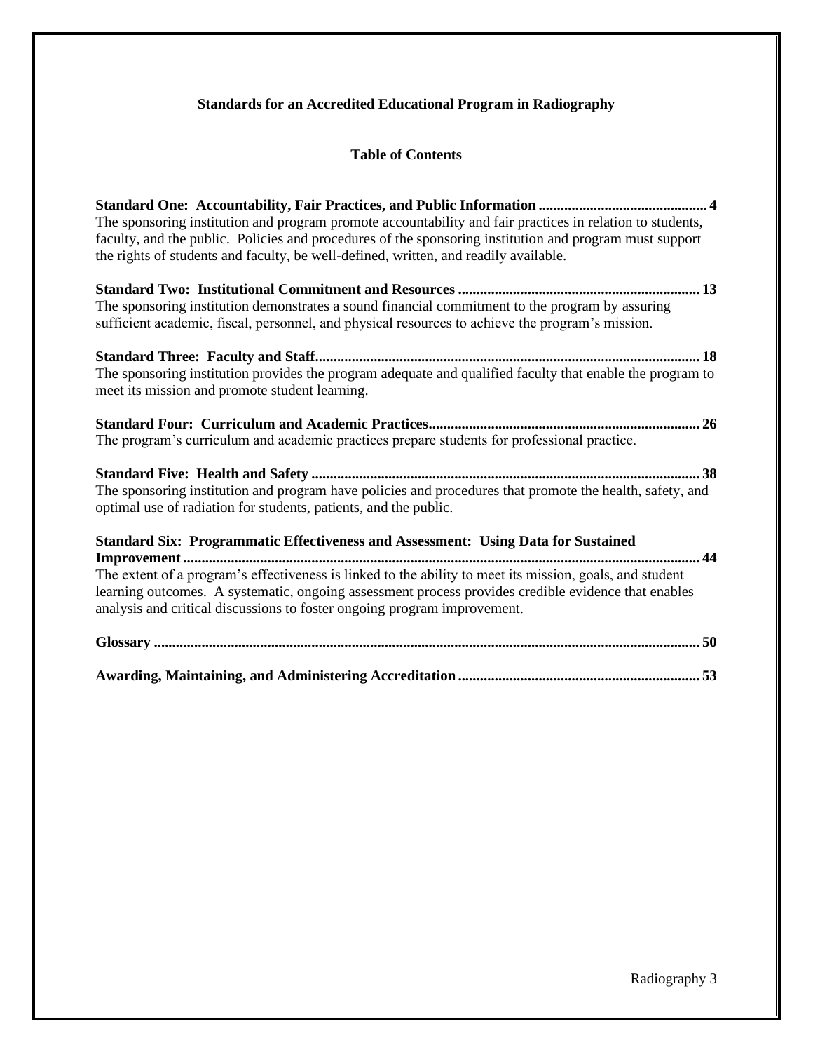**Standards for an Accredited Educational Program in Radiography**

**Table of Contents**

**Standard One: Accountability, Fair Practices, and Public Information .............................................. 4**
The sponsoring institution and program promote accountability and fair practices in relation to students, faculty, and the public. Policies and procedures of the sponsoring institution and program must support the rights of students and faculty, be well-defined, written, and readily available.

**Standard Two: Institutional Commitment and Resources ................................................................. 13**
The sponsoring institution demonstrates a sound financial commitment to the program by assuring sufficient academic, fiscal, personnel, and physical resources to achieve the program's mission.

**Standard Three: Faculty and Staff........................................................................................................ 18**
The sponsoring institution provides the program adequate and qualified faculty that enable the program to meet its mission and promote student learning.

**Standard Four: Curriculum and Academic Practices......................................................................... 26**
The program's curriculum and academic practices prepare students for professional practice.

**Standard Five: Health and Safety ......................................................................................................... 38**
The sponsoring institution and program have policies and procedures that promote the health, safety, and optimal use of radiation for students, patients, and the public.

**Standard Six: Programmatic Effectiveness and Assessment: Using Data for Sustained Improvement ........................................................................................................................................... 44**
The extent of a program's effectiveness is linked to the ability to meet its mission, goals, and student learning outcomes. A systematic, ongoing assessment process provides credible evidence that enables analysis and critical discussions to foster ongoing program improvement.

**Glossary ................................................................................................................................................... 50**

**Awarding, Maintaining, and Administering Accreditation ................................................................. 53**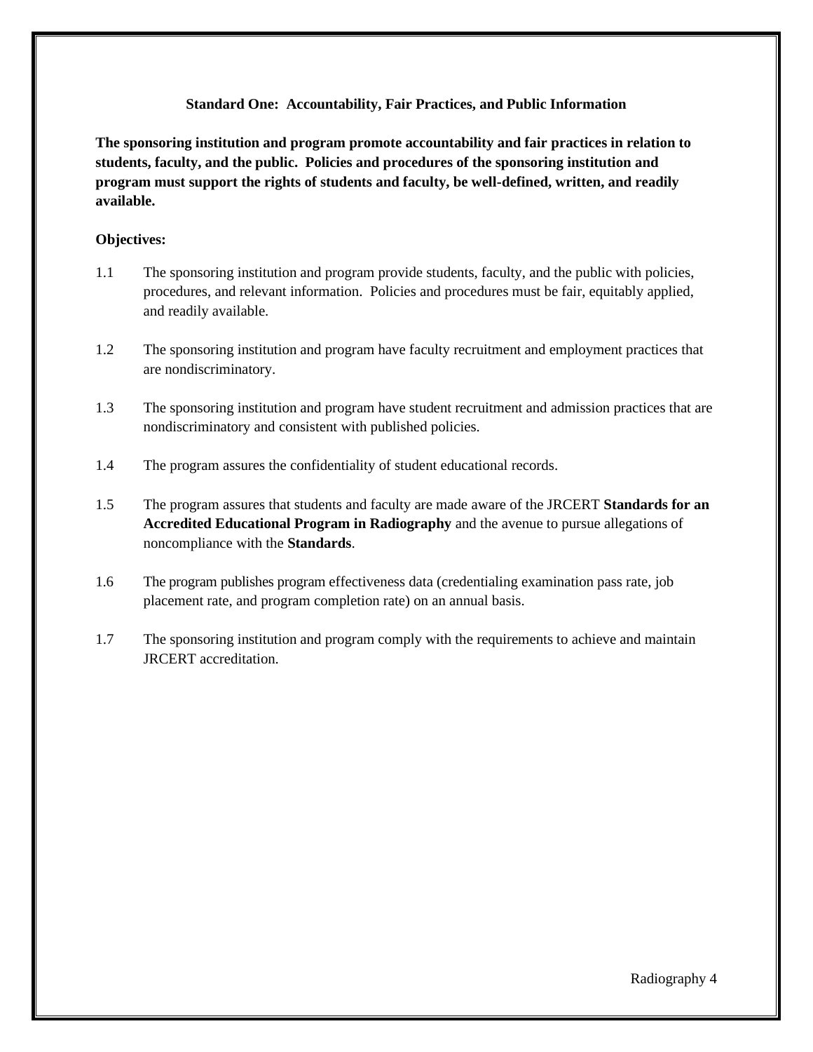## Standard One: Accountability, Fair Practices, and Public Information

**The sponsoring institution and program promote accountability and fair practices in relation to students, faculty, and the public. Policies and procedures of the sponsoring institution and program must support the rights of students and faculty, be well-defined, written, and readily available.**

**Objectives:**

1.1 The sponsoring institution and program provide students, faculty, and the public with policies, procedures, and relevant information. Policies and procedures must be fair, equitably applied, and readily available.

1.2 The sponsoring institution and program have faculty recruitment and employment practices that are nondiscriminatory.

1.3 The sponsoring institution and program have student recruitment and admission practices that are nondiscriminatory and consistent with published policies.

1.4 The program assures the confidentiality of student educational records.

1.5 The program assures that students and faculty are made aware of the JRCERT **Standards for an Accredited Educational Program in Radiography** and the avenue to pursue allegations of noncompliance with the **Standards**.

1.6 The program publishes program effectiveness data (credentialing examination pass rate, job placement rate, and program completion rate) on an annual basis.

1.7 The sponsoring institution and program comply with the requirements to achieve and maintain JRCERT accreditation.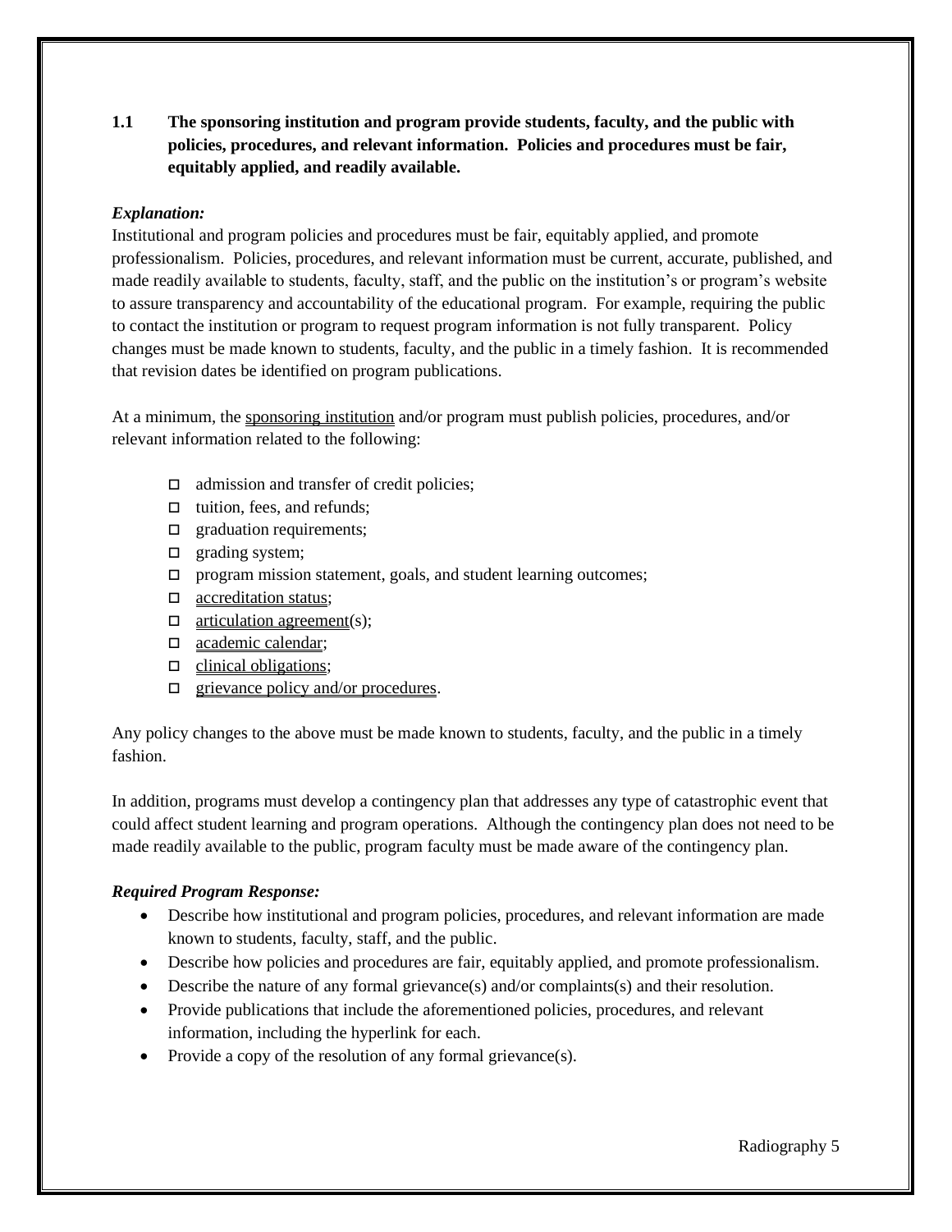**1.1 The sponsoring institution and program provide students, faculty, and the public with policies, procedures, and relevant information. Policies and procedures must be fair, equitably applied, and readily available.**

***Explanation:***

Institutional and program policies and procedures must be fair, equitably applied, and promote professionalism. Policies, procedures, and relevant information must be current, accurate, published, and made readily available to students, faculty, staff, and the public on the institution's or program's website to assure transparency and accountability of the educational program. For example, requiring the public to contact the institution or program to request program information is not fully transparent. Policy changes must be made known to students, faculty, and the public in a timely fashion. It is recommended that revision dates be identified on program publications.

At a minimum, the sponsoring institution and/or program must publish policies, procedures, and/or relevant information related to the following:

- admission and transfer of credit policies;
- tuition, fees, and refunds;
- graduation requirements;
- grading system;
- program mission statement, goals, and student learning outcomes;
- accreditation status;
- articulation agreement(s);
- academic calendar;
- clinical obligations;
- grievance policy and/or procedures.

Any policy changes to the above must be made known to students, faculty, and the public in a timely fashion.

In addition, programs must develop a contingency plan that addresses any type of catastrophic event that could affect student learning and program operations. Although the contingency plan does not need to be made readily available to the public, program faculty must be made aware of the contingency plan.

***Required Program Response:***

- Describe how institutional and program policies, procedures, and relevant information are made known to students, faculty, staff, and the public.
- Describe how policies and procedures are fair, equitably applied, and promote professionalism.
- Describe the nature of any formal grievance(s) and/or complaints(s) and their resolution.
- Provide publications that include the aforementioned policies, procedures, and relevant information, including the hyperlink for each.
- Provide a copy of the resolution of any formal grievance(s).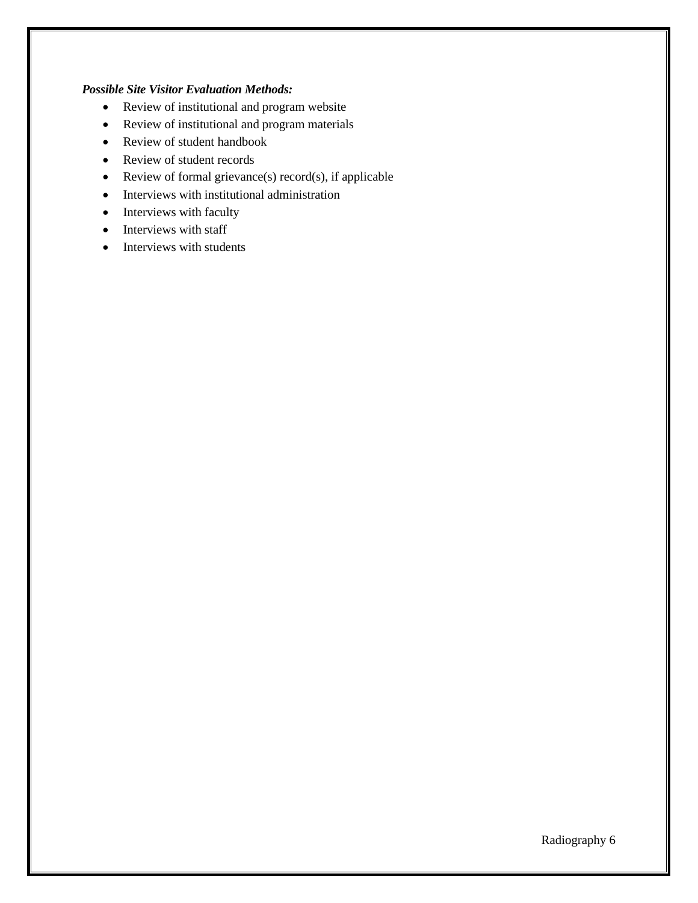***Possible Site Visitor Evaluation Methods:***

- Review of institutional and program website
- Review of institutional and program materials
- Review of student handbook
- Review of student records
- Review of formal grievance(s) record(s), if applicable
- Interviews with institutional administration
- Interviews with faculty
- Interviews with staff
- Interviews with students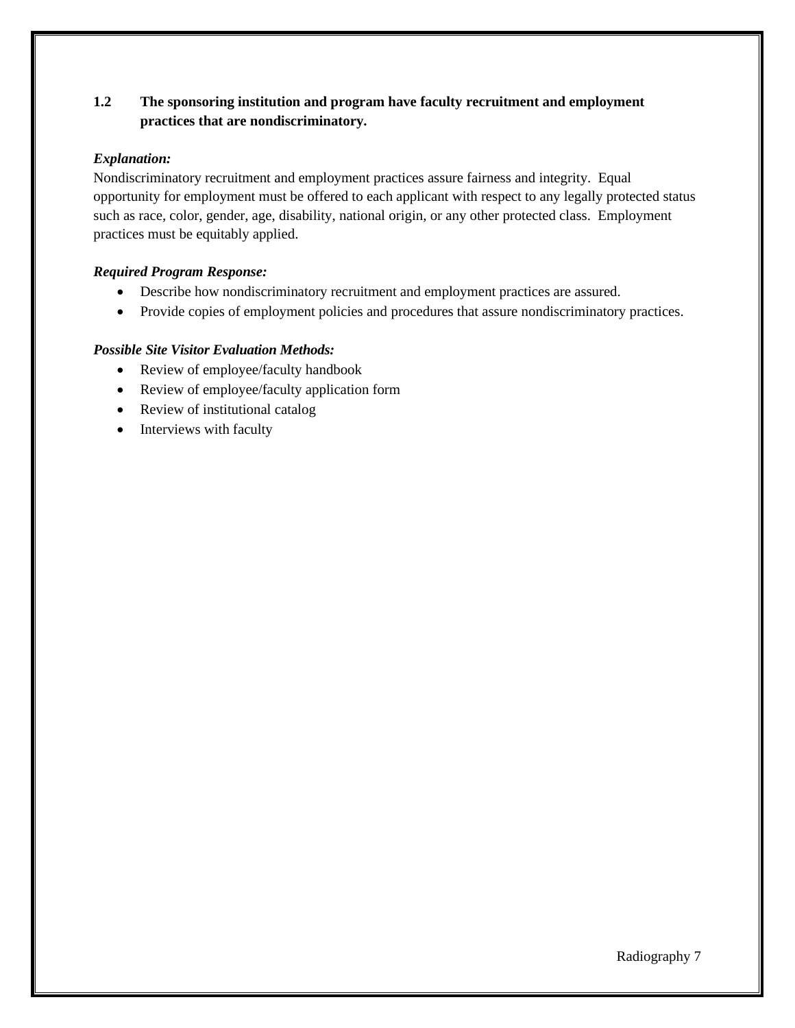**1.2 The sponsoring institution and program have faculty recruitment and employment practices that are nondiscriminatory.**

***Explanation:***

Nondiscriminatory recruitment and employment practices assure fairness and integrity. Equal opportunity for employment must be offered to each applicant with respect to any legally protected status such as race, color, gender, age, disability, national origin, or any other protected class. Employment practices must be equitably applied.

***Required Program Response:***

- Describe how nondiscriminatory recruitment and employment practices are assured.
- Provide copies of employment policies and procedures that assure nondiscriminatory practices.

***Possible Site Visitor Evaluation Methods:***

- Review of employee/faculty handbook
- Review of employee/faculty application form
- Review of institutional catalog
- Interviews with faculty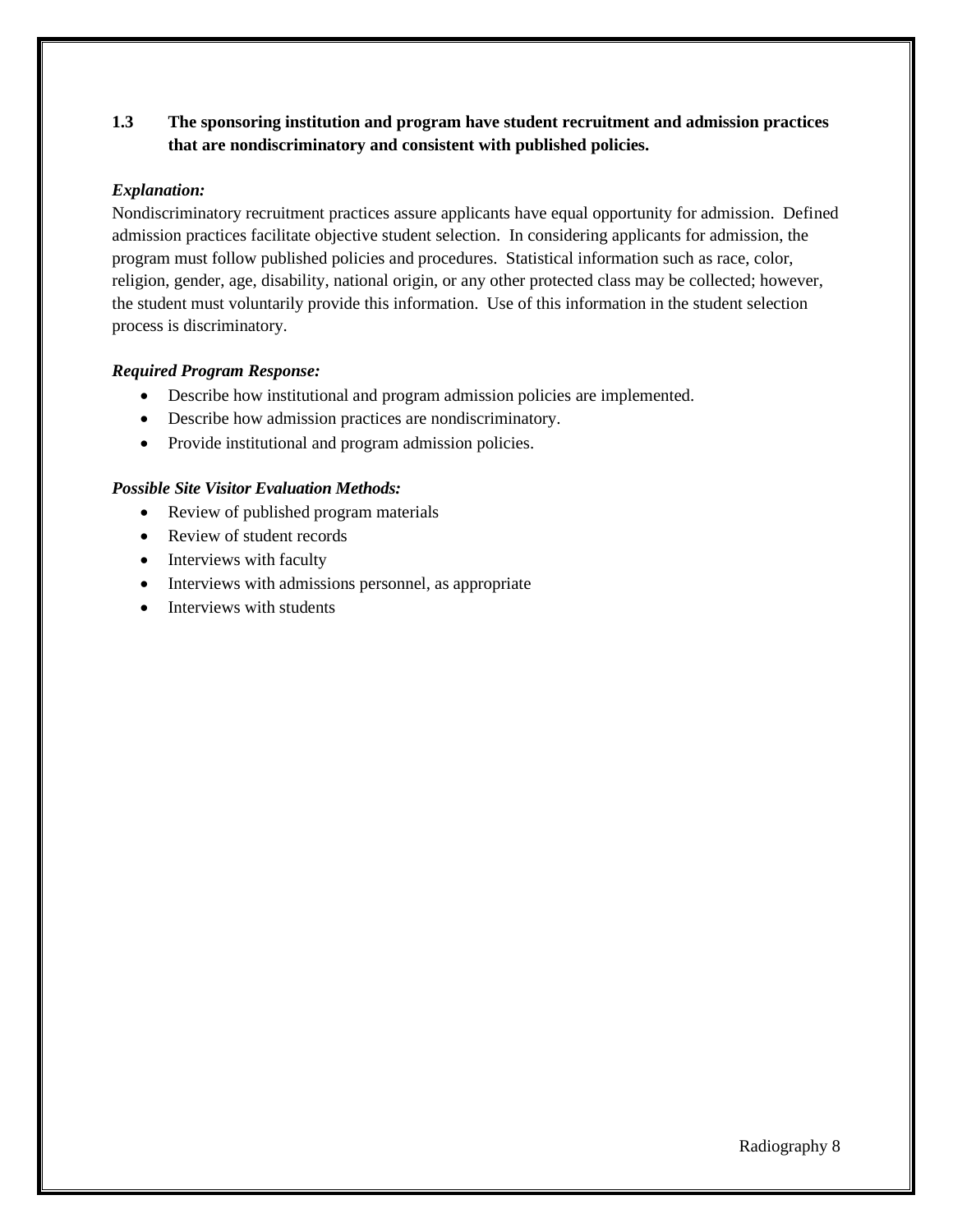**1.3 The sponsoring institution and program have student recruitment and admission practices that are nondiscriminatory and consistent with published policies.**

***Explanation:***

Nondiscriminatory recruitment practices assure applicants have equal opportunity for admission. Defined admission practices facilitate objective student selection. In considering applicants for admission, the program must follow published policies and procedures. Statistical information such as race, color, religion, gender, age, disability, national origin, or any other protected class may be collected; however, the student must voluntarily provide this information. Use of this information in the student selection process is discriminatory.

***Required Program Response:***

- Describe how institutional and program admission policies are implemented.
- Describe how admission practices are nondiscriminatory.
- Provide institutional and program admission policies.

***Possible Site Visitor Evaluation Methods:***

- Review of published program materials
- Review of student records
- Interviews with faculty
- Interviews with admissions personnel, as appropriate
- Interviews with students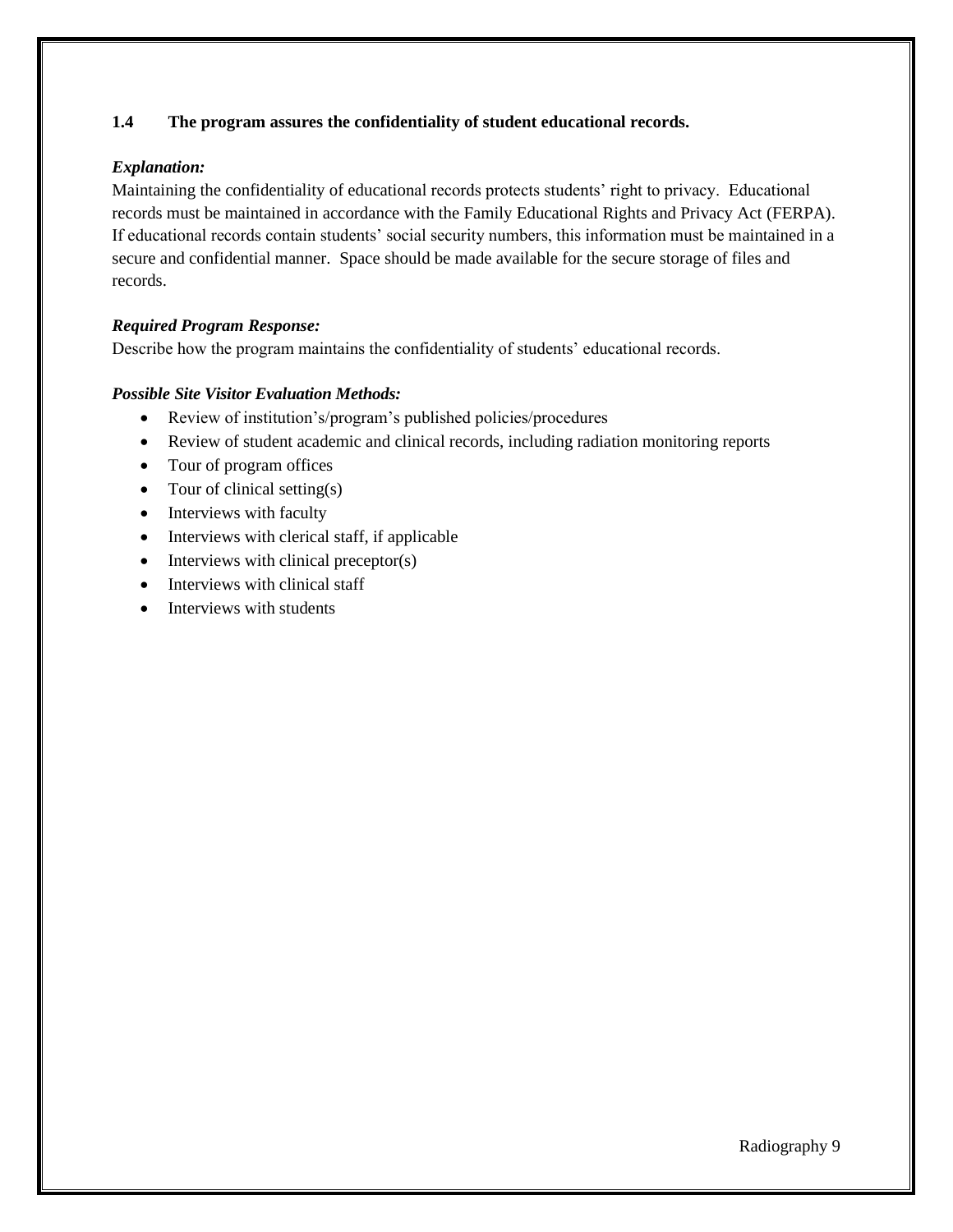**1.4 The program assures the confidentiality of student educational records.**

***Explanation:***

Maintaining the confidentiality of educational records protects students' right to privacy. Educational records must be maintained in accordance with the Family Educational Rights and Privacy Act (FERPA). If educational records contain students' social security numbers, this information must be maintained in a secure and confidential manner. Space should be made available for the secure storage of files and records.

***Required Program Response:***

Describe how the program maintains the confidentiality of students' educational records.

***Possible Site Visitor Evaluation Methods:***

- Review of institution's/program's published policies/procedures
- Review of student academic and clinical records, including radiation monitoring reports
- Tour of program offices
- Tour of clinical setting(s)
- Interviews with faculty
- Interviews with clerical staff, if applicable
- Interviews with clinical preceptor(s)
- Interviews with clinical staff
- Interviews with students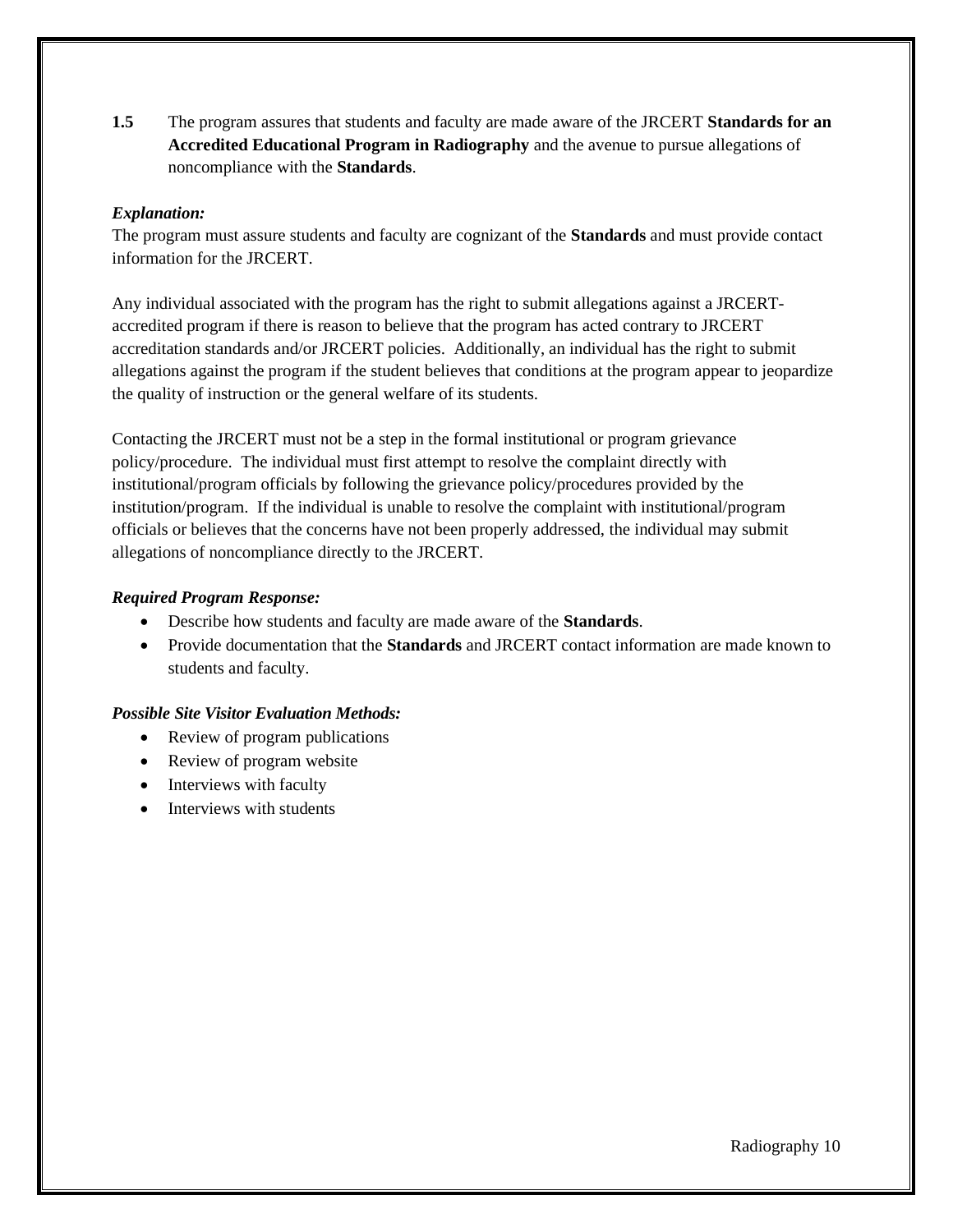**1.5** The program assures that students and faculty are made aware of the JRCERT **Standards for an Accredited Educational Program in Radiography** and the avenue to pursue allegations of noncompliance with the **Standards**.

***Explanation:***

The program must assure students and faculty are cognizant of the **Standards** and must provide contact information for the JRCERT.

Any individual associated with the program has the right to submit allegations against a JRCERT-accredited program if there is reason to believe that the program has acted contrary to JRCERT accreditation standards and/or JRCERT policies. Additionally, an individual has the right to submit allegations against the program if the student believes that conditions at the program appear to jeopardize the quality of instruction or the general welfare of its students.

Contacting the JRCERT must not be a step in the formal institutional or program grievance policy/procedure. The individual must first attempt to resolve the complaint directly with institutional/program officials by following the grievance policy/procedures provided by the institution/program. If the individual is unable to resolve the complaint with institutional/program officials or believes that the concerns have not been properly addressed, the individual may submit allegations of noncompliance directly to the JRCERT.

***Required Program Response:***

- Describe how students and faculty are made aware of the **Standards**.
- Provide documentation that the **Standards** and JRCERT contact information are made known to students and faculty.

***Possible Site Visitor Evaluation Methods:***

- Review of program publications
- Review of program website
- Interviews with faculty
- Interviews with students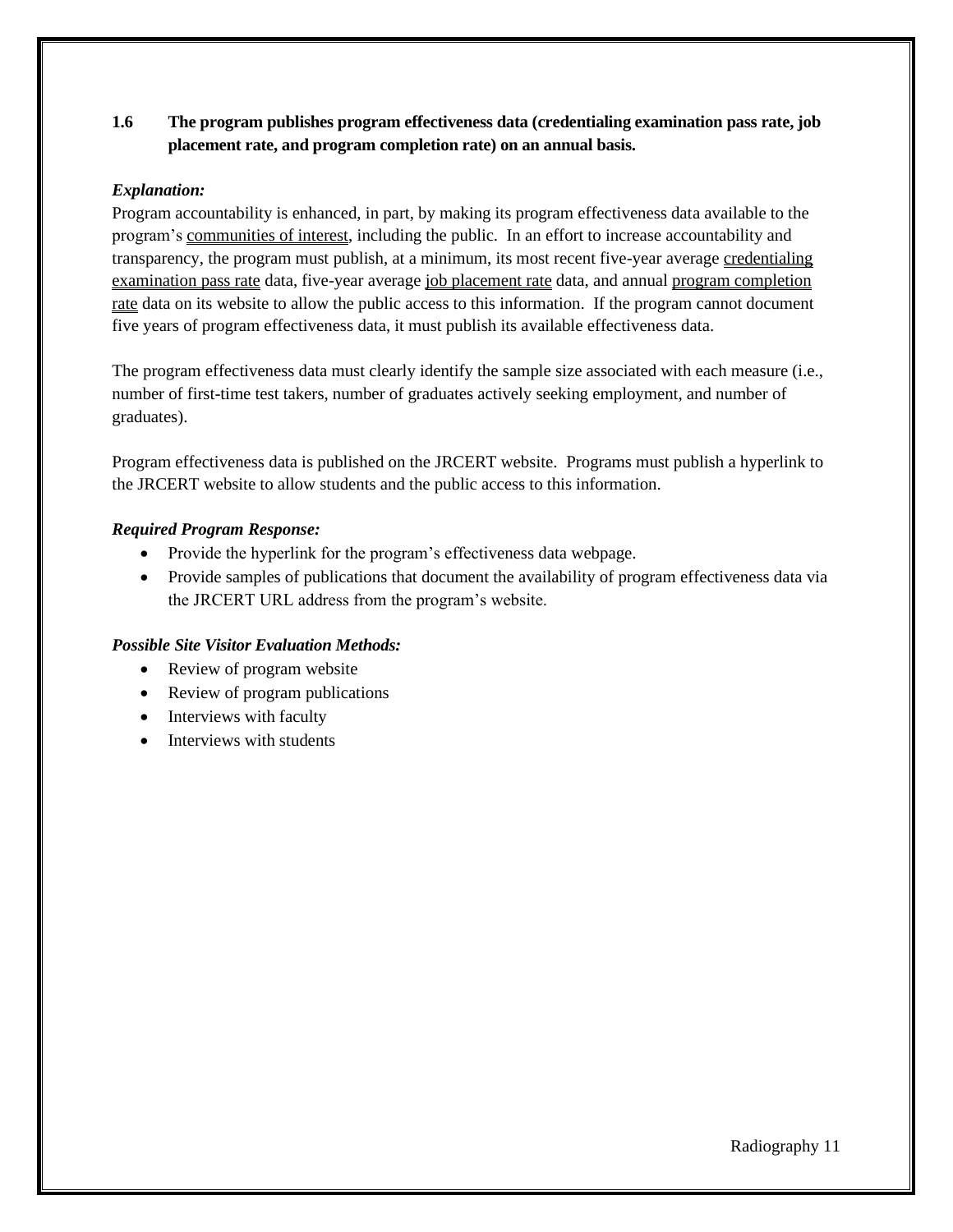**1.6 The program publishes program effectiveness data (credentialing examination pass rate, job placement rate, and program completion rate) on an annual basis.**

***Explanation:***

Program accountability is enhanced, in part, by making its program effectiveness data available to the program's communities of interest, including the public. In an effort to increase accountability and transparency, the program must publish, at a minimum, its most recent five-year average credentialing examination pass rate data, five-year average job placement rate data, and annual program completion rate data on its website to allow the public access to this information. If the program cannot document five years of program effectiveness data, it must publish its available effectiveness data.

The program effectiveness data must clearly identify the sample size associated with each measure (i.e., number of first-time test takers, number of graduates actively seeking employment, and number of graduates).

Program effectiveness data is published on the JRCERT website. Programs must publish a hyperlink to the JRCERT website to allow students and the public access to this information.

***Required Program Response:***

- Provide the hyperlink for the program's effectiveness data webpage.
- Provide samples of publications that document the availability of program effectiveness data via the JRCERT URL address from the program's website.

***Possible Site Visitor Evaluation Methods:***

- Review of program website
- Review of program publications
- Interviews with faculty
- Interviews with students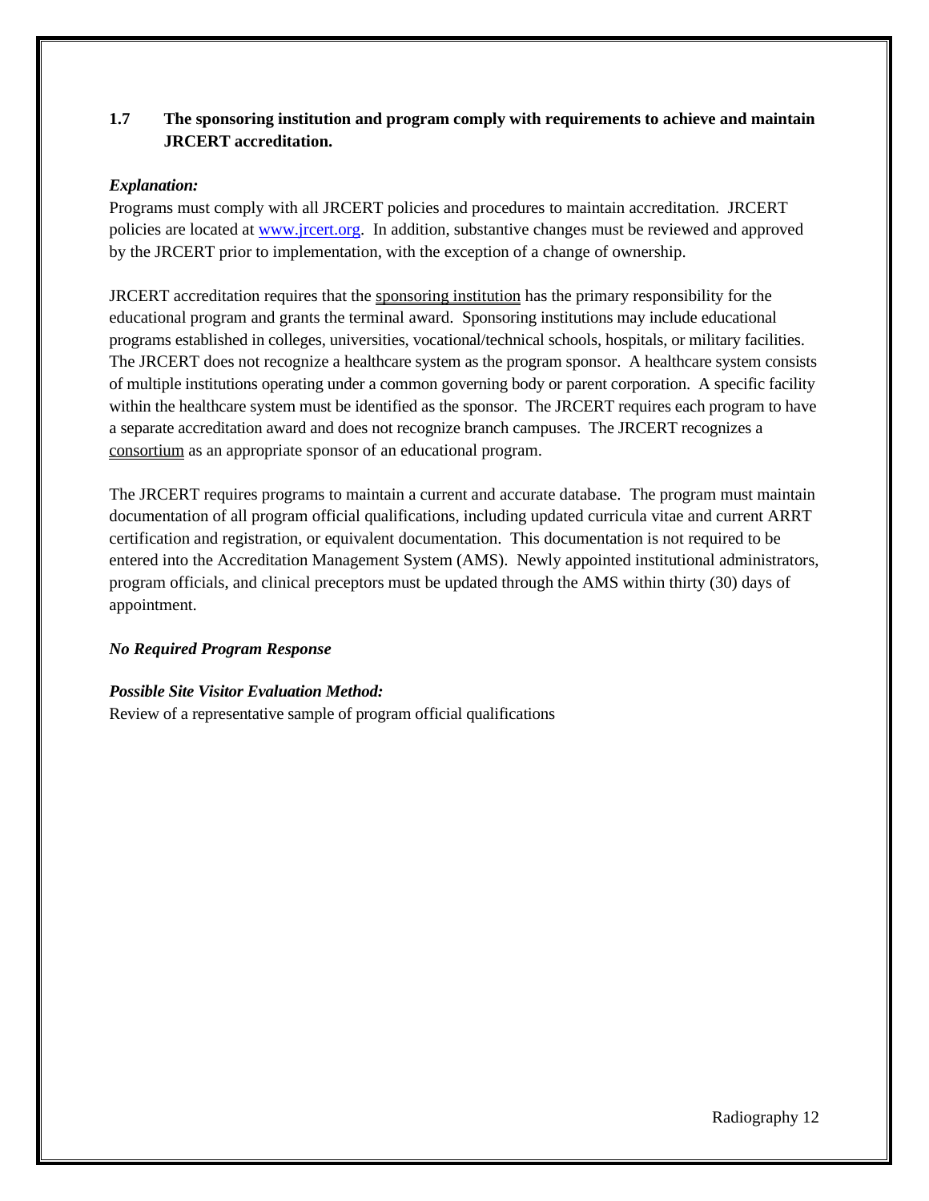**1.7 The sponsoring institution and program comply with requirements to achieve and maintain JRCERT accreditation.**

***Explanation:***

Programs must comply with all JRCERT policies and procedures to maintain accreditation. JRCERT policies are located at [www.jrcert.org](http://www.jrcert.org). In addition, substantive changes must be reviewed and approved by the JRCERT prior to implementation, with the exception of a change of ownership.

JRCERT accreditation requires that the sponsoring institution has the primary responsibility for the educational program and grants the terminal award. Sponsoring institutions may include educational programs established in colleges, universities, vocational/technical schools, hospitals, or military facilities. The JRCERT does not recognize a healthcare system as the program sponsor. A healthcare system consists of multiple institutions operating under a common governing body or parent corporation. A specific facility within the healthcare system must be identified as the sponsor. The JRCERT requires each program to have a separate accreditation award and does not recognize branch campuses. The JRCERT recognizes a consortium as an appropriate sponsor of an educational program.

The JRCERT requires programs to maintain a current and accurate database. The program must maintain documentation of all program official qualifications, including updated curricula vitae and current ARRT certification and registration, or equivalent documentation. This documentation is not required to be entered into the Accreditation Management System (AMS). Newly appointed institutional administrators, program officials, and clinical preceptors must be updated through the AMS within thirty (30) days of appointment.

***No Required Program Response***

***Possible Site Visitor Evaluation Method:***

Review of a representative sample of program official qualifications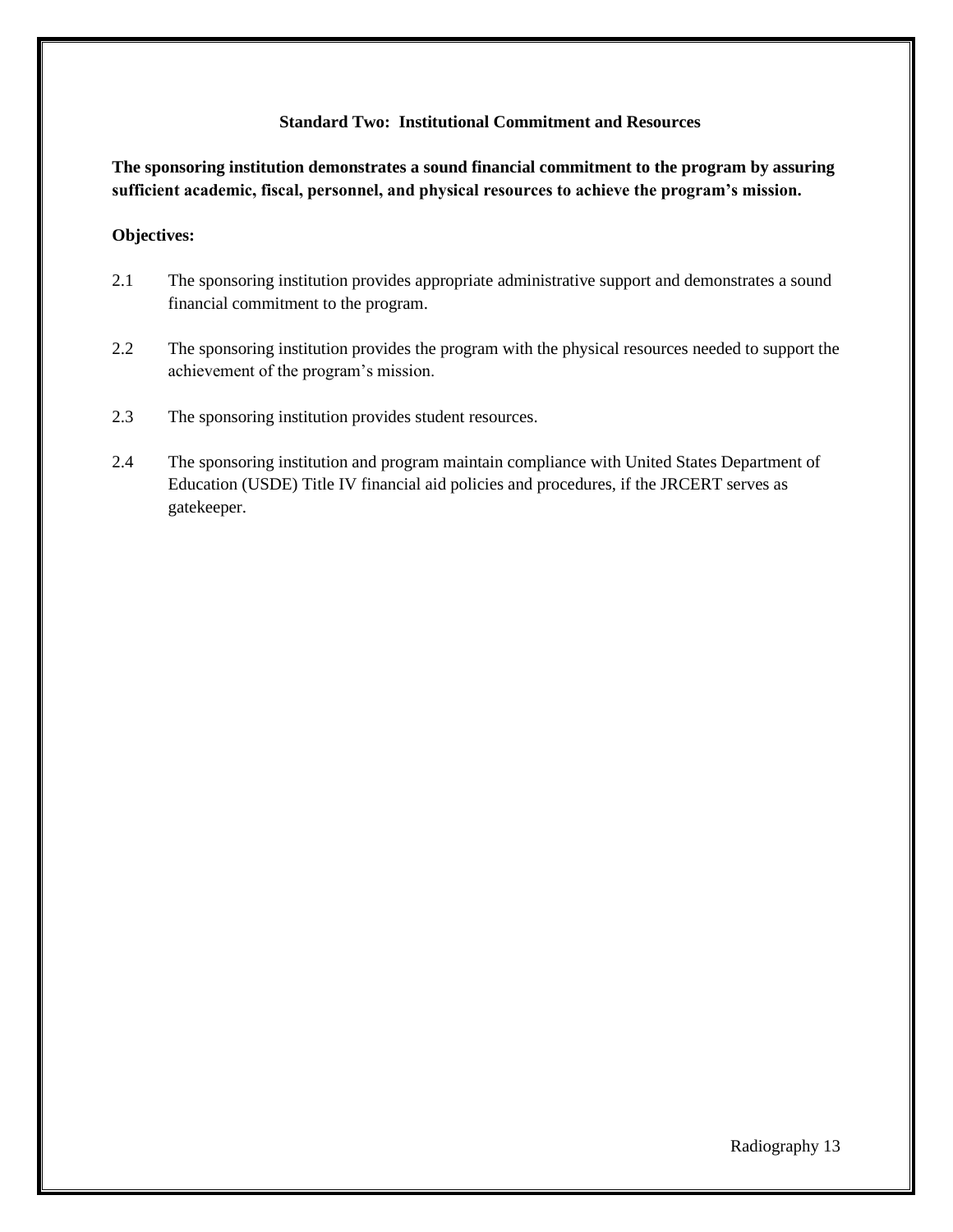## Standard Two: Institutional Commitment and Resources

**The sponsoring institution demonstrates a sound financial commitment to the program by assuring sufficient academic, fiscal, personnel, and physical resources to achieve the program's mission.**

**Objectives:**

2.1 The sponsoring institution provides appropriate administrative support and demonstrates a sound financial commitment to the program.

2.2 The sponsoring institution provides the program with the physical resources needed to support the achievement of the program's mission.

2.3 The sponsoring institution provides student resources.

2.4 The sponsoring institution and program maintain compliance with United States Department of Education (USDE) Title IV financial aid policies and procedures, if the JRCERT serves as gatekeeper.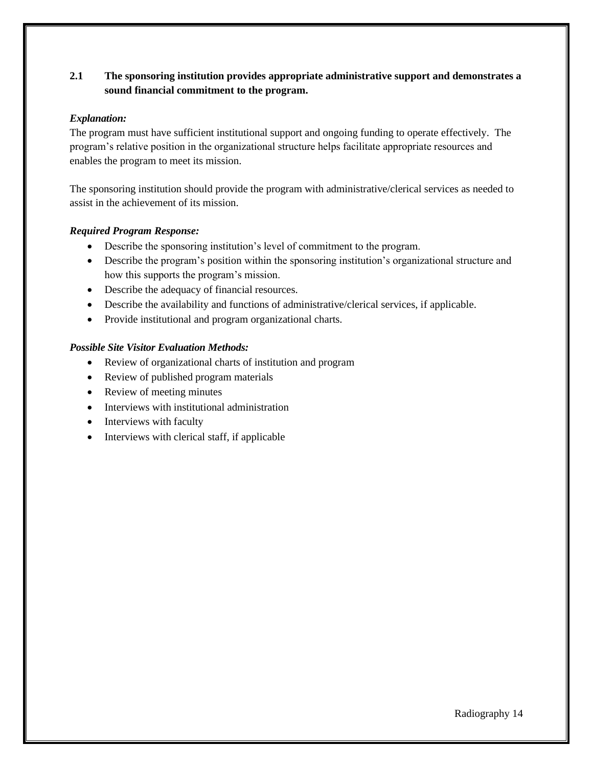**2.1 The sponsoring institution provides appropriate administrative support and demonstrates a sound financial commitment to the program.**

***Explanation:***

The program must have sufficient institutional support and ongoing funding to operate effectively. The program's relative position in the organizational structure helps facilitate appropriate resources and enables the program to meet its mission.

The sponsoring institution should provide the program with administrative/clerical services as needed to assist in the achievement of its mission.

***Required Program Response:***

- Describe the sponsoring institution's level of commitment to the program.
- Describe the program's position within the sponsoring institution's organizational structure and how this supports the program's mission.
- Describe the adequacy of financial resources.
- Describe the availability and functions of administrative/clerical services, if applicable.
- Provide institutional and program organizational charts.

***Possible Site Visitor Evaluation Methods:***

- Review of organizational charts of institution and program
- Review of published program materials
- Review of meeting minutes
- Interviews with institutional administration
- Interviews with faculty
- Interviews with clerical staff, if applicable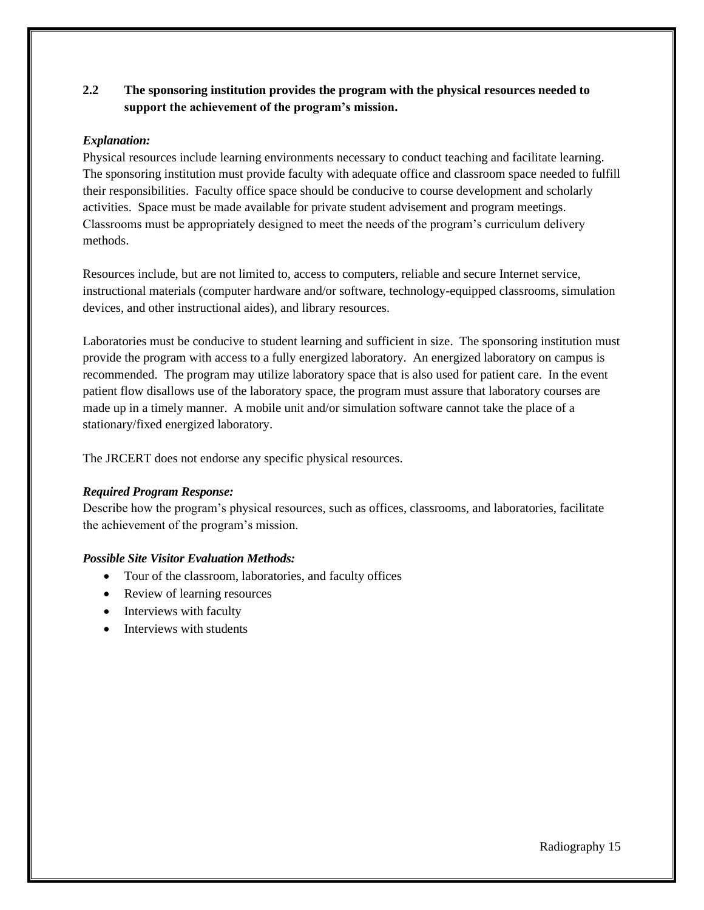**2.2 The sponsoring institution provides the program with the physical resources needed to support the achievement of the program's mission.**

***Explanation:***

Physical resources include learning environments necessary to conduct teaching and facilitate learning. The sponsoring institution must provide faculty with adequate office and classroom space needed to fulfill their responsibilities. Faculty office space should be conducive to course development and scholarly activities. Space must be made available for private student advisement and program meetings. Classrooms must be appropriately designed to meet the needs of the program's curriculum delivery methods.

Resources include, but are not limited to, access to computers, reliable and secure Internet service, instructional materials (computer hardware and/or software, technology-equipped classrooms, simulation devices, and other instructional aides), and library resources.

Laboratories must be conducive to student learning and sufficient in size. The sponsoring institution must provide the program with access to a fully energized laboratory. An energized laboratory on campus is recommended. The program may utilize laboratory space that is also used for patient care. In the event patient flow disallows use of the laboratory space, the program must assure that laboratory courses are made up in a timely manner. A mobile unit and/or simulation software cannot take the place of a stationary/fixed energized laboratory.

The JRCERT does not endorse any specific physical resources.

***Required Program Response:***

Describe how the program's physical resources, such as offices, classrooms, and laboratories, facilitate the achievement of the program's mission.

***Possible Site Visitor Evaluation Methods:***

- Tour of the classroom, laboratories, and faculty offices
- Review of learning resources
- Interviews with faculty
- Interviews with students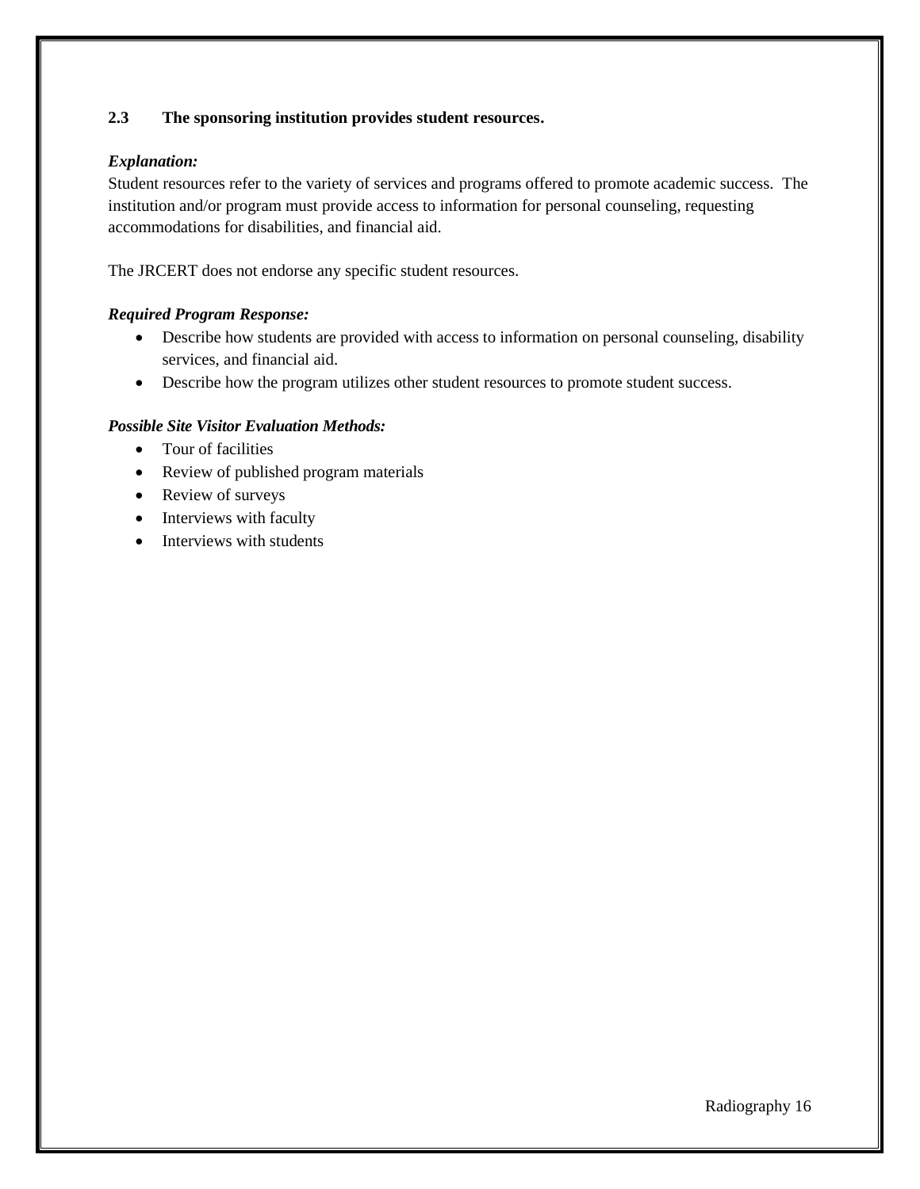**2.3 The sponsoring institution provides student resources.**

***Explanation:***

Student resources refer to the variety of services and programs offered to promote academic success. The institution and/or program must provide access to information for personal counseling, requesting accommodations for disabilities, and financial aid.

The JRCERT does not endorse any specific student resources.

***Required Program Response:***

- Describe how students are provided with access to information on personal counseling, disability services, and financial aid.
- Describe how the program utilizes other student resources to promote student success.

***Possible Site Visitor Evaluation Methods:***

- Tour of facilities
- Review of published program materials
- Review of surveys
- Interviews with faculty
- Interviews with students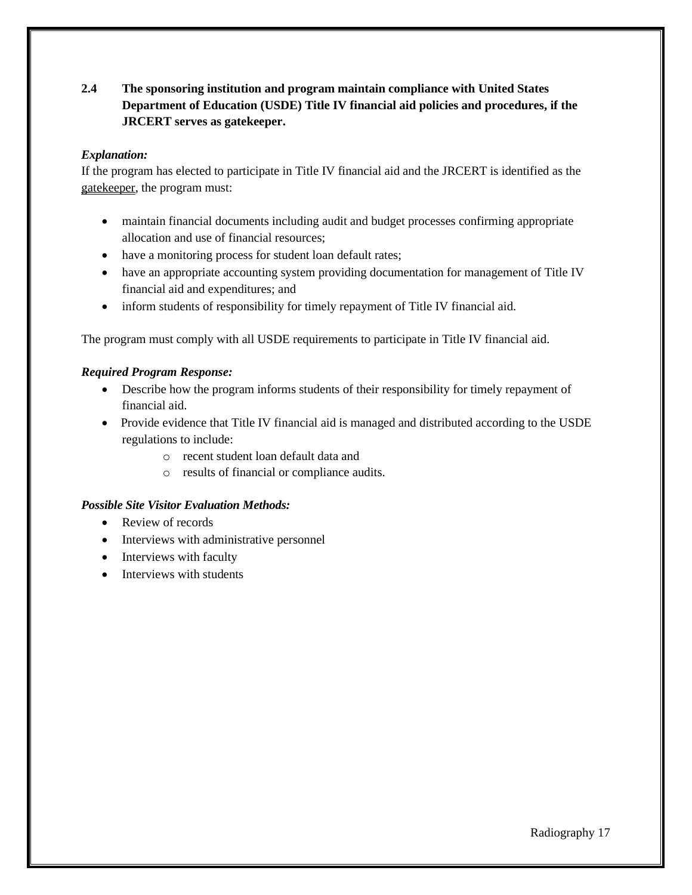**2.4 The sponsoring institution and program maintain compliance with United States Department of Education (USDE) Title IV financial aid policies and procedures, if the JRCERT serves as gatekeeper.**

***Explanation:***

If the program has elected to participate in Title IV financial aid and the JRCERT is identified as the gatekeeper, the program must:

- maintain financial documents including audit and budget processes confirming appropriate allocation and use of financial resources;
- have a monitoring process for student loan default rates;
- have an appropriate accounting system providing documentation for management of Title IV financial aid and expenditures; and
- inform students of responsibility for timely repayment of Title IV financial aid.

The program must comply with all USDE requirements to participate in Title IV financial aid.

***Required Program Response:***

- Describe how the program informs students of their responsibility for timely repayment of financial aid.
- Provide evidence that Title IV financial aid is managed and distributed according to the USDE regulations to include:
  - recent student loan default data and
  - results of financial or compliance audits.

***Possible Site Visitor Evaluation Methods:***

- Review of records
- Interviews with administrative personnel
- Interviews with faculty
- Interviews with students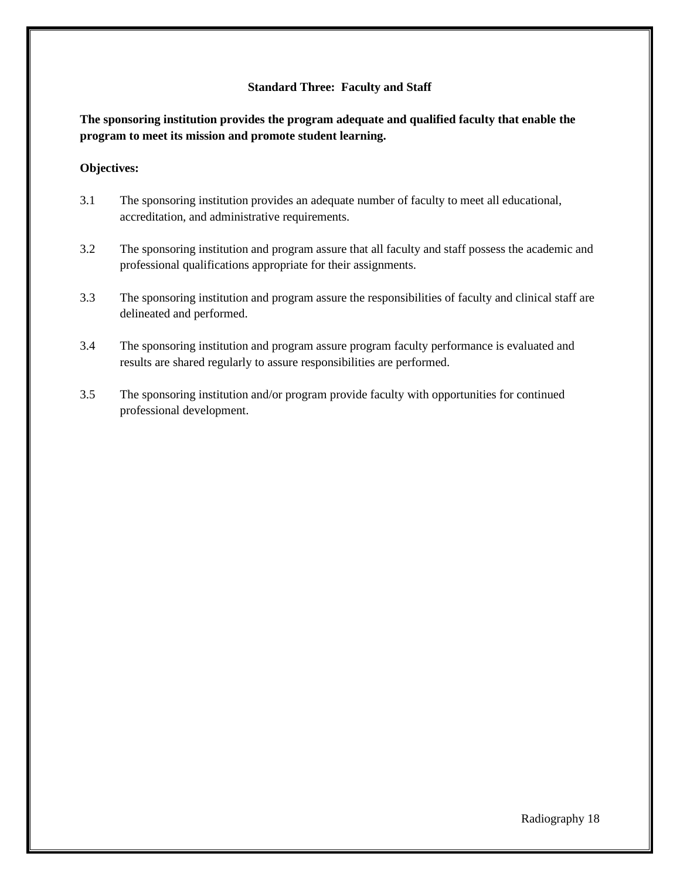## Standard Three: Faculty and Staff

**The sponsoring institution provides the program adequate and qualified faculty that enable the program to meet its mission and promote student learning.**

**Objectives:**

3.1 The sponsoring institution provides an adequate number of faculty to meet all educational, accreditation, and administrative requirements.

3.2 The sponsoring institution and program assure that all faculty and staff possess the academic and professional qualifications appropriate for their assignments.

3.3 The sponsoring institution and program assure the responsibilities of faculty and clinical staff are delineated and performed.

3.4 The sponsoring institution and program assure program faculty performance is evaluated and results are shared regularly to assure responsibilities are performed.

3.5 The sponsoring institution and/or program provide faculty with opportunities for continued professional development.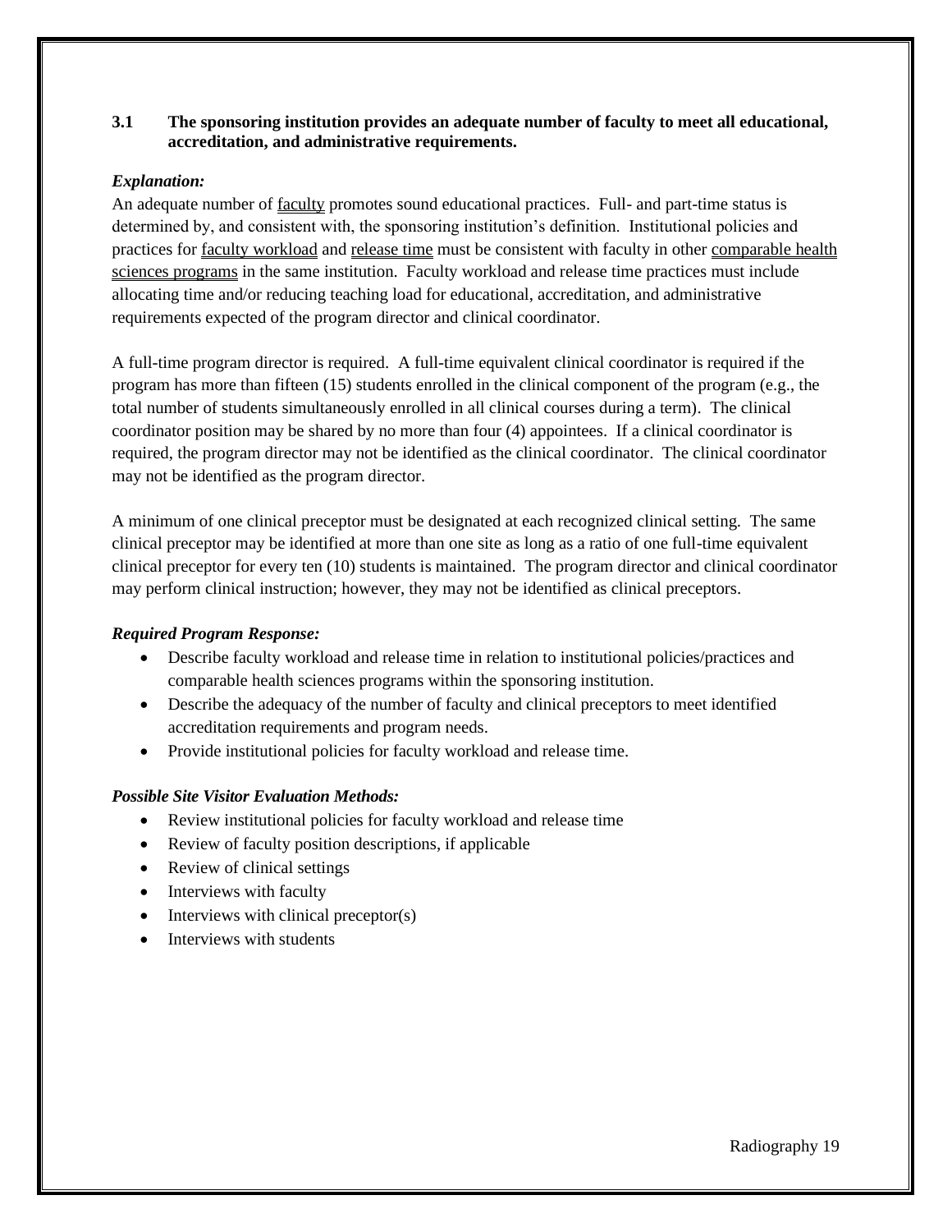**3.1 The sponsoring institution provides an adequate number of faculty to meet all educational, accreditation, and administrative requirements.**

***Explanation:***

An adequate number of faculty promotes sound educational practices. Full- and part-time status is determined by, and consistent with, the sponsoring institution's definition. Institutional policies and practices for faculty workload and release time must be consistent with faculty in other comparable health sciences programs in the same institution. Faculty workload and release time practices must include allocating time and/or reducing teaching load for educational, accreditation, and administrative requirements expected of the program director and clinical coordinator.

A full-time program director is required. A full-time equivalent clinical coordinator is required if the program has more than fifteen (15) students enrolled in the clinical component of the program (e.g., the total number of students simultaneously enrolled in all clinical courses during a term). The clinical coordinator position may be shared by no more than four (4) appointees. If a clinical coordinator is required, the program director may not be identified as the clinical coordinator. The clinical coordinator may not be identified as the program director.

A minimum of one clinical preceptor must be designated at each recognized clinical setting. The same clinical preceptor may be identified at more than one site as long as a ratio of one full-time equivalent clinical preceptor for every ten (10) students is maintained. The program director and clinical coordinator may perform clinical instruction; however, they may not be identified as clinical preceptors.

***Required Program Response:***

- Describe faculty workload and release time in relation to institutional policies/practices and comparable health sciences programs within the sponsoring institution.
- Describe the adequacy of the number of faculty and clinical preceptors to meet identified accreditation requirements and program needs.
- Provide institutional policies for faculty workload and release time.

***Possible Site Visitor Evaluation Methods:***

- Review institutional policies for faculty workload and release time
- Review of faculty position descriptions, if applicable
- Review of clinical settings
- Interviews with faculty
- Interviews with clinical preceptor(s)
- Interviews with students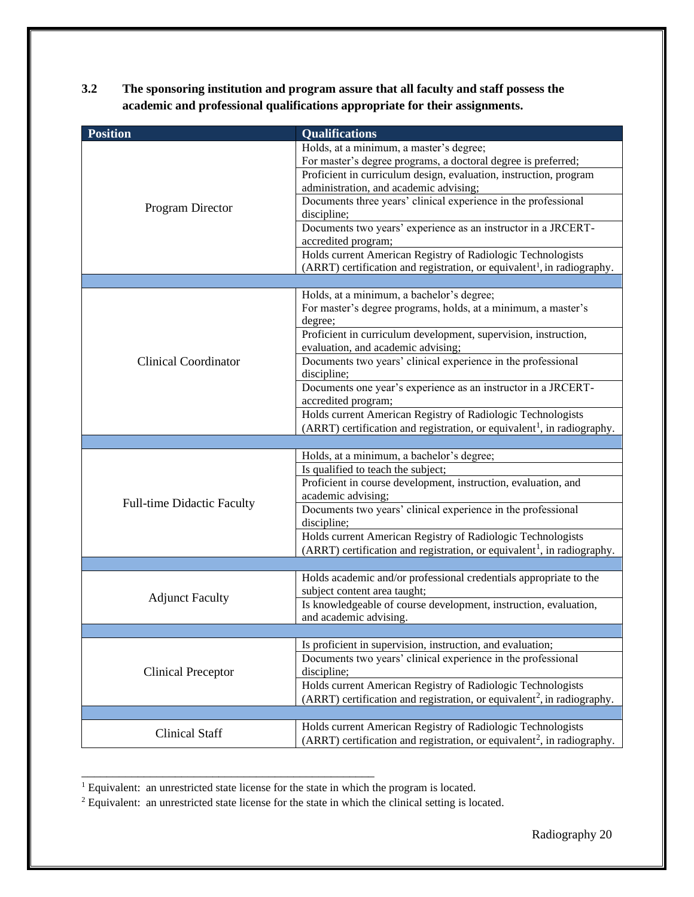**3.2 The sponsoring institution and program assure that all faculty and staff possess the academic and professional qualifications appropriate for their assignments.**

| Position | Qualifications |
|---|---|
| Program Director | Holds, at a minimum, a master's degree; For master's degree programs, a doctoral degree is preferred; |
| | Proficient in curriculum design, evaluation, instruction, program administration, and academic advising; |
| | Documents three years' clinical experience in the professional discipline; |
| | Documents two years' experience as an instructor in a JRCERT-accredited program; |
| | Holds current American Registry of Radiologic Technologists (ARRT) certification and registration, or equivalent[1], in radiography. |
| | |
| Clinical Coordinator | Holds, at a minimum, a bachelor's degree; For master's degree programs, holds, at a minimum, a master's degree; |
| | Proficient in curriculum development, supervision, instruction, evaluation, and academic advising; |
| | Documents two years' clinical experience in the professional discipline; |
| | Documents one year's experience as an instructor in a JRCERT-accredited program; |
| | Holds current American Registry of Radiologic Technologists (ARRT) certification and registration, or equivalent[1], in radiography. |
| | |
| Full-time Didactic Faculty | Holds, at a minimum, a bachelor's degree; |
| | Is qualified to teach the subject; |
| | Proficient in course development, instruction, evaluation, and academic advising; |
| | Documents two years' clinical experience in the professional discipline; |
| | Holds current American Registry of Radiologic Technologists (ARRT) certification and registration, or equivalent[1], in radiography. |
| | |
| Adjunct Faculty | Holds academic and/or professional credentials appropriate to the subject content area taught; |
| | Is knowledgeable of course development, instruction, evaluation, and academic advising. |
| | |
| Clinical Preceptor | Is proficient in supervision, instruction, and evaluation; |
| | Documents two years' clinical experience in the professional discipline; |
| | Holds current American Registry of Radiologic Technologists (ARRT) certification and registration, or equivalent[2], in radiography. |
| | |
| Clinical Staff | Holds current American Registry of Radiologic Technologists (ARRT) certification and registration, or equivalent[2], in radiography. |

---

[1] Equivalent: an unrestricted state license for the state in which the program is located.

[2] Equivalent: an unrestricted state license for the state in which the clinical setting is located.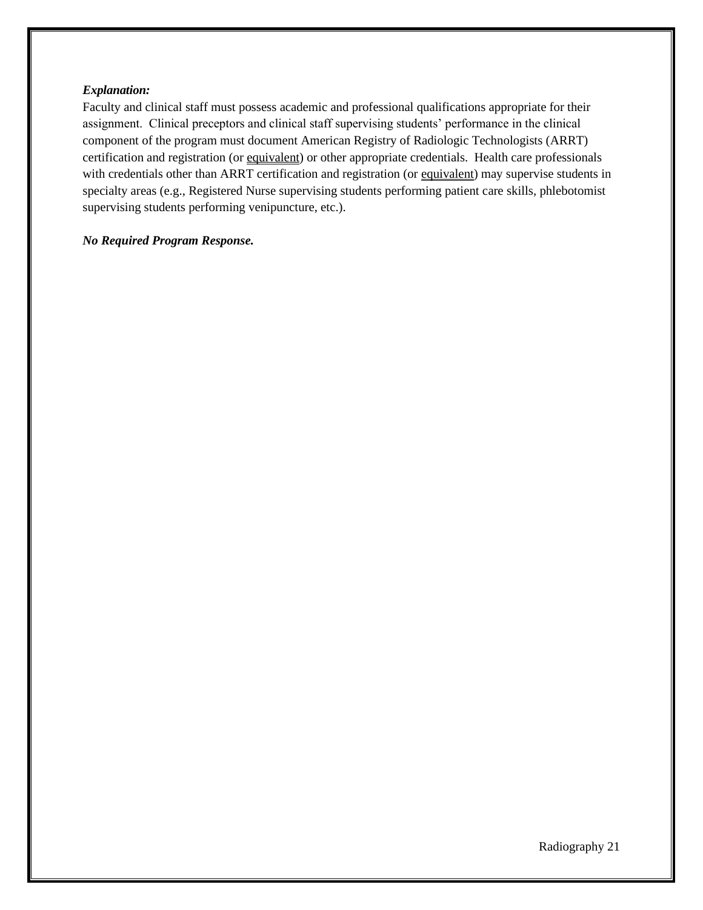***Explanation:***

Faculty and clinical staff must possess academic and professional qualifications appropriate for their assignment. Clinical preceptors and clinical staff supervising students' performance in the clinical component of the program must document American Registry of Radiologic Technologists (ARRT) certification and registration (or equivalent) or other appropriate credentials. Health care professionals with credentials other than ARRT certification and registration (or equivalent) may supervise students in specialty areas (e.g., Registered Nurse supervising students performing patient care skills, phlebotomist supervising students performing venipuncture, etc.).

***No Required Program Response.***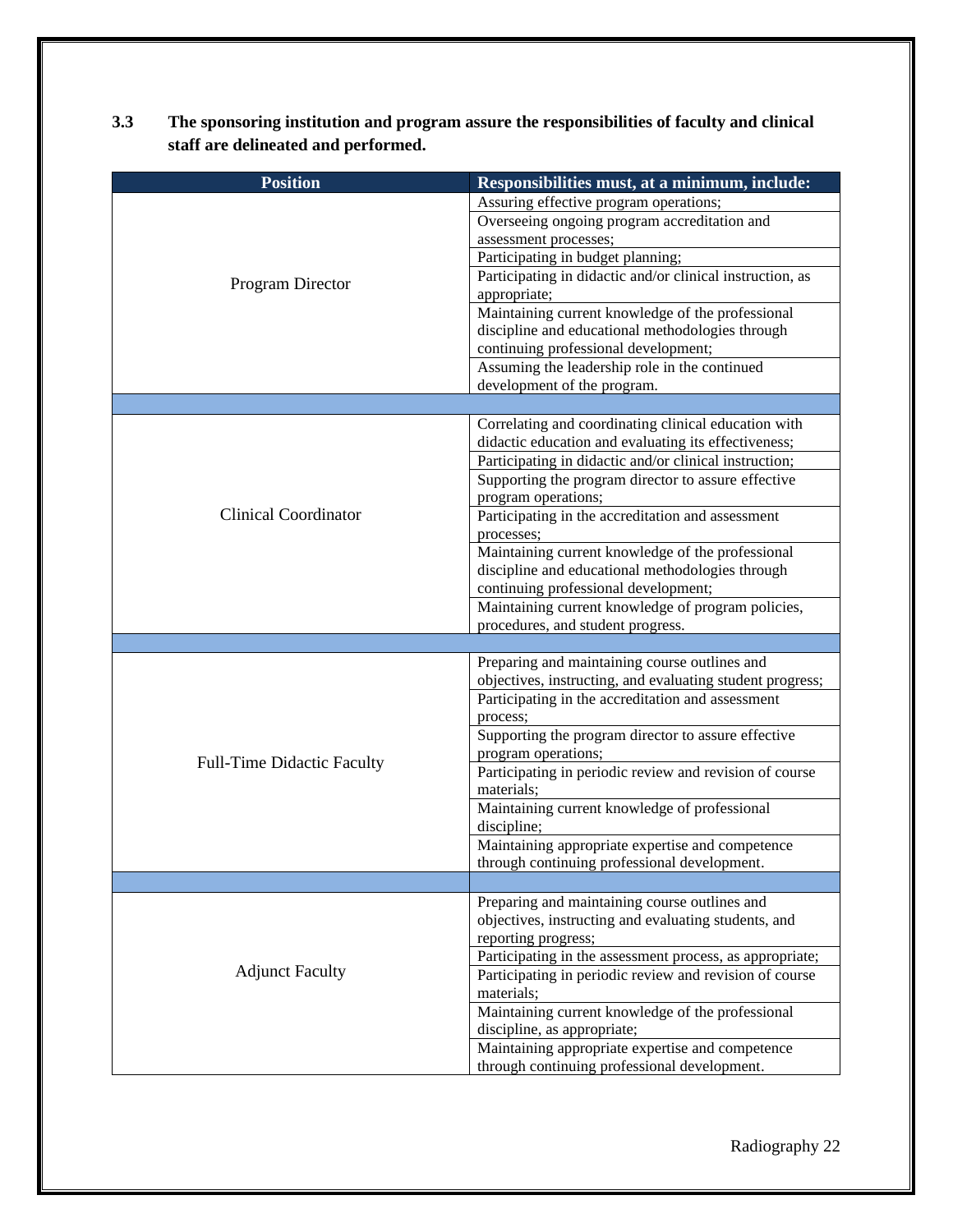**3.3 The sponsoring institution and program assure the responsibilities of faculty and clinical staff are delineated and performed.**

| Position | Responsibilities must, at a minimum, include: |
|---|---|
| Program Director | Assuring effective program operations; |
| | Overseeing ongoing program accreditation and assessment processes; |
| | Participating in budget planning; |
| | Participating in didactic and/or clinical instruction, as appropriate; |
| | Maintaining current knowledge of the professional discipline and educational methodologies through continuing professional development; |
| | Assuming the leadership role in the continued development of the program. |
| | |
| Clinical Coordinator | Correlating and coordinating clinical education with didactic education and evaluating its effectiveness; |
| | Participating in didactic and/or clinical instruction; |
| | Supporting the program director to assure effective program operations; |
| | Participating in the accreditation and assessment processes; |
| | Maintaining current knowledge of the professional discipline and educational methodologies through continuing professional development; |
| | Maintaining current knowledge of program policies, procedures, and student progress. |
| | |
| Full-Time Didactic Faculty | Preparing and maintaining course outlines and objectives, instructing, and evaluating student progress; |
| | Participating in the accreditation and assessment process; |
| | Supporting the program director to assure effective program operations; |
| | Participating in periodic review and revision of course materials; |
| | Maintaining current knowledge of professional discipline; |
| | Maintaining appropriate expertise and competence through continuing professional development. |
| | |
| Adjunct Faculty | Preparing and maintaining course outlines and objectives, instructing and evaluating students, and reporting progress; |
| | Participating in the assessment process, as appropriate; |
| | Participating in periodic review and revision of course materials; |
| | Maintaining current knowledge of the professional discipline, as appropriate; |
| | Maintaining appropriate expertise and competence through continuing professional development. |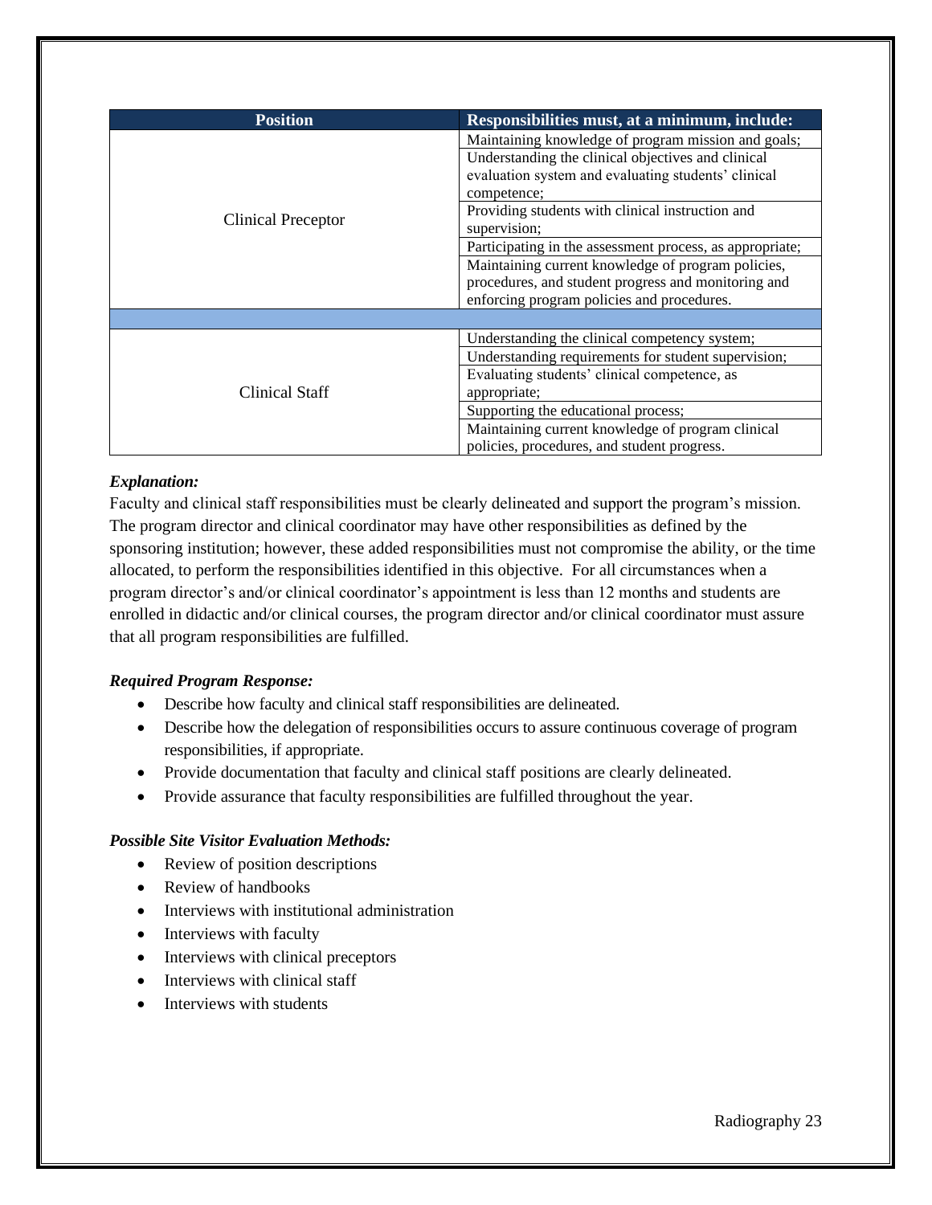| Position | Responsibilities must, at a minimum, include: |
| --- | --- |
| Clinical Preceptor | Maintaining knowledge of program mission and goals; |
| | Understanding the clinical objectives and clinical evaluation system and evaluating students' clinical competence; |
| | Providing students with clinical instruction and supervision; |
| | Participating in the assessment process, as appropriate; |
| | Maintaining current knowledge of program policies, procedures, and student progress and monitoring and enforcing program policies and procedures. |
| | |
| Clinical Staff | Understanding the clinical competency system; |
| | Understanding requirements for student supervision; |
| | Evaluating students' clinical competence, as appropriate; |
| | Supporting the educational process; |
| | Maintaining current knowledge of program clinical policies, procedures, and student progress. |

***Explanation:***

Faculty and clinical staff responsibilities must be clearly delineated and support the program's mission. The program director and clinical coordinator may have other responsibilities as defined by the sponsoring institution; however, these added responsibilities must not compromise the ability, or the time allocated, to perform the responsibilities identified in this objective. For all circumstances when a program director's and/or clinical coordinator's appointment is less than 12 months and students are enrolled in didactic and/or clinical courses, the program director and/or clinical coordinator must assure that all program responsibilities are fulfilled.

***Required Program Response:***

- Describe how faculty and clinical staff responsibilities are delineated.
- Describe how the delegation of responsibilities occurs to assure continuous coverage of program responsibilities, if appropriate.
- Provide documentation that faculty and clinical staff positions are clearly delineated.
- Provide assurance that faculty responsibilities are fulfilled throughout the year.

***Possible Site Visitor Evaluation Methods:***

- Review of position descriptions
- Review of handbooks
- Interviews with institutional administration
- Interviews with faculty
- Interviews with clinical preceptors
- Interviews with clinical staff
- Interviews with students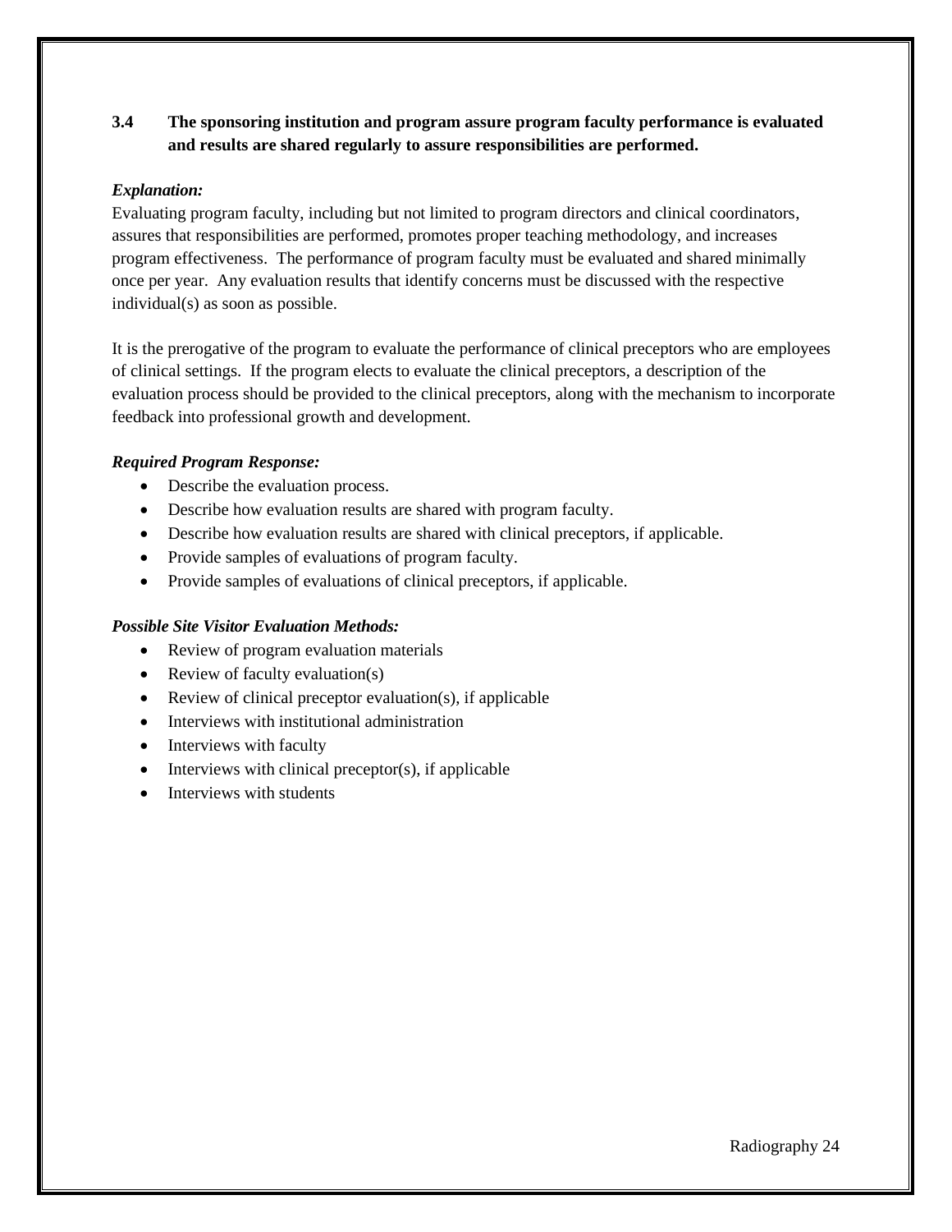**3.4 The sponsoring institution and program assure program faculty performance is evaluated and results are shared regularly to assure responsibilities are performed.**

***Explanation:***

Evaluating program faculty, including but not limited to program directors and clinical coordinators, assures that responsibilities are performed, promotes proper teaching methodology, and increases program effectiveness. The performance of program faculty must be evaluated and shared minimally once per year. Any evaluation results that identify concerns must be discussed with the respective individual(s) as soon as possible.

It is the prerogative of the program to evaluate the performance of clinical preceptors who are employees of clinical settings. If the program elects to evaluate the clinical preceptors, a description of the evaluation process should be provided to the clinical preceptors, along with the mechanism to incorporate feedback into professional growth and development.

***Required Program Response:***

- Describe the evaluation process.
- Describe how evaluation results are shared with program faculty.
- Describe how evaluation results are shared with clinical preceptors, if applicable.
- Provide samples of evaluations of program faculty.
- Provide samples of evaluations of clinical preceptors, if applicable.

***Possible Site Visitor Evaluation Methods:***

- Review of program evaluation materials
- Review of faculty evaluation(s)
- Review of clinical preceptor evaluation(s), if applicable
- Interviews with institutional administration
- Interviews with faculty
- Interviews with clinical preceptor(s), if applicable
- Interviews with students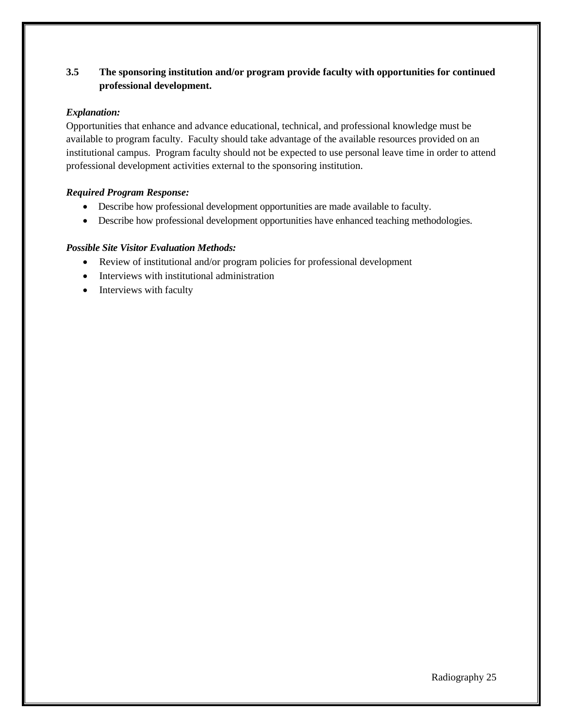**3.5 The sponsoring institution and/or program provide faculty with opportunities for continued professional development.**

***Explanation:***

Opportunities that enhance and advance educational, technical, and professional knowledge must be available to program faculty. Faculty should take advantage of the available resources provided on an institutional campus. Program faculty should not be expected to use personal leave time in order to attend professional development activities external to the sponsoring institution.

***Required Program Response:***

- Describe how professional development opportunities are made available to faculty.
- Describe how professional development opportunities have enhanced teaching methodologies.

***Possible Site Visitor Evaluation Methods:***

- Review of institutional and/or program policies for professional development
- Interviews with institutional administration
- Interviews with faculty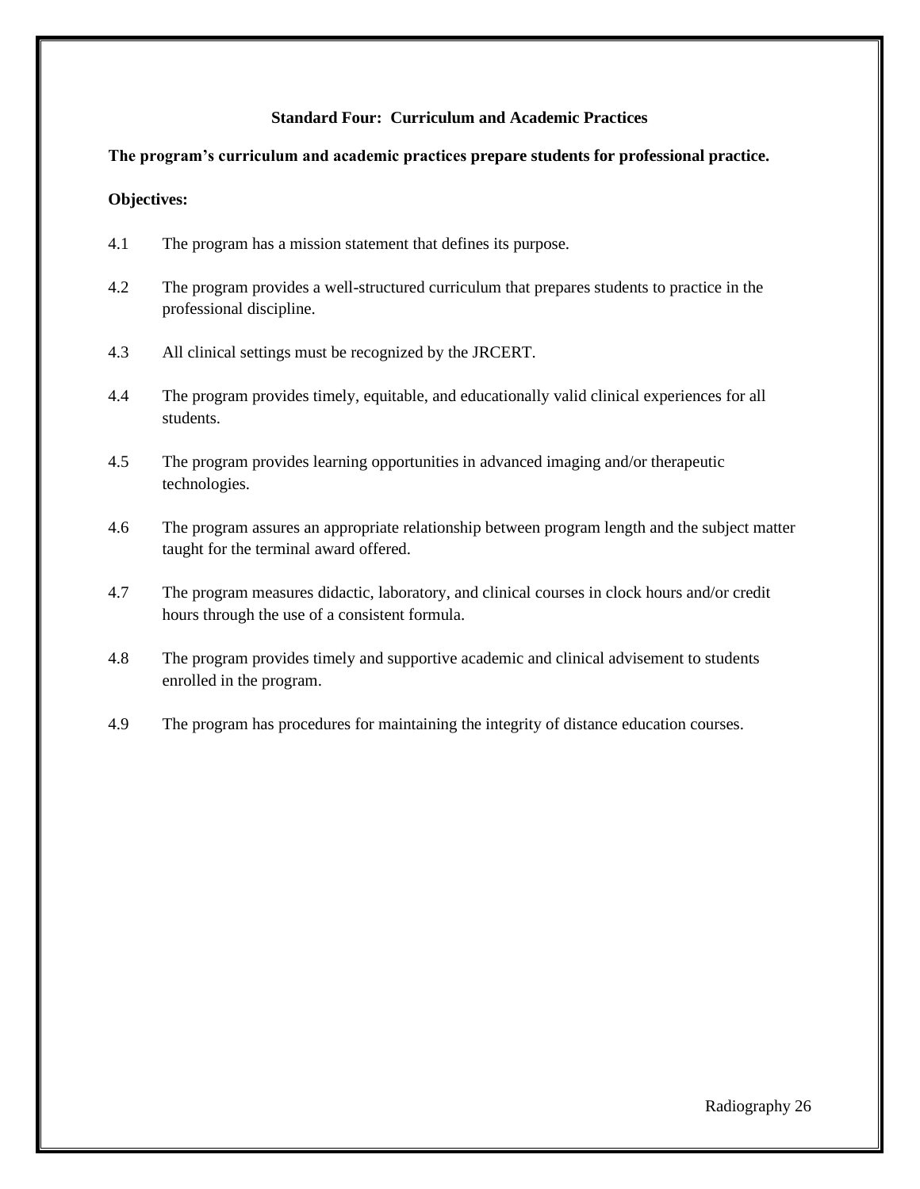## Standard Four: Curriculum and Academic Practices

**The program's curriculum and academic practices prepare students for professional practice.**

**Objectives:**

4.1 The program has a mission statement that defines its purpose.

4.2 The program provides a well-structured curriculum that prepares students to practice in the professional discipline.

4.3 All clinical settings must be recognized by the JRCERT.

4.4 The program provides timely, equitable, and educationally valid clinical experiences for all students.

4.5 The program provides learning opportunities in advanced imaging and/or therapeutic technologies.

4.6 The program assures an appropriate relationship between program length and the subject matter taught for the terminal award offered.

4.7 The program measures didactic, laboratory, and clinical courses in clock hours and/or credit hours through the use of a consistent formula.

4.8 The program provides timely and supportive academic and clinical advisement to students enrolled in the program.

4.9 The program has procedures for maintaining the integrity of distance education courses.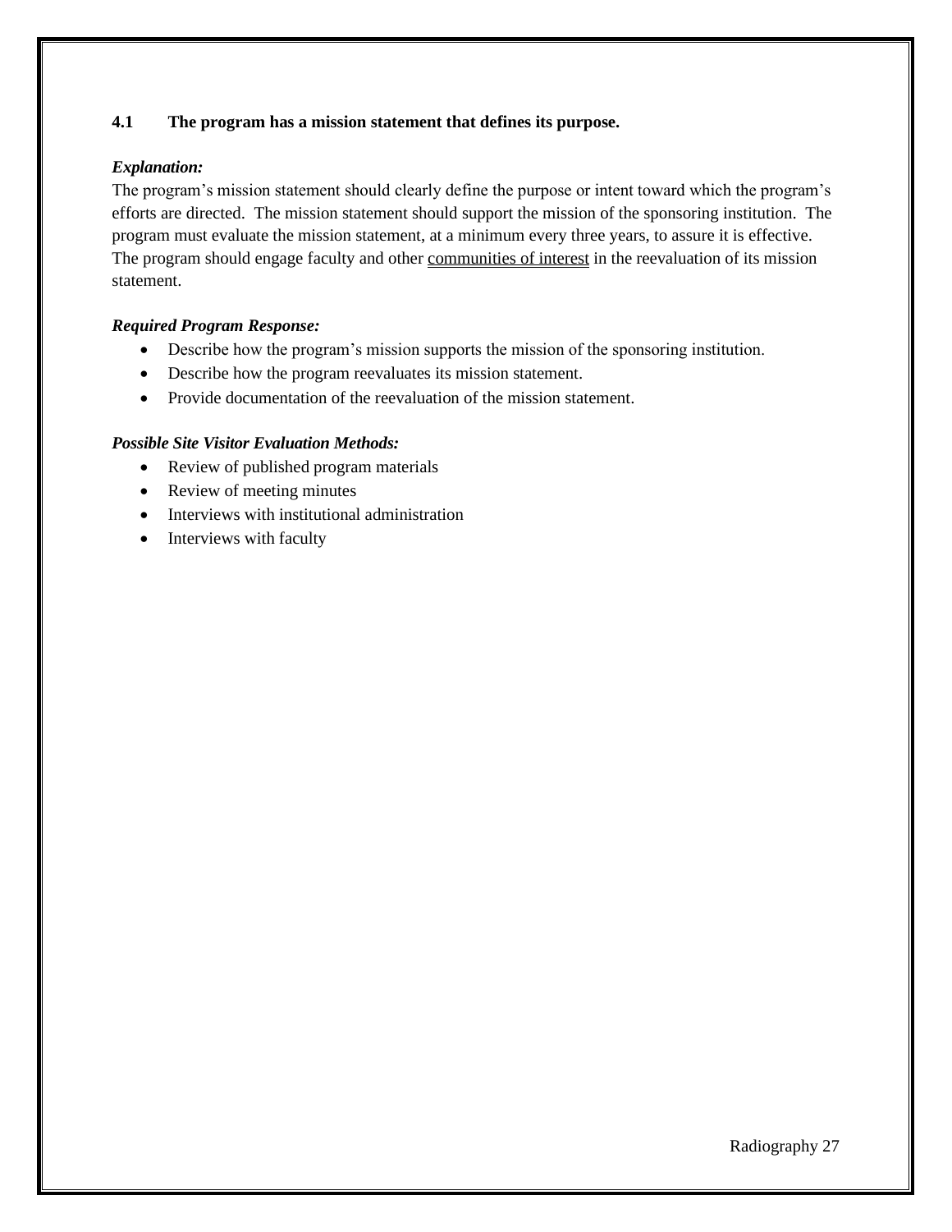**4.1 The program has a mission statement that defines its purpose.**

***Explanation:***

The program's mission statement should clearly define the purpose or intent toward which the program's efforts are directed. The mission statement should support the mission of the sponsoring institution. The program must evaluate the mission statement, at a minimum every three years, to assure it is effective. The program should engage faculty and other communities of interest in the reevaluation of its mission statement.

***Required Program Response:***

- Describe how the program's mission supports the mission of the sponsoring institution.
- Describe how the program reevaluates its mission statement.
- Provide documentation of the reevaluation of the mission statement.

***Possible Site Visitor Evaluation Methods:***

- Review of published program materials
- Review of meeting minutes
- Interviews with institutional administration
- Interviews with faculty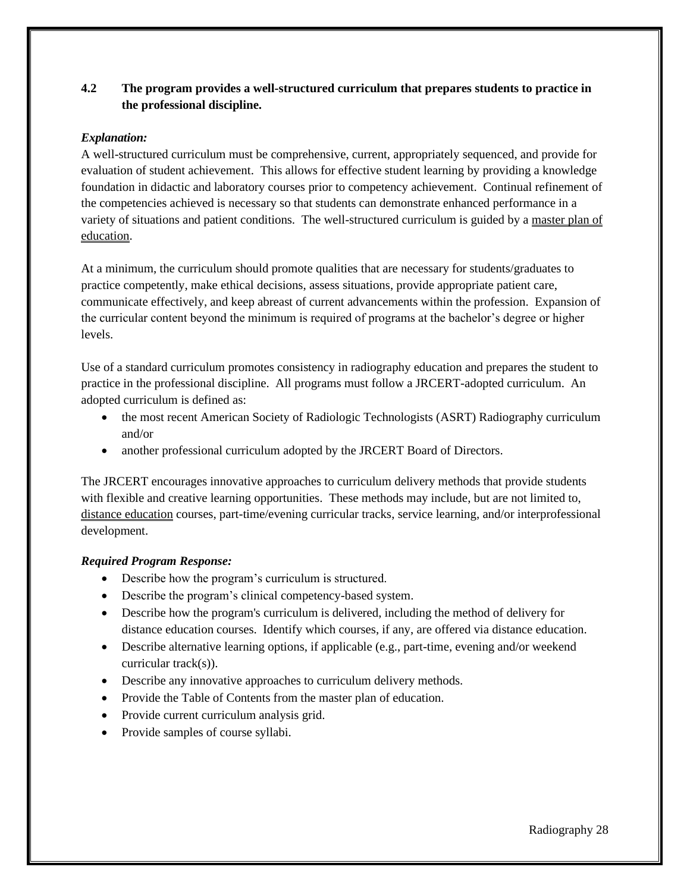**4.2 The program provides a well-structured curriculum that prepares students to practice in the professional discipline.**

***Explanation:***

A well-structured curriculum must be comprehensive, current, appropriately sequenced, and provide for evaluation of student achievement. This allows for effective student learning by providing a knowledge foundation in didactic and laboratory courses prior to competency achievement. Continual refinement of the competencies achieved is necessary so that students can demonstrate enhanced performance in a variety of situations and patient conditions. The well-structured curriculum is guided by a master plan of education.

At a minimum, the curriculum should promote qualities that are necessary for students/graduates to practice competently, make ethical decisions, assess situations, provide appropriate patient care, communicate effectively, and keep abreast of current advancements within the profession. Expansion of the curricular content beyond the minimum is required of programs at the bachelor's degree or higher levels.

Use of a standard curriculum promotes consistency in radiography education and prepares the student to practice in the professional discipline. All programs must follow a JRCERT-adopted curriculum. An adopted curriculum is defined as:

- the most recent American Society of Radiologic Technologists (ASRT) Radiography curriculum and/or
- another professional curriculum adopted by the JRCERT Board of Directors.

The JRCERT encourages innovative approaches to curriculum delivery methods that provide students with flexible and creative learning opportunities. These methods may include, but are not limited to, distance education courses, part-time/evening curricular tracks, service learning, and/or interprofessional development.

***Required Program Response:***

- Describe how the program's curriculum is structured.
- Describe the program's clinical competency-based system.
- Describe how the program's curriculum is delivered, including the method of delivery for distance education courses. Identify which courses, if any, are offered via distance education.
- Describe alternative learning options, if applicable (e.g., part-time, evening and/or weekend curricular track(s)).
- Describe any innovative approaches to curriculum delivery methods.
- Provide the Table of Contents from the master plan of education.
- Provide current curriculum analysis grid.
- Provide samples of course syllabi.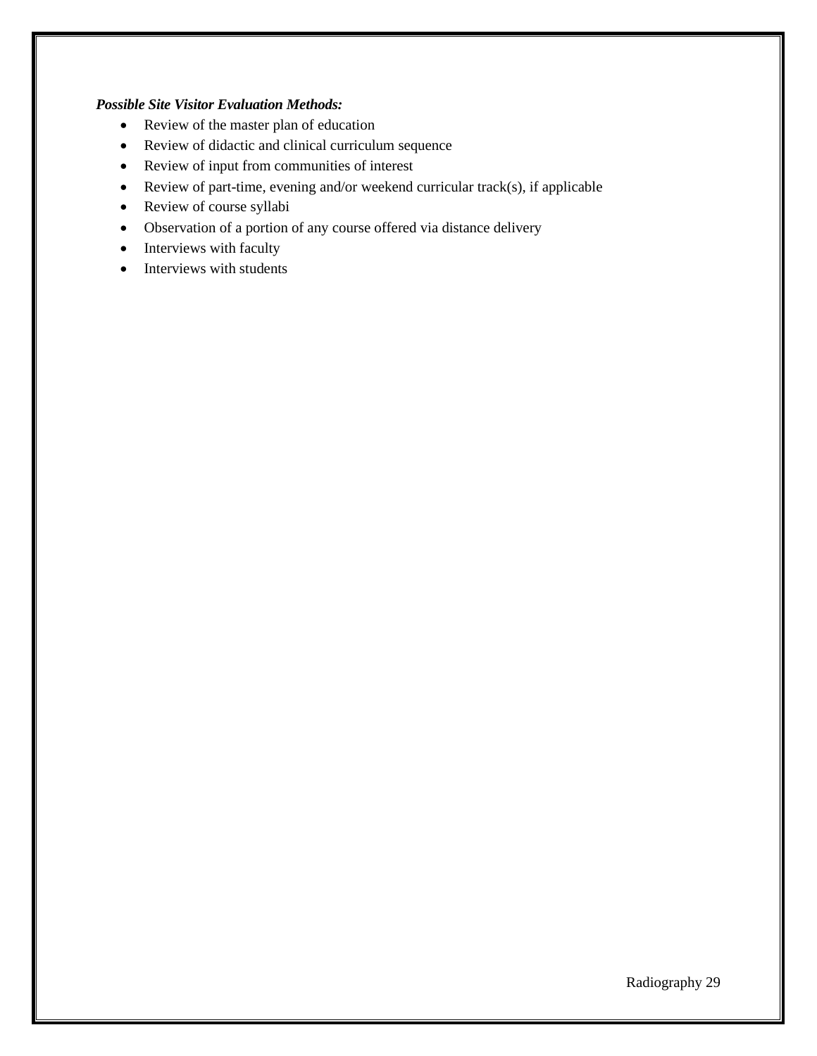***Possible Site Visitor Evaluation Methods:***

- Review of the master plan of education
- Review of didactic and clinical curriculum sequence
- Review of input from communities of interest
- Review of part-time, evening and/or weekend curricular track(s), if applicable
- Review of course syllabi
- Observation of a portion of any course offered via distance delivery
- Interviews with faculty
- Interviews with students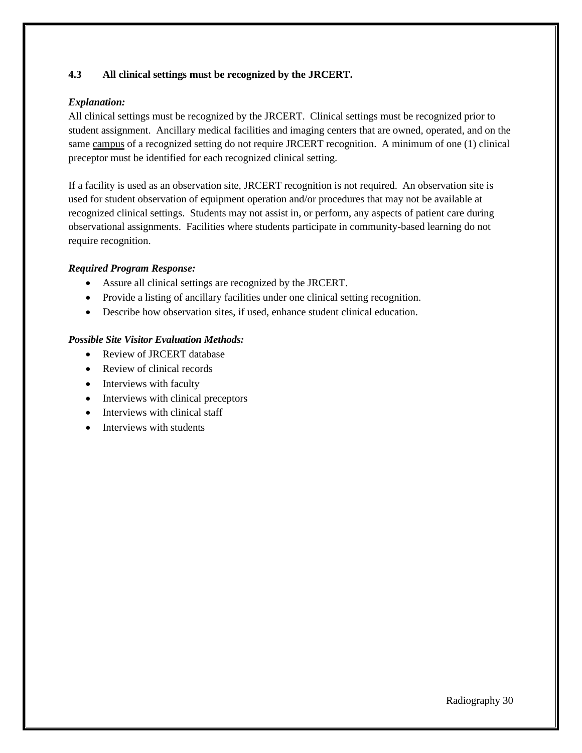**4.3 All clinical settings must be recognized by the JRCERT.**

***Explanation:***

All clinical settings must be recognized by the JRCERT. Clinical settings must be recognized prior to student assignment. Ancillary medical facilities and imaging centers that are owned, operated, and on the same campus of a recognized setting do not require JRCERT recognition. A minimum of one (1) clinical preceptor must be identified for each recognized clinical setting.

If a facility is used as an observation site, JRCERT recognition is not required. An observation site is used for student observation of equipment operation and/or procedures that may not be available at recognized clinical settings. Students may not assist in, or perform, any aspects of patient care during observational assignments. Facilities where students participate in community-based learning do not require recognition.

***Required Program Response:***

- Assure all clinical settings are recognized by the JRCERT.
- Provide a listing of ancillary facilities under one clinical setting recognition.
- Describe how observation sites, if used, enhance student clinical education.

***Possible Site Visitor Evaluation Methods:***

- Review of JRCERT database
- Review of clinical records
- Interviews with faculty
- Interviews with clinical preceptors
- Interviews with clinical staff
- Interviews with students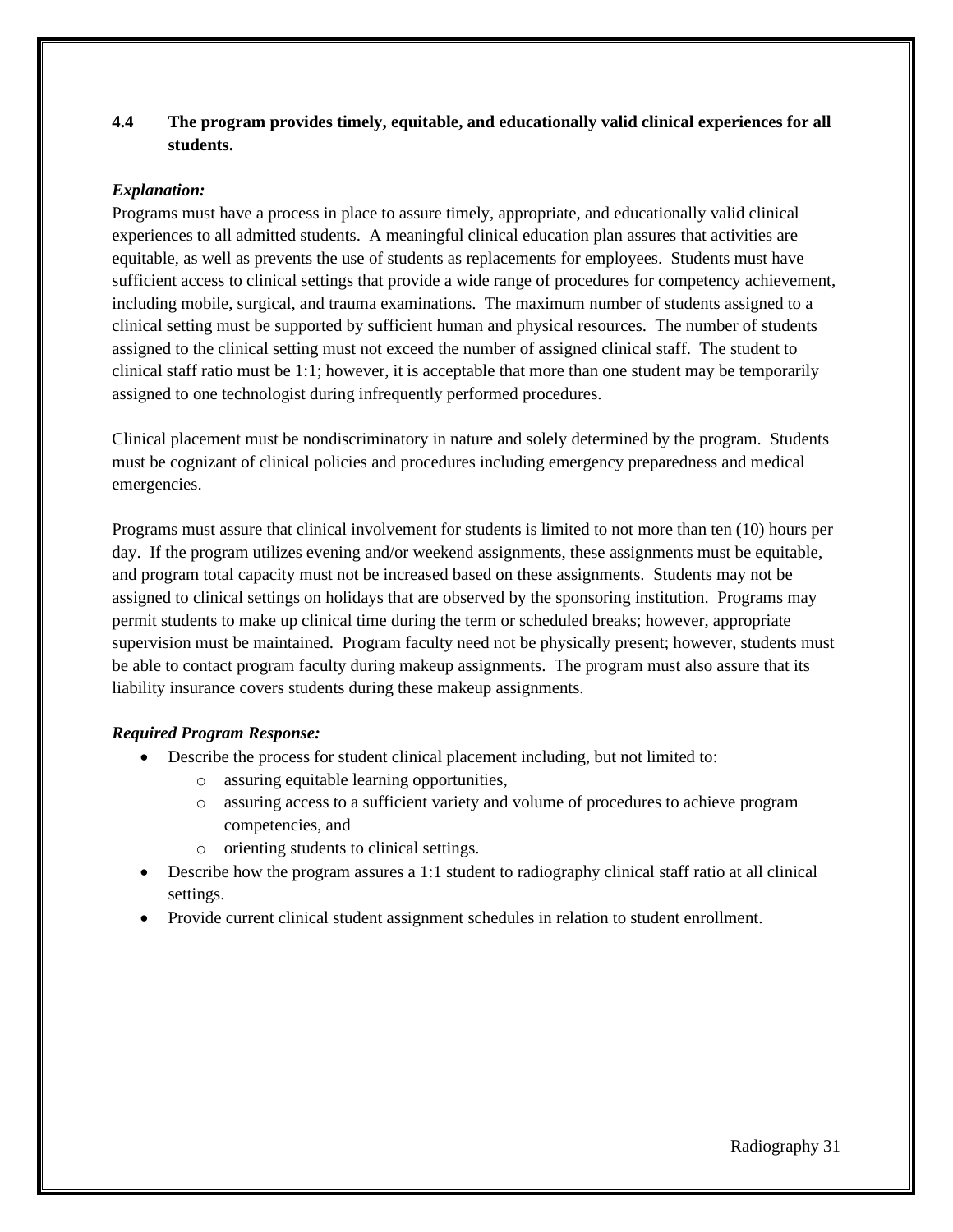**4.4 The program provides timely, equitable, and educationally valid clinical experiences for all students.**

***Explanation:***

Programs must have a process in place to assure timely, appropriate, and educationally valid clinical experiences to all admitted students. A meaningful clinical education plan assures that activities are equitable, as well as prevents the use of students as replacements for employees. Students must have sufficient access to clinical settings that provide a wide range of procedures for competency achievement, including mobile, surgical, and trauma examinations. The maximum number of students assigned to a clinical setting must be supported by sufficient human and physical resources. The number of students assigned to the clinical setting must not exceed the number of assigned clinical staff. The student to clinical staff ratio must be 1:1; however, it is acceptable that more than one student may be temporarily assigned to one technologist during infrequently performed procedures.

Clinical placement must be nondiscriminatory in nature and solely determined by the program. Students must be cognizant of clinical policies and procedures including emergency preparedness and medical emergencies.

Programs must assure that clinical involvement for students is limited to not more than ten (10) hours per day. If the program utilizes evening and/or weekend assignments, these assignments must be equitable, and program total capacity must not be increased based on these assignments. Students may not be assigned to clinical settings on holidays that are observed by the sponsoring institution. Programs may permit students to make up clinical time during the term or scheduled breaks; however, appropriate supervision must be maintained. Program faculty need not be physically present; however, students must be able to contact program faculty during makeup assignments. The program must also assure that its liability insurance covers students during these makeup assignments.

***Required Program Response:***

- Describe the process for student clinical placement including, but not limited to:
  - assuring equitable learning opportunities,
  - assuring access to a sufficient variety and volume of procedures to achieve program competencies, and
  - orienting students to clinical settings.
- Describe how the program assures a 1:1 student to radiography clinical staff ratio at all clinical settings.
- Provide current clinical student assignment schedules in relation to student enrollment.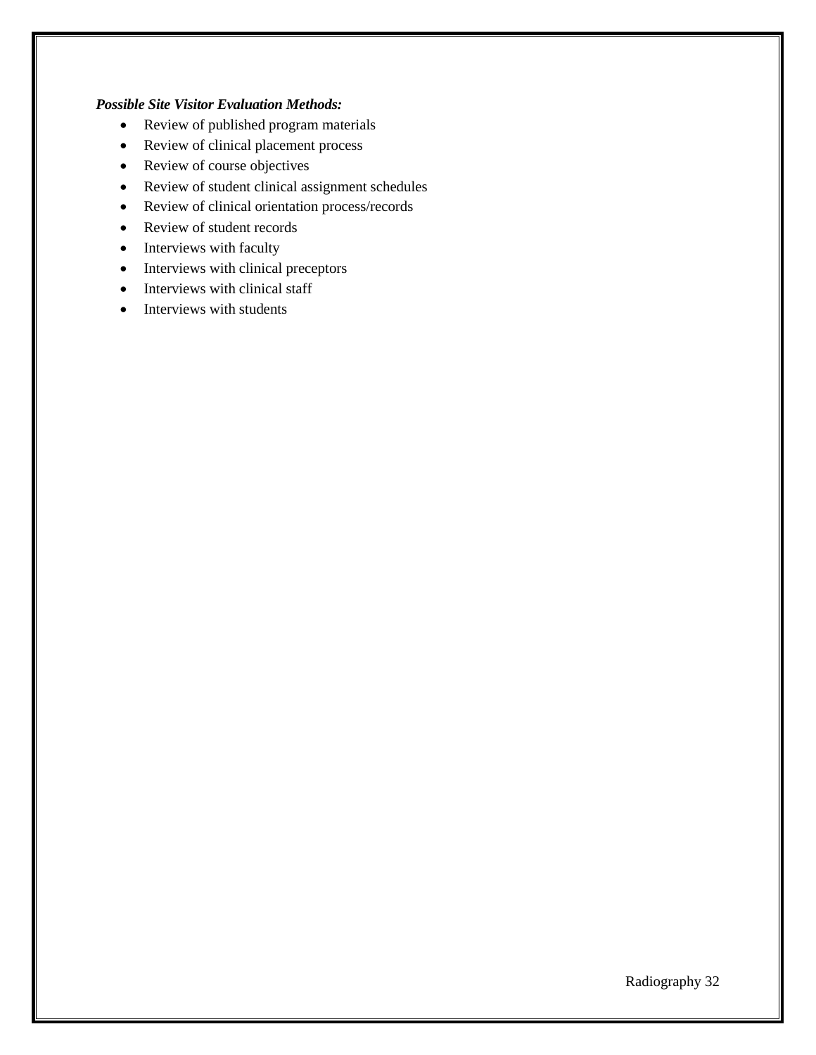***Possible Site Visitor Evaluation Methods:***

- Review of published program materials
- Review of clinical placement process
- Review of course objectives
- Review of student clinical assignment schedules
- Review of clinical orientation process/records
- Review of student records
- Interviews with faculty
- Interviews with clinical preceptors
- Interviews with clinical staff
- Interviews with students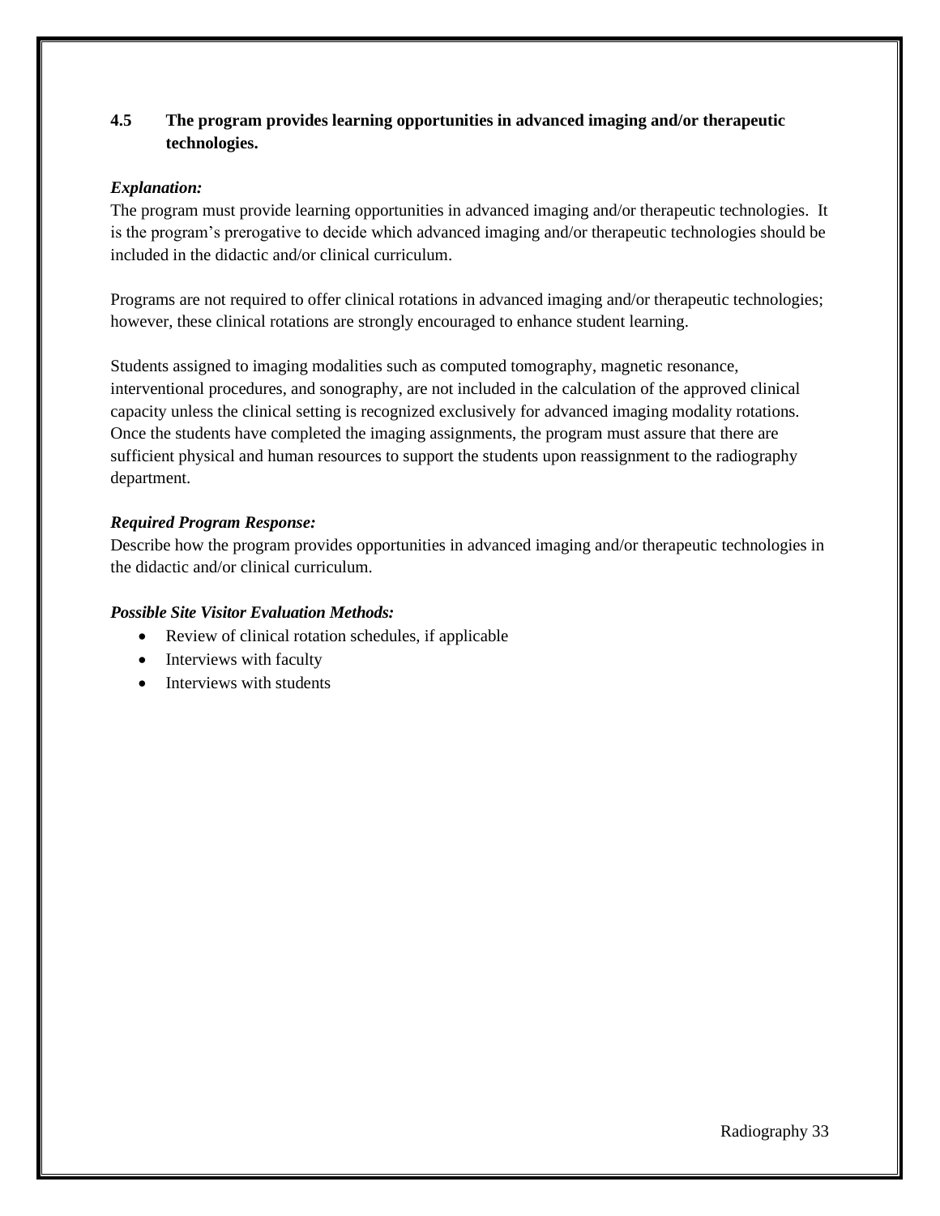**4.5 The program provides learning opportunities in advanced imaging and/or therapeutic technologies.**

***Explanation:***

The program must provide learning opportunities in advanced imaging and/or therapeutic technologies. It is the program's prerogative to decide which advanced imaging and/or therapeutic technologies should be included in the didactic and/or clinical curriculum.

Programs are not required to offer clinical rotations in advanced imaging and/or therapeutic technologies; however, these clinical rotations are strongly encouraged to enhance student learning.

Students assigned to imaging modalities such as computed tomography, magnetic resonance, interventional procedures, and sonography, are not included in the calculation of the approved clinical capacity unless the clinical setting is recognized exclusively for advanced imaging modality rotations. Once the students have completed the imaging assignments, the program must assure that there are sufficient physical and human resources to support the students upon reassignment to the radiography department.

***Required Program Response:***

Describe how the program provides opportunities in advanced imaging and/or therapeutic technologies in the didactic and/or clinical curriculum.

***Possible Site Visitor Evaluation Methods:***

- Review of clinical rotation schedules, if applicable
- Interviews with faculty
- Interviews with students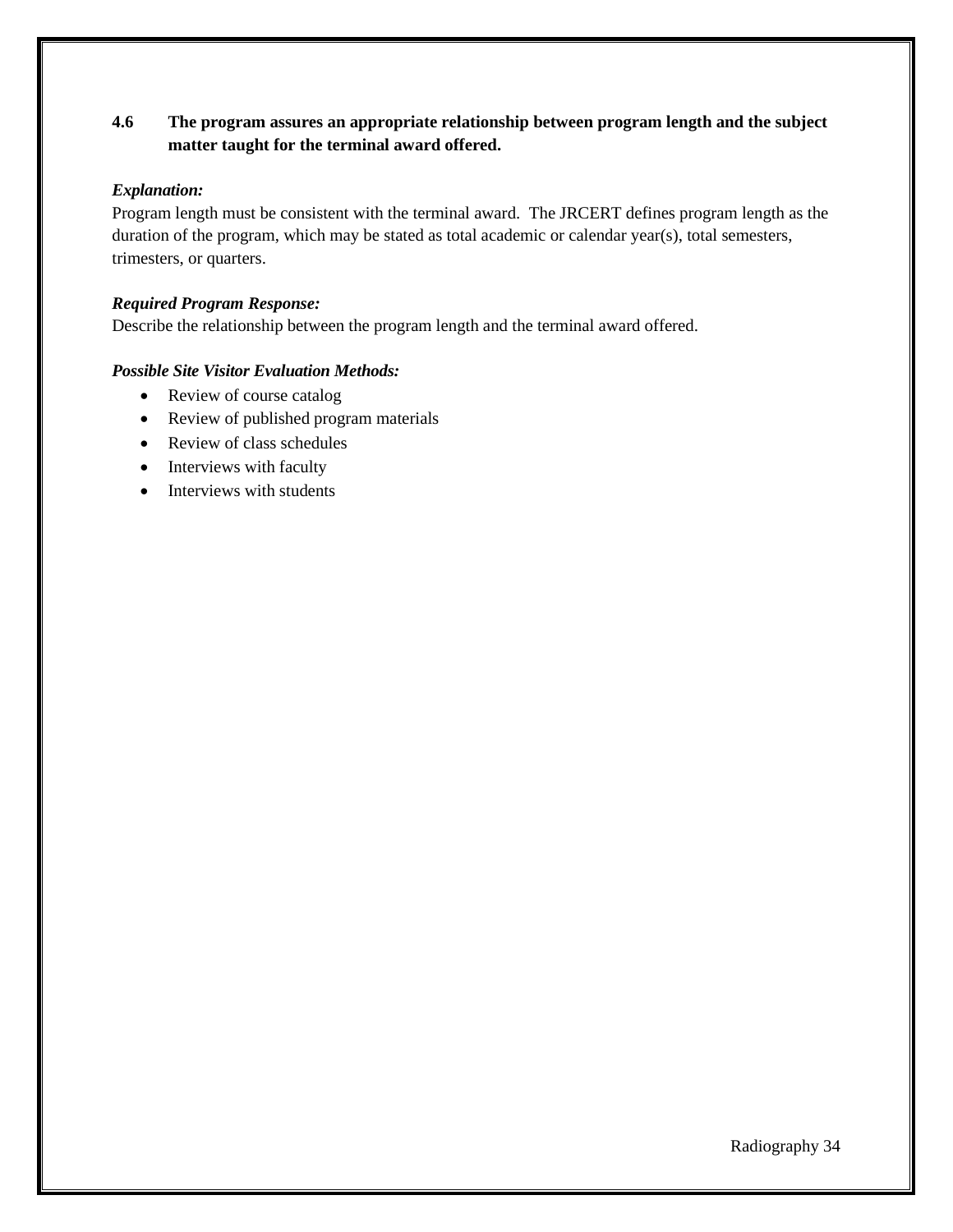**4.6 The program assures an appropriate relationship between program length and the subject matter taught for the terminal award offered.**

***Explanation:***
Program length must be consistent with the terminal award. The JRCERT defines program length as the duration of the program, which may be stated as total academic or calendar year(s), total semesters, trimesters, or quarters.

***Required Program Response:***
Describe the relationship between the program length and the terminal award offered.

***Possible Site Visitor Evaluation Methods:***

- Review of course catalog
- Review of published program materials
- Review of class schedules
- Interviews with faculty
- Interviews with students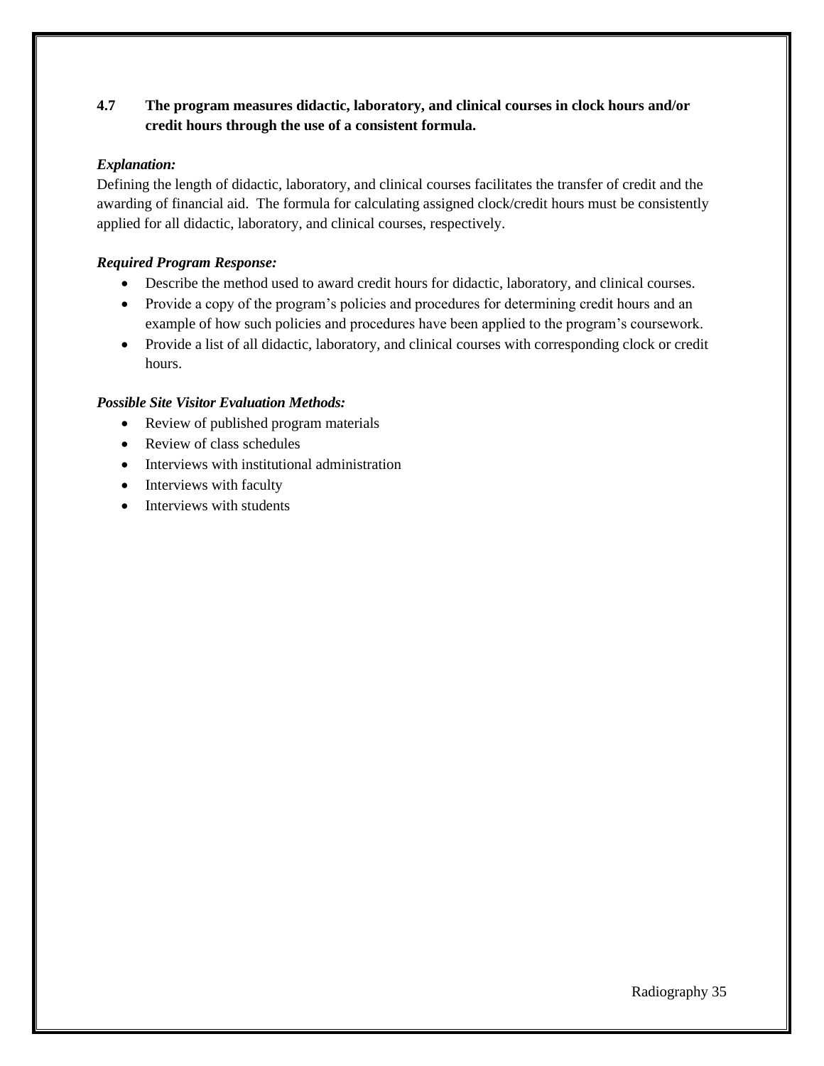**4.7 The program measures didactic, laboratory, and clinical courses in clock hours and/or credit hours through the use of a consistent formula.**

***Explanation:***

Defining the length of didactic, laboratory, and clinical courses facilitates the transfer of credit and the awarding of financial aid. The formula for calculating assigned clock/credit hours must be consistently applied for all didactic, laboratory, and clinical courses, respectively.

***Required Program Response:***

- Describe the method used to award credit hours for didactic, laboratory, and clinical courses.
- Provide a copy of the program's policies and procedures for determining credit hours and an example of how such policies and procedures have been applied to the program's coursework.
- Provide a list of all didactic, laboratory, and clinical courses with corresponding clock or credit hours.

***Possible Site Visitor Evaluation Methods:***

- Review of published program materials
- Review of class schedules
- Interviews with institutional administration
- Interviews with faculty
- Interviews with students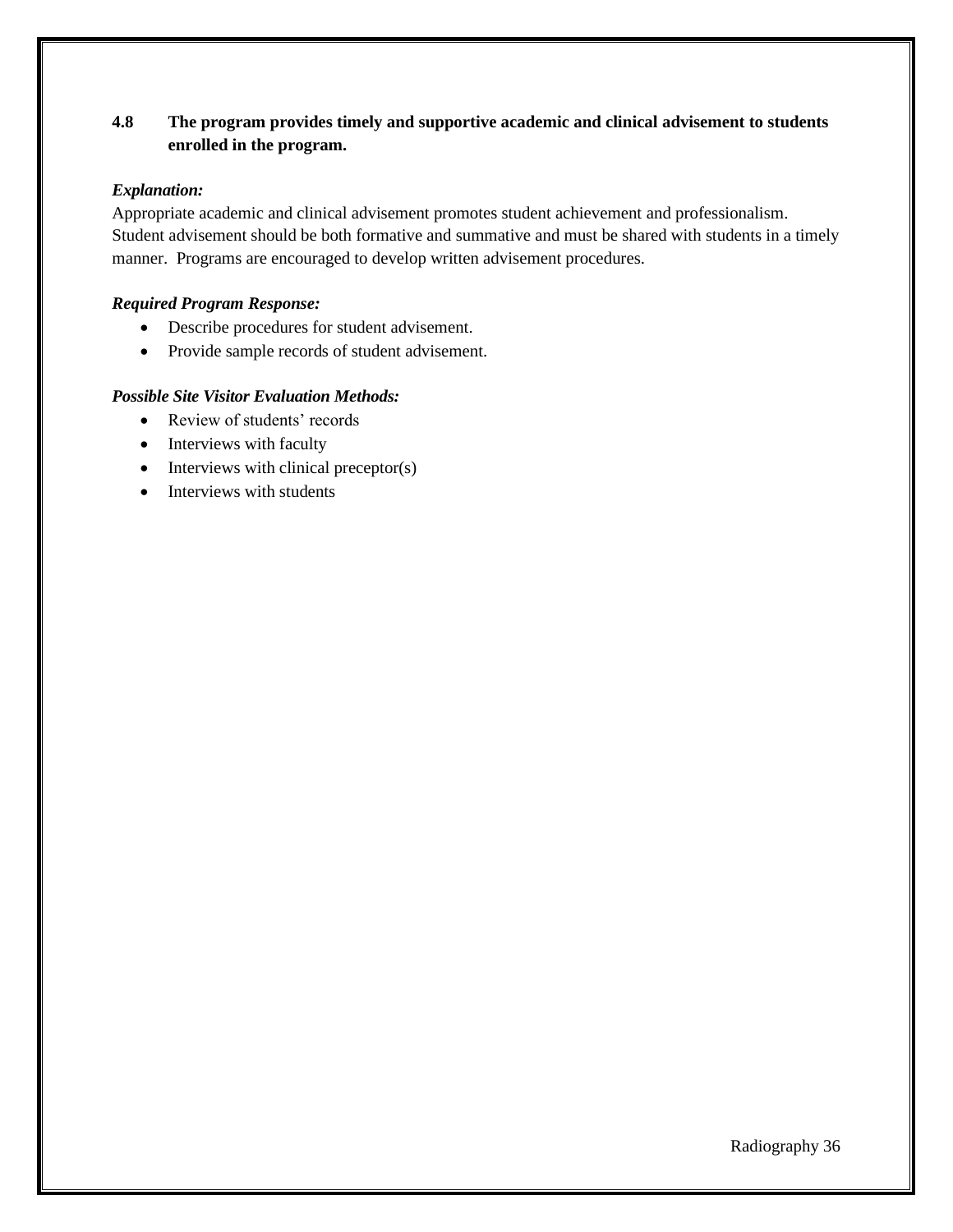**4.8 The program provides timely and supportive academic and clinical advisement to students enrolled in the program.**

***Explanation:***

Appropriate academic and clinical advisement promotes student achievement and professionalism. Student advisement should be both formative and summative and must be shared with students in a timely manner. Programs are encouraged to develop written advisement procedures.

***Required Program Response:***

- Describe procedures for student advisement.
- Provide sample records of student advisement.

***Possible Site Visitor Evaluation Methods:***

- Review of students' records
- Interviews with faculty
- Interviews with clinical preceptor(s)
- Interviews with students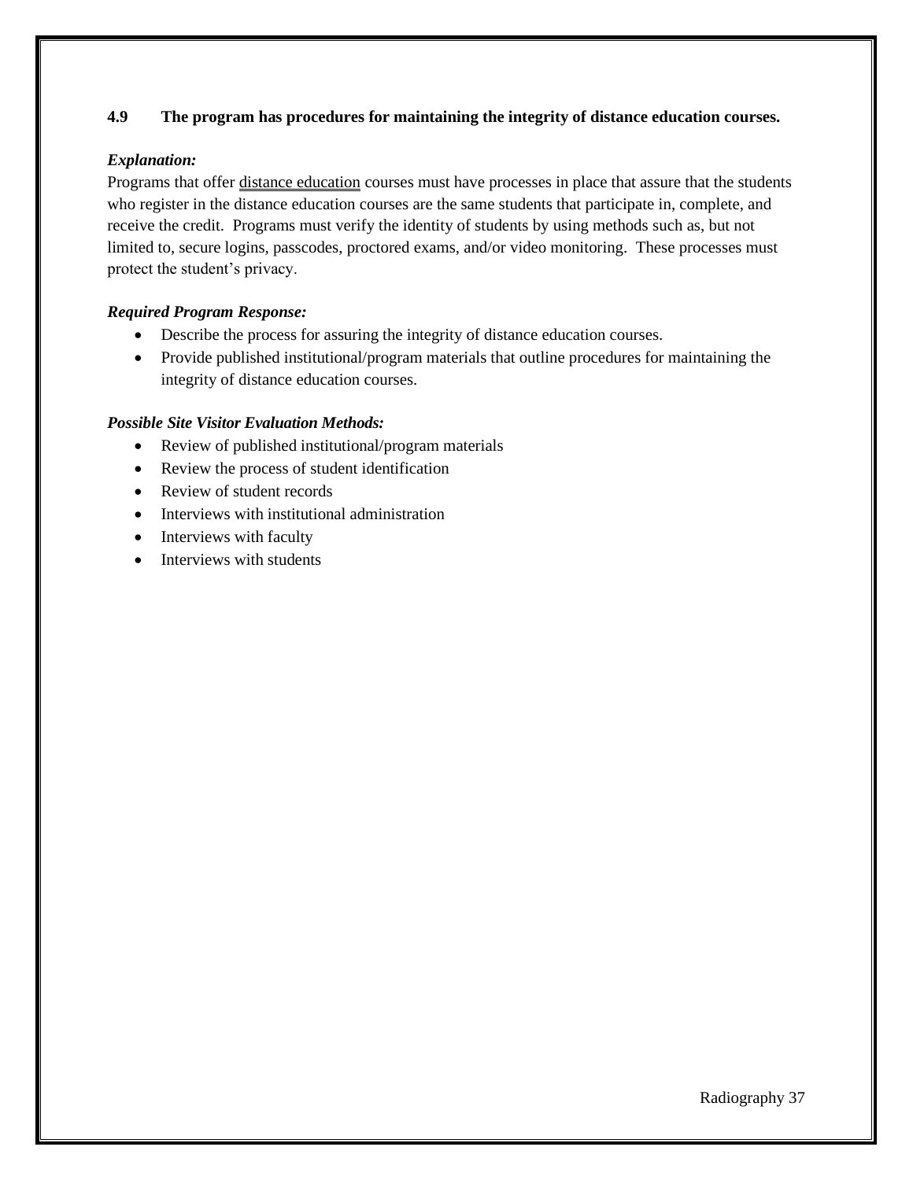**4.9 The program has procedures for maintaining the integrity of distance education courses.**

***Explanation:***

Programs that offer distance education courses must have processes in place that assure that the students who register in the distance education courses are the same students that participate in, complete, and receive the credit. Programs must verify the identity of students by using methods such as, but not limited to, secure logins, passcodes, proctored exams, and/or video monitoring. These processes must protect the student's privacy.

***Required Program Response:***

- Describe the process for assuring the integrity of distance education courses.
- Provide published institutional/program materials that outline procedures for maintaining the integrity of distance education courses.

***Possible Site Visitor Evaluation Methods:***

- Review of published institutional/program materials
- Review the process of student identification
- Review of student records
- Interviews with institutional administration
- Interviews with faculty
- Interviews with students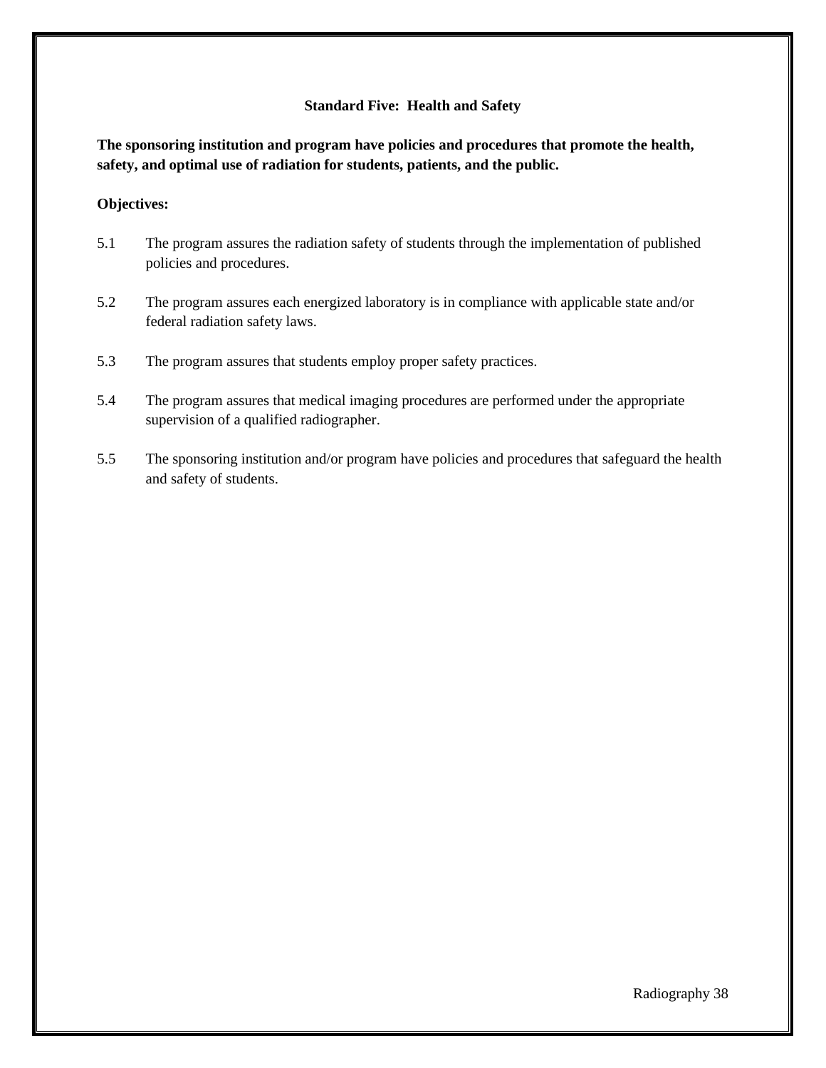## Standard Five: Health and Safety

**The sponsoring institution and program have policies and procedures that promote the health, safety, and optimal use of radiation for students, patients, and the public.**

**Objectives:**

5.1 The program assures the radiation safety of students through the implementation of published policies and procedures.

5.2 The program assures each energized laboratory is in compliance with applicable state and/or federal radiation safety laws.

5.3 The program assures that students employ proper safety practices.

5.4 The program assures that medical imaging procedures are performed under the appropriate supervision of a qualified radiographer.

5.5 The sponsoring institution and/or program have policies and procedures that safeguard the health and safety of students.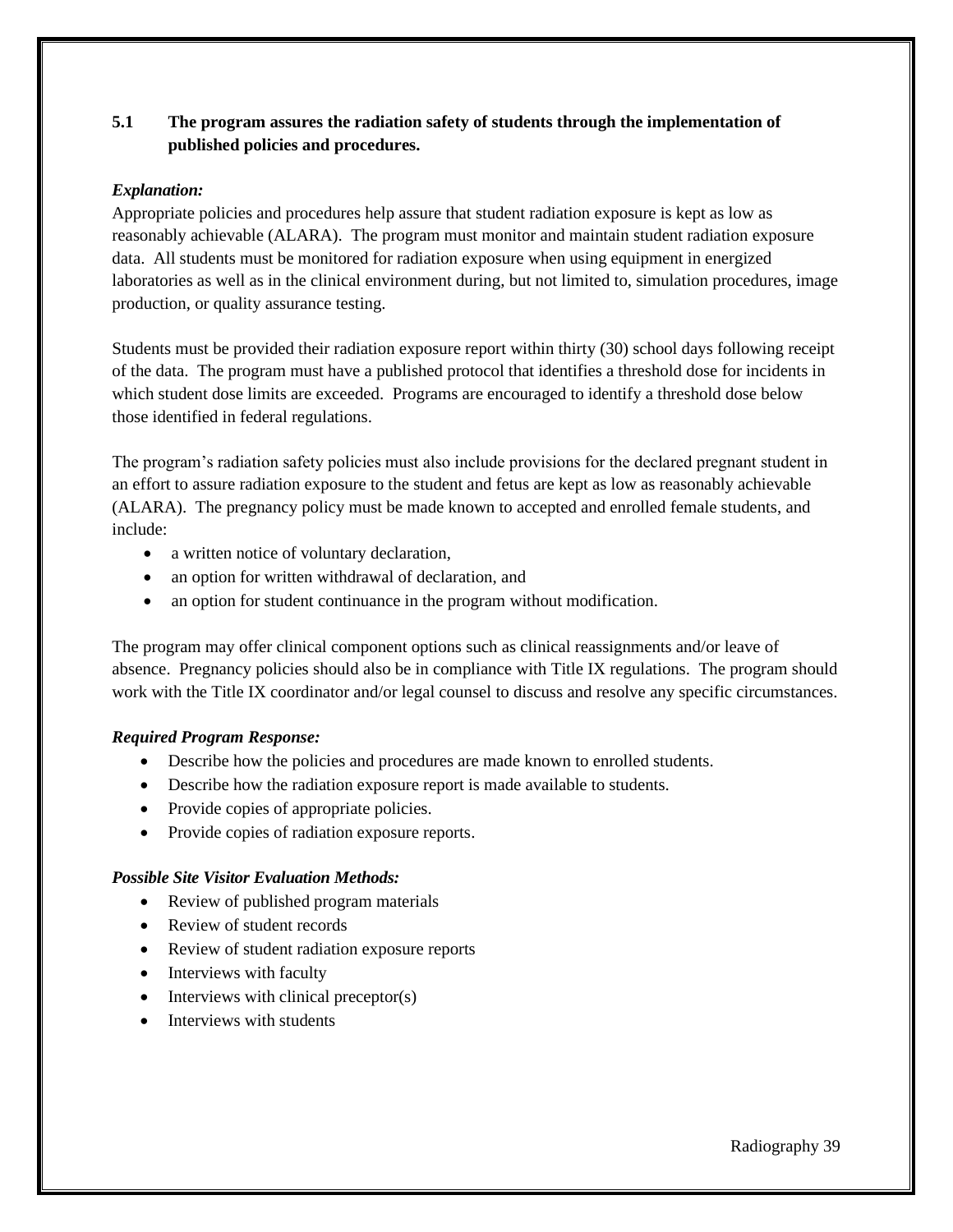**5.1 The program assures the radiation safety of students through the implementation of published policies and procedures.**

***Explanation:***

Appropriate policies and procedures help assure that student radiation exposure is kept as low as reasonably achievable (ALARA). The program must monitor and maintain student radiation exposure data. All students must be monitored for radiation exposure when using equipment in energized laboratories as well as in the clinical environment during, but not limited to, simulation procedures, image production, or quality assurance testing.

Students must be provided their radiation exposure report within thirty (30) school days following receipt of the data. The program must have a published protocol that identifies a threshold dose for incidents in which student dose limits are exceeded. Programs are encouraged to identify a threshold dose below those identified in federal regulations.

The program's radiation safety policies must also include provisions for the declared pregnant student in an effort to assure radiation exposure to the student and fetus are kept as low as reasonably achievable (ALARA). The pregnancy policy must be made known to accepted and enrolled female students, and include:

- a written notice of voluntary declaration,
- an option for written withdrawal of declaration, and
- an option for student continuance in the program without modification.

The program may offer clinical component options such as clinical reassignments and/or leave of absence. Pregnancy policies should also be in compliance with Title IX regulations. The program should work with the Title IX coordinator and/or legal counsel to discuss and resolve any specific circumstances.

***Required Program Response:***

- Describe how the policies and procedures are made known to enrolled students.
- Describe how the radiation exposure report is made available to students.
- Provide copies of appropriate policies.
- Provide copies of radiation exposure reports.

***Possible Site Visitor Evaluation Methods:***

- Review of published program materials
- Review of student records
- Review of student radiation exposure reports
- Interviews with faculty
- Interviews with clinical preceptor(s)
- Interviews with students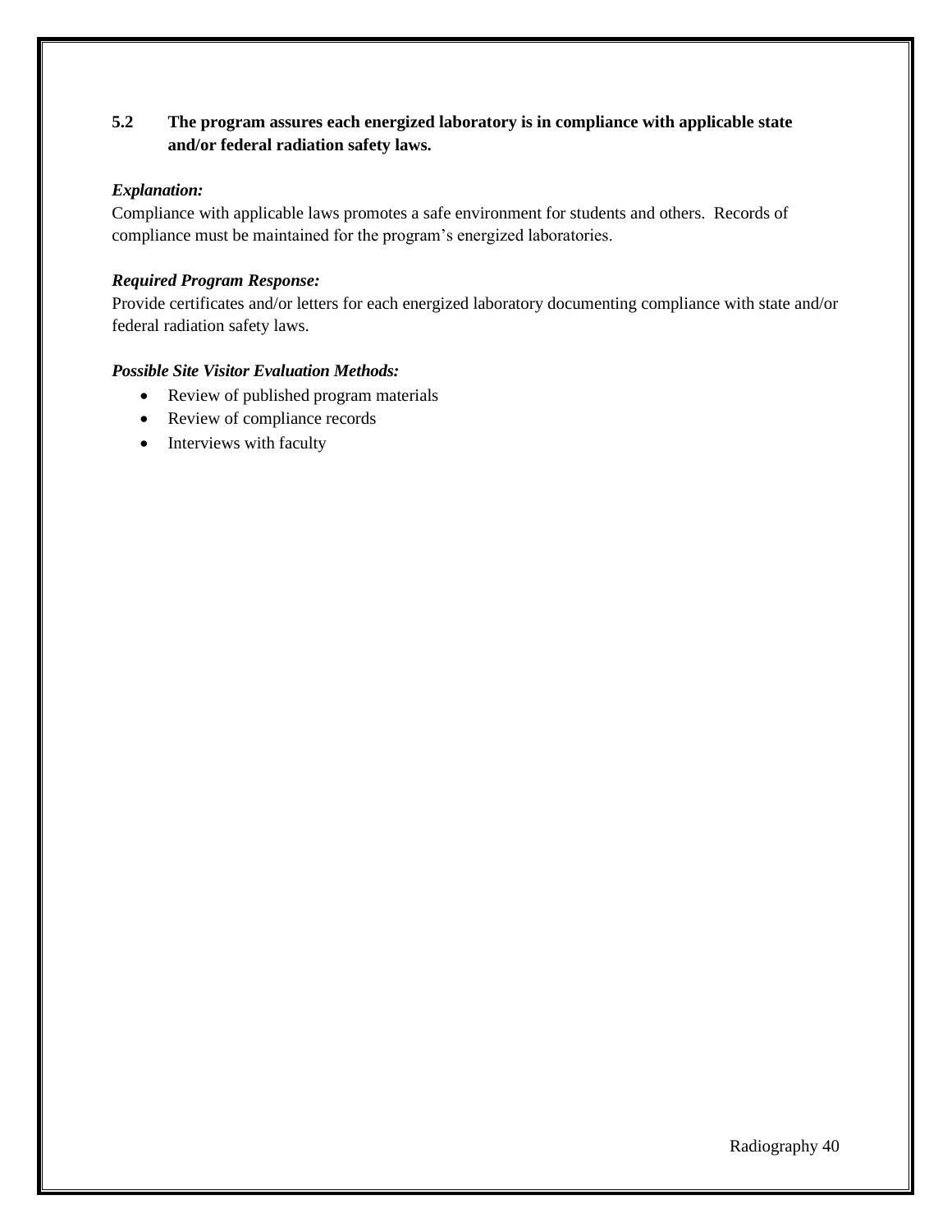**5.2 The program assures each energized laboratory is in compliance with applicable state and/or federal radiation safety laws.**

***Explanation:***

Compliance with applicable laws promotes a safe environment for students and others. Records of compliance must be maintained for the program's energized laboratories.

***Required Program Response:***

Provide certificates and/or letters for each energized laboratory documenting compliance with state and/or federal radiation safety laws.

***Possible Site Visitor Evaluation Methods:***

- Review of published program materials
- Review of compliance records
- Interviews with faculty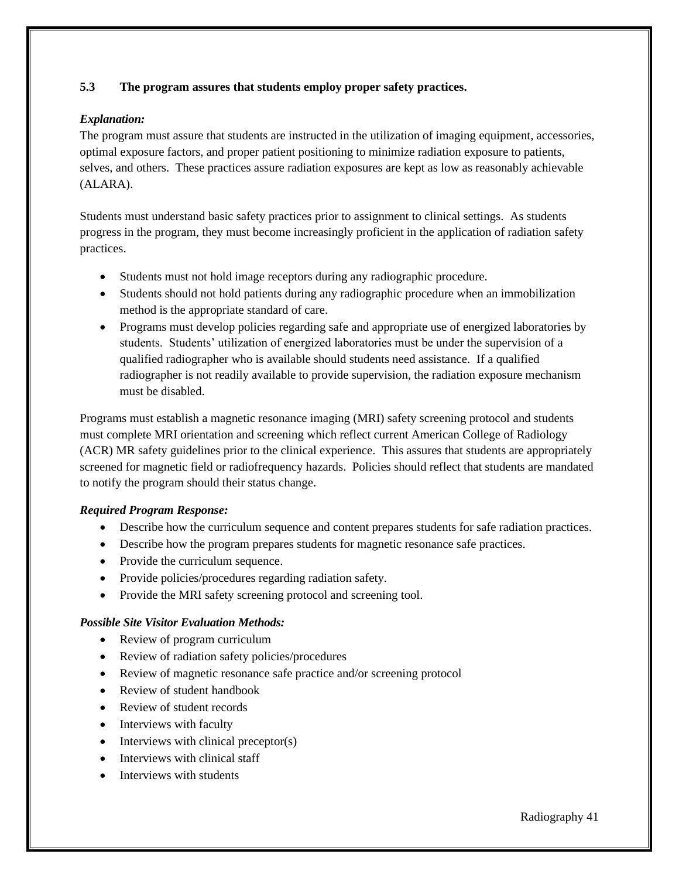**5.3 The program assures that students employ proper safety practices.**

***Explanation:***

The program must assure that students are instructed in the utilization of imaging equipment, accessories, optimal exposure factors, and proper patient positioning to minimize radiation exposure to patients, selves, and others. These practices assure radiation exposures are kept as low as reasonably achievable (ALARA).

Students must understand basic safety practices prior to assignment to clinical settings. As students progress in the program, they must become increasingly proficient in the application of radiation safety practices.

- Students must not hold image receptors during any radiographic procedure.
- Students should not hold patients during any radiographic procedure when an immobilization method is the appropriate standard of care.
- Programs must develop policies regarding safe and appropriate use of energized laboratories by students. Students' utilization of energized laboratories must be under the supervision of a qualified radiographer who is available should students need assistance. If a qualified radiographer is not readily available to provide supervision, the radiation exposure mechanism must be disabled.

Programs must establish a magnetic resonance imaging (MRI) safety screening protocol and students must complete MRI orientation and screening which reflect current American College of Radiology (ACR) MR safety guidelines prior to the clinical experience. This assures that students are appropriately screened for magnetic field or radiofrequency hazards. Policies should reflect that students are mandated to notify the program should their status change.

***Required Program Response:***

- Describe how the curriculum sequence and content prepares students for safe radiation practices.
- Describe how the program prepares students for magnetic resonance safe practices.
- Provide the curriculum sequence.
- Provide policies/procedures regarding radiation safety.
- Provide the MRI safety screening protocol and screening tool.

***Possible Site Visitor Evaluation Methods:***

- Review of program curriculum
- Review of radiation safety policies/procedures
- Review of magnetic resonance safe practice and/or screening protocol
- Review of student handbook
- Review of student records
- Interviews with faculty
- Interviews with clinical preceptor(s)
- Interviews with clinical staff
- Interviews with students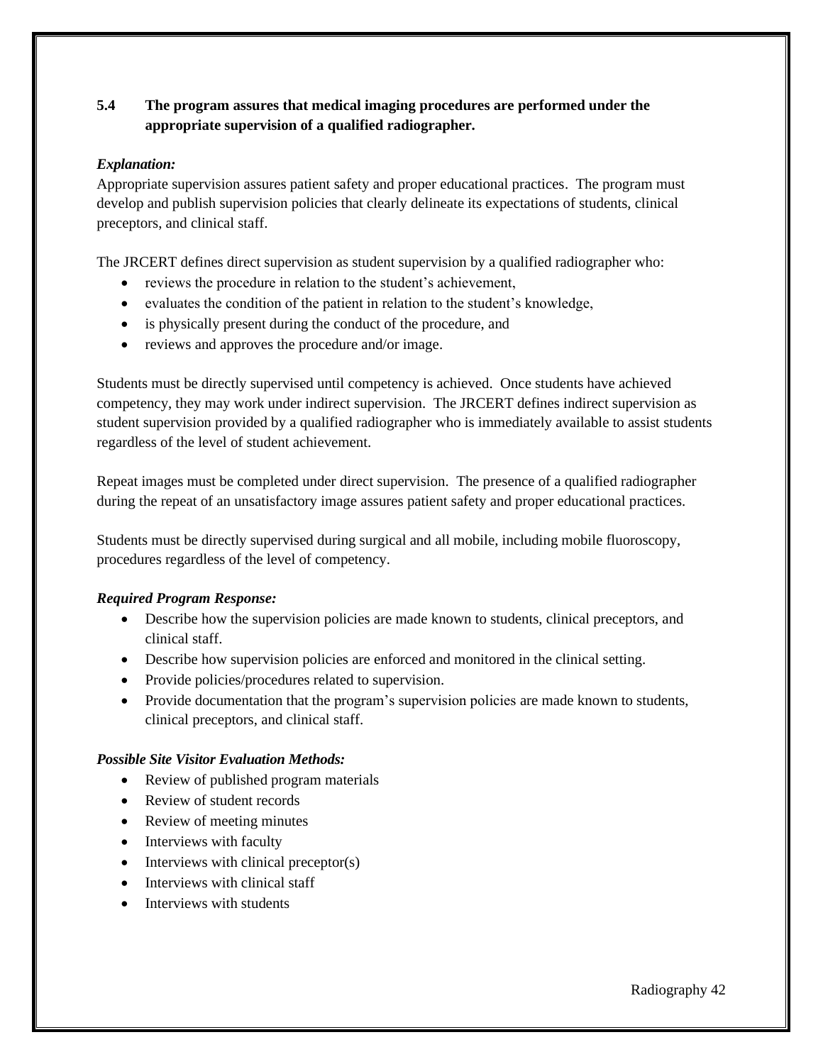**5.4 The program assures that medical imaging procedures are performed under the appropriate supervision of a qualified radiographer.**

***Explanation:***

Appropriate supervision assures patient safety and proper educational practices. The program must develop and publish supervision policies that clearly delineate its expectations of students, clinical preceptors, and clinical staff.

The JRCERT defines direct supervision as student supervision by a qualified radiographer who:

- reviews the procedure in relation to the student's achievement,
- evaluates the condition of the patient in relation to the student's knowledge,
- is physically present during the conduct of the procedure, and
- reviews and approves the procedure and/or image.

Students must be directly supervised until competency is achieved. Once students have achieved competency, they may work under indirect supervision. The JRCERT defines indirect supervision as student supervision provided by a qualified radiographer who is immediately available to assist students regardless of the level of student achievement.

Repeat images must be completed under direct supervision. The presence of a qualified radiographer during the repeat of an unsatisfactory image assures patient safety and proper educational practices.

Students must be directly supervised during surgical and all mobile, including mobile fluoroscopy, procedures regardless of the level of competency.

***Required Program Response:***

- Describe how the supervision policies are made known to students, clinical preceptors, and clinical staff.
- Describe how supervision policies are enforced and monitored in the clinical setting.
- Provide policies/procedures related to supervision.
- Provide documentation that the program's supervision policies are made known to students, clinical preceptors, and clinical staff.

***Possible Site Visitor Evaluation Methods:***

- Review of published program materials
- Review of student records
- Review of meeting minutes
- Interviews with faculty
- Interviews with clinical preceptor(s)
- Interviews with clinical staff
- Interviews with students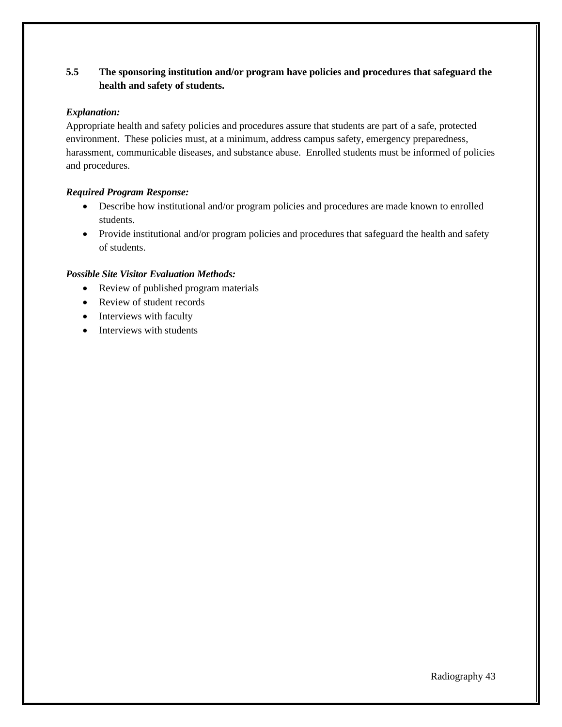**5.5 The sponsoring institution and/or program have policies and procedures that safeguard the health and safety of students.**

***Explanation:***

Appropriate health and safety policies and procedures assure that students are part of a safe, protected environment. These policies must, at a minimum, address campus safety, emergency preparedness, harassment, communicable diseases, and substance abuse. Enrolled students must be informed of policies and procedures.

***Required Program Response:***

- Describe how institutional and/or program policies and procedures are made known to enrolled students.
- Provide institutional and/or program policies and procedures that safeguard the health and safety of students.

***Possible Site Visitor Evaluation Methods:***

- Review of published program materials
- Review of student records
- Interviews with faculty
- Interviews with students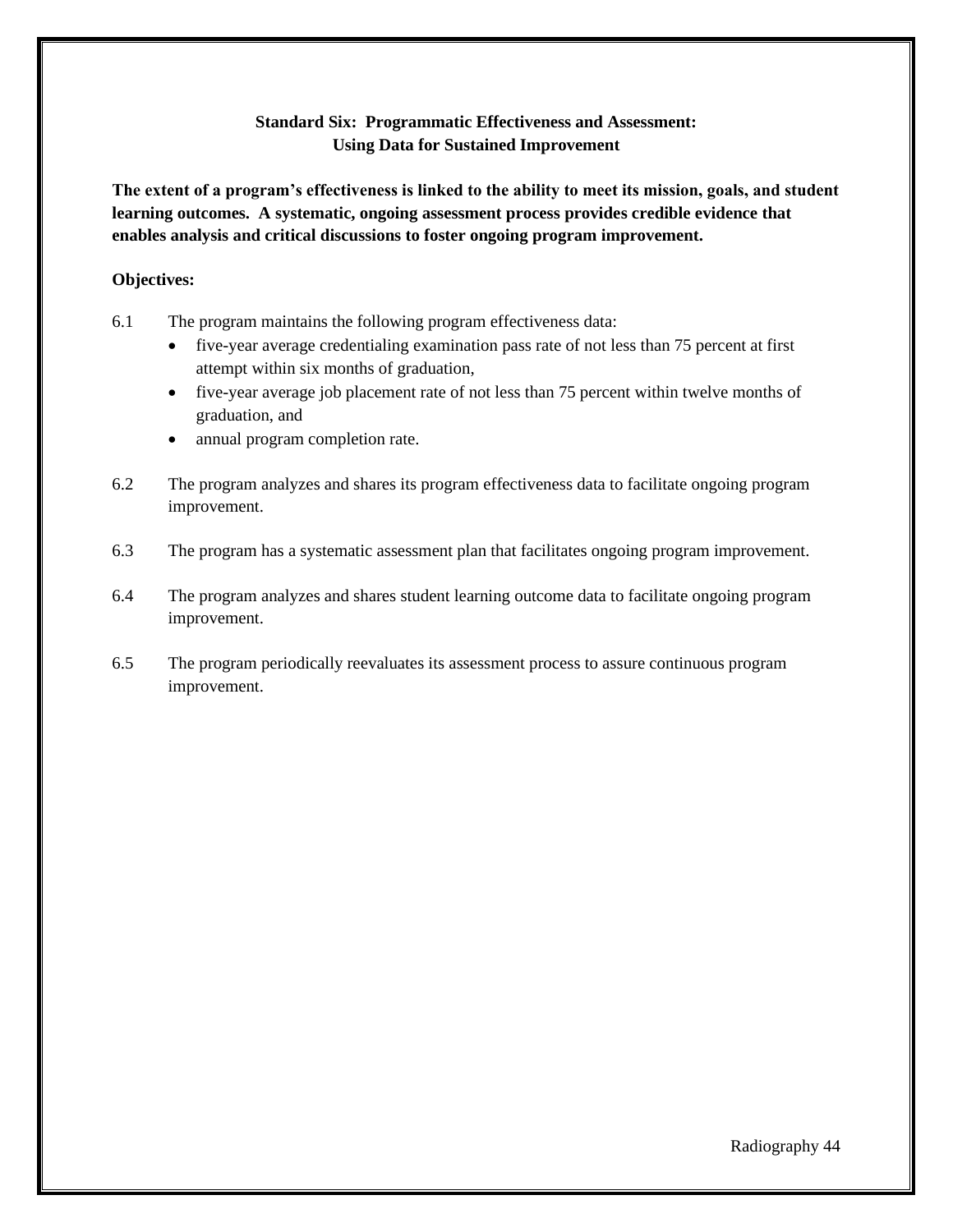## Standard Six: Programmatic Effectiveness and Assessment: Using Data for Sustained Improvement

**The extent of a program's effectiveness is linked to the ability to meet its mission, goals, and student learning outcomes. A systematic, ongoing assessment process provides credible evidence that enables analysis and critical discussions to foster ongoing program improvement.**

**Objectives:**

6.1 The program maintains the following program effectiveness data:

- five-year average credentialing examination pass rate of not less than 75 percent at first attempt within six months of graduation,
- five-year average job placement rate of not less than 75 percent within twelve months of graduation, and
- annual program completion rate.

6.2 The program analyzes and shares its program effectiveness data to facilitate ongoing program improvement.

6.3 The program has a systematic assessment plan that facilitates ongoing program improvement.

6.4 The program analyzes and shares student learning outcome data to facilitate ongoing program improvement.

6.5 The program periodically reevaluates its assessment process to assure continuous program improvement.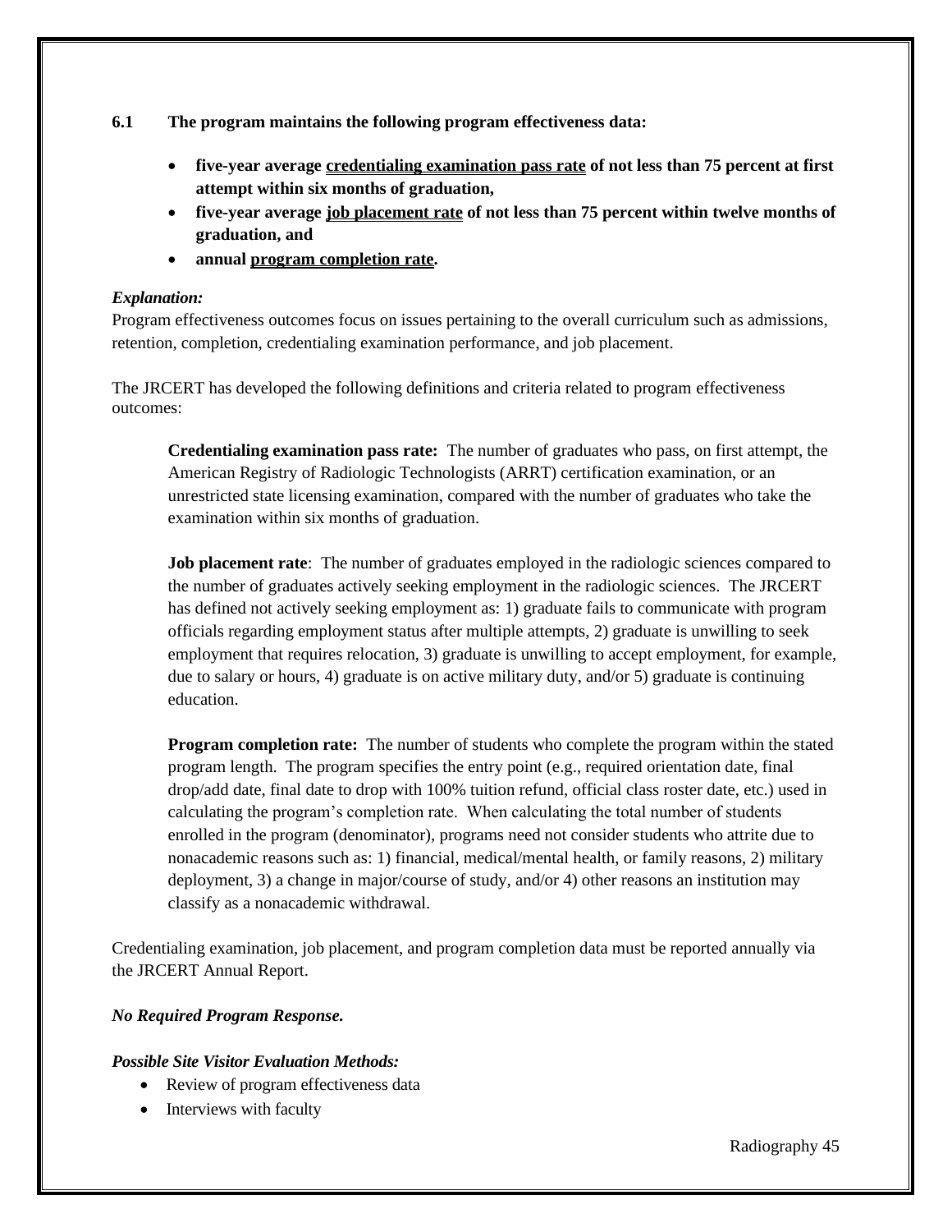**6.1 The program maintains the following program effectiveness data:**

- **five-year average <u>credentialing examination pass rate</u> of not less than 75 percent at first attempt within six months of graduation,**
- **five-year average <u>job placement rate</u> of not less than 75 percent within twelve months of graduation, and**
- **annual <u>program completion rate</u>.**

***Explanation:***
Program effectiveness outcomes focus on issues pertaining to the overall curriculum such as admissions, retention, completion, credentialing examination performance, and job placement.

The JRCERT has developed the following definitions and criteria related to program effectiveness outcomes:

> **Credentialing examination pass rate:** The number of graduates who pass, on first attempt, the American Registry of Radiologic Technologists (ARRT) certification examination, or an unrestricted state licensing examination, compared with the number of graduates who take the examination within six months of graduation.
>
> **Job placement rate**: The number of graduates employed in the radiologic sciences compared to the number of graduates actively seeking employment in the radiologic sciences. The JRCERT has defined not actively seeking employment as: 1) graduate fails to communicate with program officials regarding employment status after multiple attempts, 2) graduate is unwilling to seek employment that requires relocation, 3) graduate is unwilling to accept employment, for example, due to salary or hours, 4) graduate is on active military duty, and/or 5) graduate is continuing education.
>
> **Program completion rate:** The number of students who complete the program within the stated program length. The program specifies the entry point (e.g., required orientation date, final drop/add date, final date to drop with 100% tuition refund, official class roster date, etc.) used in calculating the program's completion rate. When calculating the total number of students enrolled in the program (denominator), programs need not consider students who attrite due to nonacademic reasons such as: 1) financial, medical/mental health, or family reasons, 2) military deployment, 3) a change in major/course of study, and/or 4) other reasons an institution may classify as a nonacademic withdrawal.

Credentialing examination, job placement, and program completion data must be reported annually via the JRCERT Annual Report.

***No Required Program Response.***

***Possible Site Visitor Evaluation Methods:***

- Review of program effectiveness data
- Interviews with faculty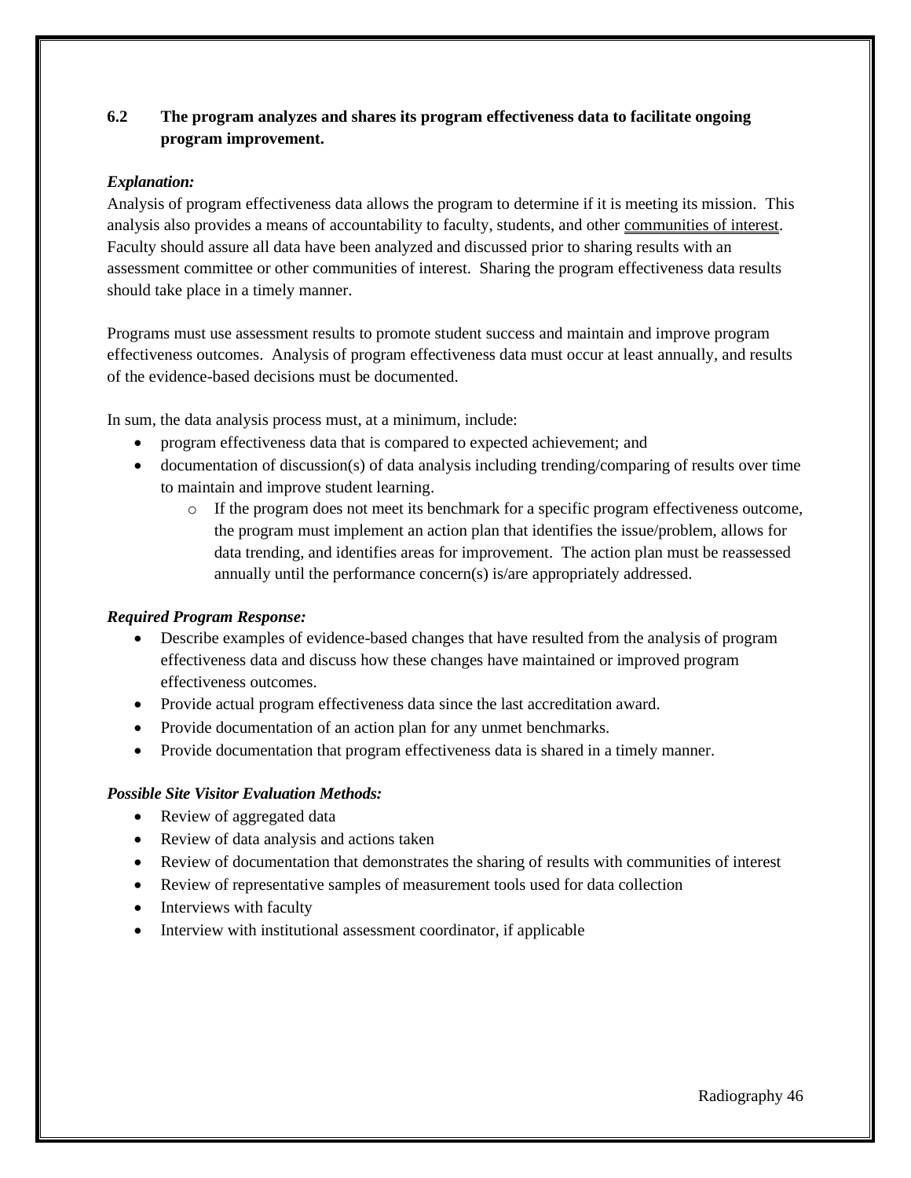**6.2 The program analyzes and shares its program effectiveness data to facilitate ongoing program improvement.**

***Explanation:***

Analysis of program effectiveness data allows the program to determine if it is meeting its mission. This analysis also provides a means of accountability to faculty, students, and other communities of interest. Faculty should assure all data have been analyzed and discussed prior to sharing results with an assessment committee or other communities of interest. Sharing the program effectiveness data results should take place in a timely manner.

Programs must use assessment results to promote student success and maintain and improve program effectiveness outcomes. Analysis of program effectiveness data must occur at least annually, and results of the evidence-based decisions must be documented.

In sum, the data analysis process must, at a minimum, include:

- program effectiveness data that is compared to expected achievement; and
- documentation of discussion(s) of data analysis including trending/comparing of results over time to maintain and improve student learning.
    - If the program does not meet its benchmark for a specific program effectiveness outcome, the program must implement an action plan that identifies the issue/problem, allows for data trending, and identifies areas for improvement. The action plan must be reassessed annually until the performance concern(s) is/are appropriately addressed.

***Required Program Response:***

- Describe examples of evidence-based changes that have resulted from the analysis of program effectiveness data and discuss how these changes have maintained or improved program effectiveness outcomes.
- Provide actual program effectiveness data since the last accreditation award.
- Provide documentation of an action plan for any unmet benchmarks.
- Provide documentation that program effectiveness data is shared in a timely manner.

***Possible Site Visitor Evaluation Methods:***

- Review of aggregated data
- Review of data analysis and actions taken
- Review of documentation that demonstrates the sharing of results with communities of interest
- Review of representative samples of measurement tools used for data collection
- Interviews with faculty
- Interview with institutional assessment coordinator, if applicable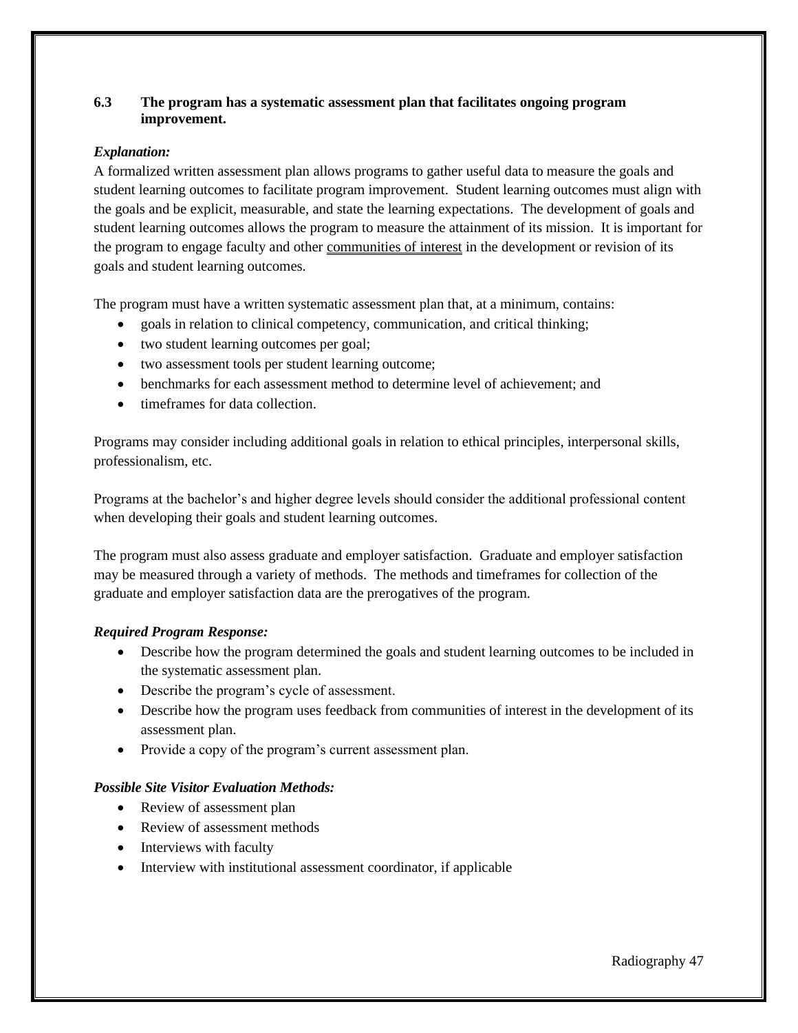**6.3 The program has a systematic assessment plan that facilitates ongoing program improvement.**

***Explanation:***

A formalized written assessment plan allows programs to gather useful data to measure the goals and student learning outcomes to facilitate program improvement. Student learning outcomes must align with the goals and be explicit, measurable, and state the learning expectations. The development of goals and student learning outcomes allows the program to measure the attainment of its mission. It is important for the program to engage faculty and other communities of interest in the development or revision of its goals and student learning outcomes.

The program must have a written systematic assessment plan that, at a minimum, contains:

- goals in relation to clinical competency, communication, and critical thinking;
- two student learning outcomes per goal;
- two assessment tools per student learning outcome;
- benchmarks for each assessment method to determine level of achievement; and
- timeframes for data collection.

Programs may consider including additional goals in relation to ethical principles, interpersonal skills, professionalism, etc.

Programs at the bachelor's and higher degree levels should consider the additional professional content when developing their goals and student learning outcomes.

The program must also assess graduate and employer satisfaction. Graduate and employer satisfaction may be measured through a variety of methods. The methods and timeframes for collection of the graduate and employer satisfaction data are the prerogatives of the program.

***Required Program Response:***

- Describe how the program determined the goals and student learning outcomes to be included in the systematic assessment plan.
- Describe the program's cycle of assessment.
- Describe how the program uses feedback from communities of interest in the development of its assessment plan.
- Provide a copy of the program's current assessment plan.

***Possible Site Visitor Evaluation Methods:***

- Review of assessment plan
- Review of assessment methods
- Interviews with faculty
- Interview with institutional assessment coordinator, if applicable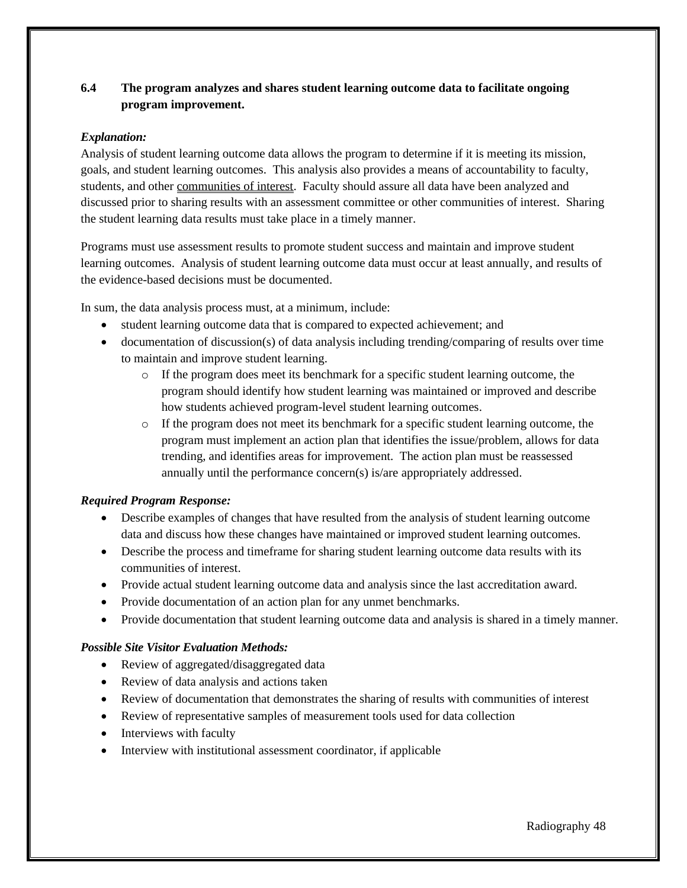**6.4 The program analyzes and shares student learning outcome data to facilitate ongoing program improvement.**

***Explanation:***

Analysis of student learning outcome data allows the program to determine if it is meeting its mission, goals, and student learning outcomes. This analysis also provides a means of accountability to faculty, students, and other communities of interest. Faculty should assure all data have been analyzed and discussed prior to sharing results with an assessment committee or other communities of interest. Sharing the student learning data results must take place in a timely manner.

Programs must use assessment results to promote student success and maintain and improve student learning outcomes. Analysis of student learning outcome data must occur at least annually, and results of the evidence-based decisions must be documented.

In sum, the data analysis process must, at a minimum, include:

- student learning outcome data that is compared to expected achievement; and
- documentation of discussion(s) of data analysis including trending/comparing of results over time to maintain and improve student learning.
    - If the program does meet its benchmark for a specific student learning outcome, the program should identify how student learning was maintained or improved and describe how students achieved program-level student learning outcomes.
    - If the program does not meet its benchmark for a specific student learning outcome, the program must implement an action plan that identifies the issue/problem, allows for data trending, and identifies areas for improvement. The action plan must be reassessed annually until the performance concern(s) is/are appropriately addressed.

***Required Program Response:***

- Describe examples of changes that have resulted from the analysis of student learning outcome data and discuss how these changes have maintained or improved student learning outcomes.
- Describe the process and timeframe for sharing student learning outcome data results with its communities of interest.
- Provide actual student learning outcome data and analysis since the last accreditation award.
- Provide documentation of an action plan for any unmet benchmarks.
- Provide documentation that student learning outcome data and analysis is shared in a timely manner.

***Possible Site Visitor Evaluation Methods:***

- Review of aggregated/disaggregated data
- Review of data analysis and actions taken
- Review of documentation that demonstrates the sharing of results with communities of interest
- Review of representative samples of measurement tools used for data collection
- Interviews with faculty
- Interview with institutional assessment coordinator, if applicable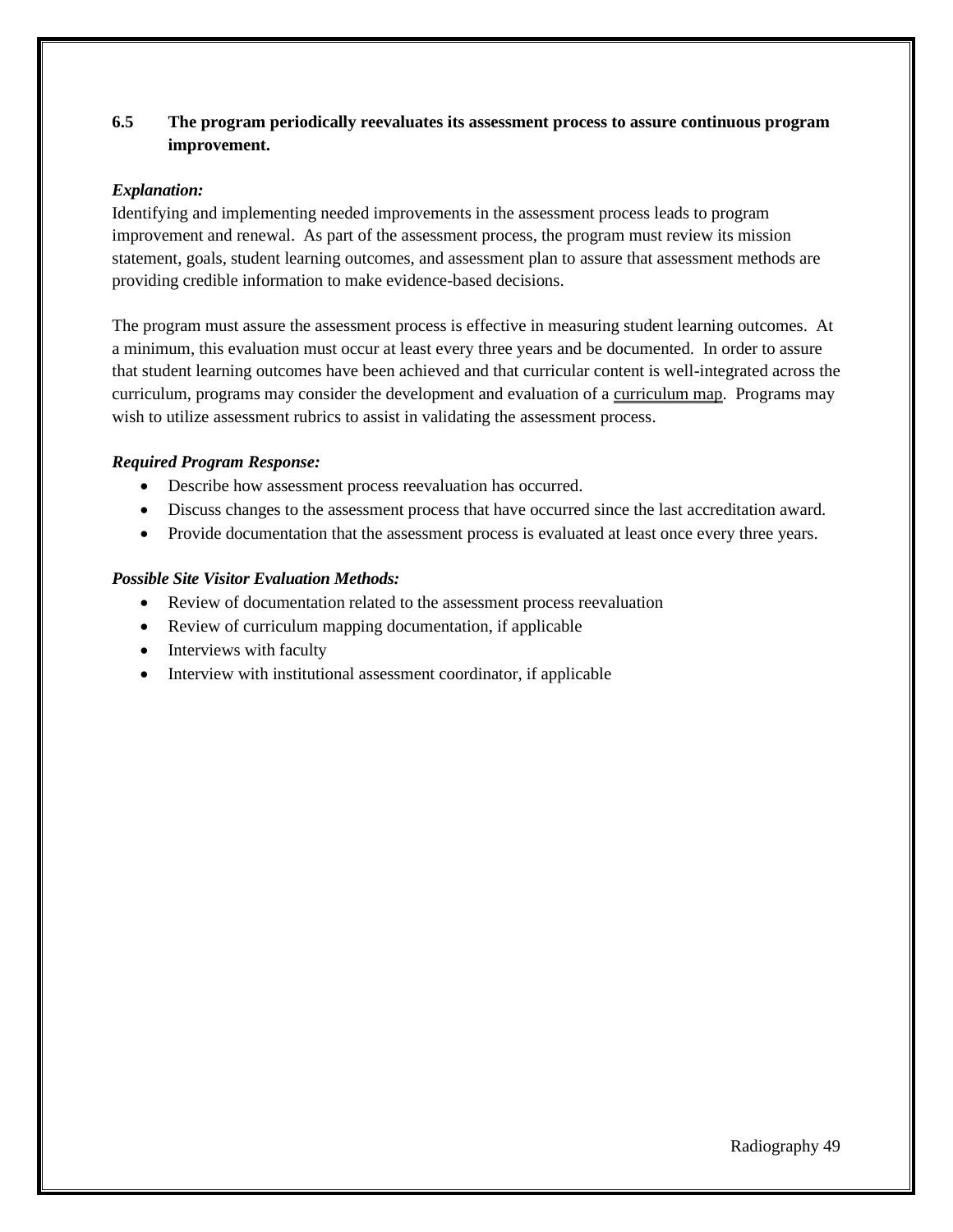**6.5 The program periodically reevaluates its assessment process to assure continuous program improvement.**

***Explanation:***

Identifying and implementing needed improvements in the assessment process leads to program improvement and renewal. As part of the assessment process, the program must review its mission statement, goals, student learning outcomes, and assessment plan to assure that assessment methods are providing credible information to make evidence-based decisions.

The program must assure the assessment process is effective in measuring student learning outcomes. At a minimum, this evaluation must occur at least every three years and be documented. In order to assure that student learning outcomes have been achieved and that curricular content is well-integrated across the curriculum, programs may consider the development and evaluation of a curriculum map. Programs may wish to utilize assessment rubrics to assist in validating the assessment process.

***Required Program Response:***

- Describe how assessment process reevaluation has occurred.
- Discuss changes to the assessment process that have occurred since the last accreditation award.
- Provide documentation that the assessment process is evaluated at least once every three years.

***Possible Site Visitor Evaluation Methods:***

- Review of documentation related to the assessment process reevaluation
- Review of curriculum mapping documentation, if applicable
- Interviews with faculty
- Interview with institutional assessment coordinator, if applicable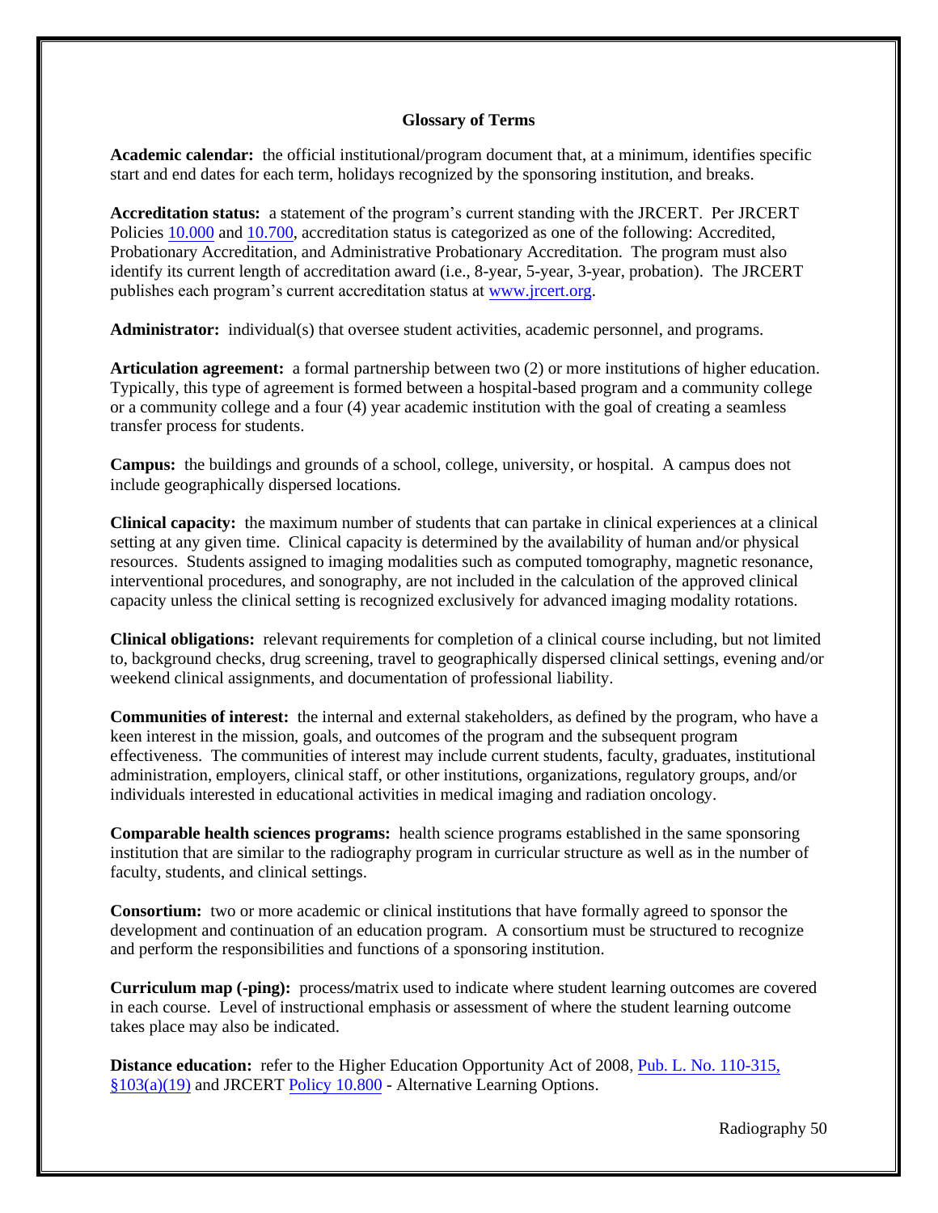## Glossary of Terms

**Academic calendar:** the official institutional/program document that, at a minimum, identifies specific start and end dates for each term, holidays recognized by the sponsoring institution, and breaks.

**Accreditation status:** a statement of the program's current standing with the JRCERT. Per JRCERT Policies 10.000 and 10.700, accreditation status is categorized as one of the following: Accredited, Probationary Accreditation, and Administrative Probationary Accreditation. The program must also identify its current length of accreditation award (i.e., 8-year, 5-year, 3-year, probation). The JRCERT publishes each program's current accreditation status at www.jrcert.org.

**Administrator:** individual(s) that oversee student activities, academic personnel, and programs.

**Articulation agreement:** a formal partnership between two (2) or more institutions of higher education. Typically, this type of agreement is formed between a hospital-based program and a community college or a community college and a four (4) year academic institution with the goal of creating a seamless transfer process for students.

**Campus:** the buildings and grounds of a school, college, university, or hospital. A campus does not include geographically dispersed locations.

**Clinical capacity:** the maximum number of students that can partake in clinical experiences at a clinical setting at any given time. Clinical capacity is determined by the availability of human and/or physical resources. Students assigned to imaging modalities such as computed tomography, magnetic resonance, interventional procedures, and sonography, are not included in the calculation of the approved clinical capacity unless the clinical setting is recognized exclusively for advanced imaging modality rotations.

**Clinical obligations:** relevant requirements for completion of a clinical course including, but not limited to, background checks, drug screening, travel to geographically dispersed clinical settings, evening and/or weekend clinical assignments, and documentation of professional liability.

**Communities of interest:** the internal and external stakeholders, as defined by the program, who have a keen interest in the mission, goals, and outcomes of the program and the subsequent program effectiveness. The communities of interest may include current students, faculty, graduates, institutional administration, employers, clinical staff, or other institutions, organizations, regulatory groups, and/or individuals interested in educational activities in medical imaging and radiation oncology.

**Comparable health sciences programs:** health science programs established in the same sponsoring institution that are similar to the radiography program in curricular structure as well as in the number of faculty, students, and clinical settings.

**Consortium:** two or more academic or clinical institutions that have formally agreed to sponsor the development and continuation of an education program. A consortium must be structured to recognize and perform the responsibilities and functions of a sponsoring institution.

**Curriculum map (-ping):** process/matrix used to indicate where student learning outcomes are covered in each course. Level of instructional emphasis or assessment of where the student learning outcome takes place may also be indicated.

**Distance education:** refer to the Higher Education Opportunity Act of 2008, Pub. L. No. 110-315, §103(a)(19) and JRCERT Policy 10.800 - Alternative Learning Options.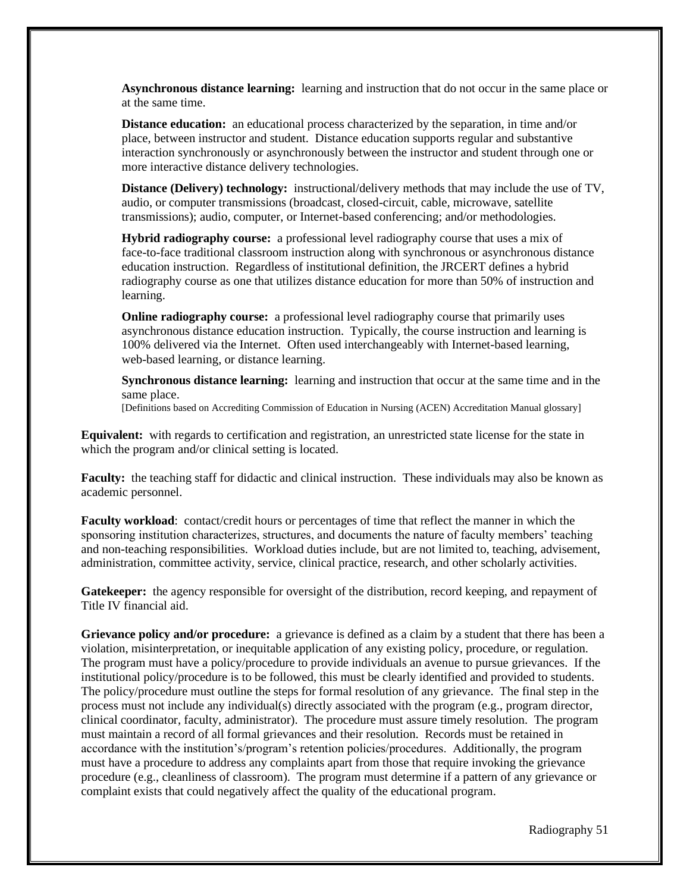**Asynchronous distance learning:** learning and instruction that do not occur in the same place or at the same time.

**Distance education:** an educational process characterized by the separation, in time and/or place, between instructor and student. Distance education supports regular and substantive interaction synchronously or asynchronously between the instructor and student through one or more interactive distance delivery technologies.

**Distance (Delivery) technology:** instructional/delivery methods that may include the use of TV, audio, or computer transmissions (broadcast, closed-circuit, cable, microwave, satellite transmissions); audio, computer, or Internet-based conferencing; and/or methodologies.

**Hybrid radiography course:** a professional level radiography course that uses a mix of face-to-face traditional classroom instruction along with synchronous or asynchronous distance education instruction. Regardless of institutional definition, the JRCERT defines a hybrid radiography course as one that utilizes distance education for more than 50% of instruction and learning.

**Online radiography course:** a professional level radiography course that primarily uses asynchronous distance education instruction. Typically, the course instruction and learning is 100% delivered via the Internet. Often used interchangeably with Internet-based learning, web-based learning, or distance learning.

**Synchronous distance learning:** learning and instruction that occur at the same time and in the same place.
[Definitions based on Accrediting Commission of Education in Nursing (ACEN) Accreditation Manual glossary]

**Equivalent:** with regards to certification and registration, an unrestricted state license for the state in which the program and/or clinical setting is located.

**Faculty:** the teaching staff for didactic and clinical instruction. These individuals may also be known as academic personnel.

**Faculty workload**: contact/credit hours or percentages of time that reflect the manner in which the sponsoring institution characterizes, structures, and documents the nature of faculty members' teaching and non-teaching responsibilities. Workload duties include, but are not limited to, teaching, advisement, administration, committee activity, service, clinical practice, research, and other scholarly activities.

**Gatekeeper:** the agency responsible for oversight of the distribution, record keeping, and repayment of Title IV financial aid.

**Grievance policy and/or procedure:** a grievance is defined as a claim by a student that there has been a violation, misinterpretation, or inequitable application of any existing policy, procedure, or regulation. The program must have a policy/procedure to provide individuals an avenue to pursue grievances. If the institutional policy/procedure is to be followed, this must be clearly identified and provided to students. The policy/procedure must outline the steps for formal resolution of any grievance. The final step in the process must not include any individual(s) directly associated with the program (e.g., program director, clinical coordinator, faculty, administrator). The procedure must assure timely resolution. The program must maintain a record of all formal grievances and their resolution. Records must be retained in accordance with the institution's/program's retention policies/procedures. Additionally, the program must have a procedure to address any complaints apart from those that require invoking the grievance procedure (e.g., cleanliness of classroom). The program must determine if a pattern of any grievance or complaint exists that could negatively affect the quality of the educational program.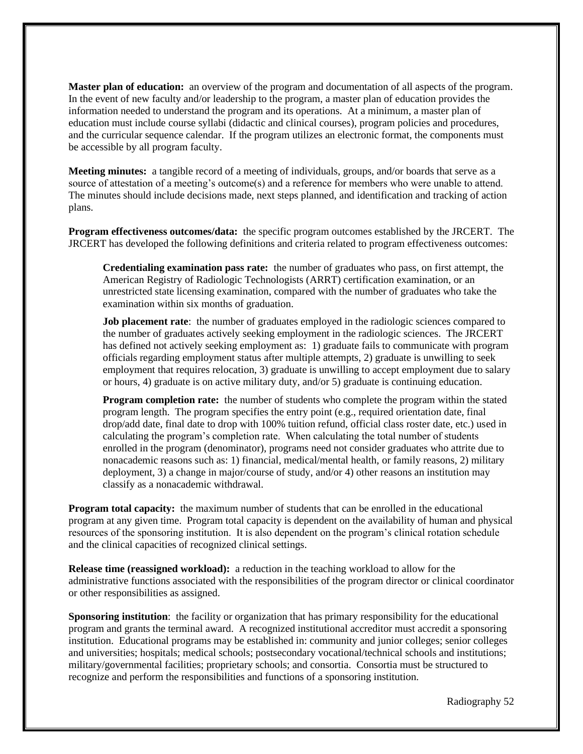**Master plan of education:** an overview of the program and documentation of all aspects of the program. In the event of new faculty and/or leadership to the program, a master plan of education provides the information needed to understand the program and its operations. At a minimum, a master plan of education must include course syllabi (didactic and clinical courses), program policies and procedures, and the curricular sequence calendar. If the program utilizes an electronic format, the components must be accessible by all program faculty.

**Meeting minutes:** a tangible record of a meeting of individuals, groups, and/or boards that serve as a source of attestation of a meeting's outcome(s) and a reference for members who were unable to attend. The minutes should include decisions made, next steps planned, and identification and tracking of action plans.

**Program effectiveness outcomes/data:** the specific program outcomes established by the JRCERT. The JRCERT has developed the following definitions and criteria related to program effectiveness outcomes:

> **Credentialing examination pass rate:** the number of graduates who pass, on first attempt, the American Registry of Radiologic Technologists (ARRT) certification examination, or an unrestricted state licensing examination, compared with the number of graduates who take the examination within six months of graduation.
>
> **Job placement rate**: the number of graduates employed in the radiologic sciences compared to the number of graduates actively seeking employment in the radiologic sciences. The JRCERT has defined not actively seeking employment as: 1) graduate fails to communicate with program officials regarding employment status after multiple attempts, 2) graduate is unwilling to seek employment that requires relocation, 3) graduate is unwilling to accept employment due to salary or hours, 4) graduate is on active military duty, and/or 5) graduate is continuing education.
>
> **Program completion rate:** the number of students who complete the program within the stated program length. The program specifies the entry point (e.g., required orientation date, final drop/add date, final date to drop with 100% tuition refund, official class roster date, etc.) used in calculating the program's completion rate. When calculating the total number of students enrolled in the program (denominator), programs need not consider graduates who attrite due to nonacademic reasons such as: 1) financial, medical/mental health, or family reasons, 2) military deployment, 3) a change in major/course of study, and/or 4) other reasons an institution may classify as a nonacademic withdrawal.

**Program total capacity:** the maximum number of students that can be enrolled in the educational program at any given time. Program total capacity is dependent on the availability of human and physical resources of the sponsoring institution. It is also dependent on the program's clinical rotation schedule and the clinical capacities of recognized clinical settings.

**Release time (reassigned workload):** a reduction in the teaching workload to allow for the administrative functions associated with the responsibilities of the program director or clinical coordinator or other responsibilities as assigned.

**Sponsoring institution**: the facility or organization that has primary responsibility for the educational program and grants the terminal award. A recognized institutional accreditor must accredit a sponsoring institution. Educational programs may be established in: community and junior colleges; senior colleges and universities; hospitals; medical schools; postsecondary vocational/technical schools and institutions; military/governmental facilities; proprietary schools; and consortia. Consortia must be structured to recognize and perform the responsibilities and functions of a sponsoring institution.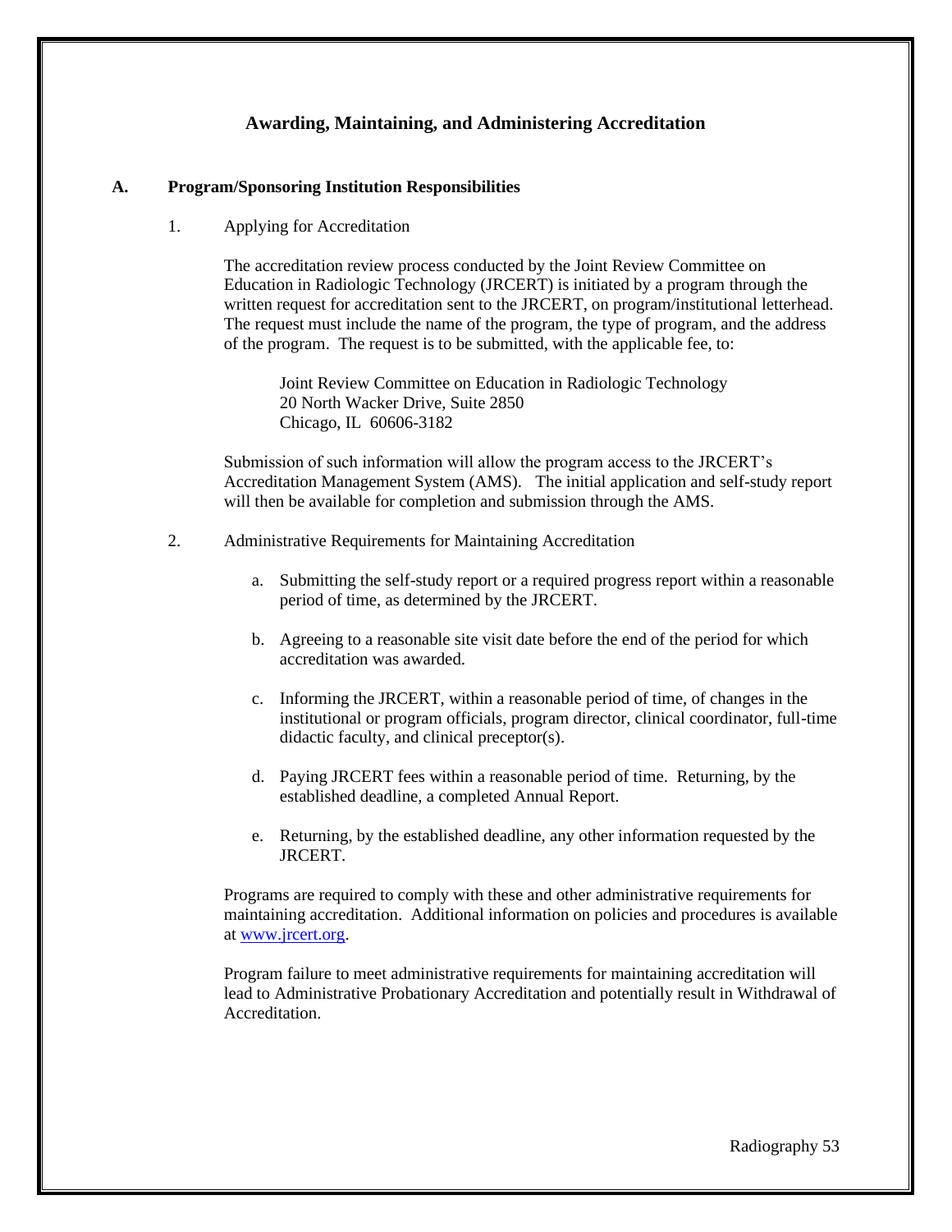# Awarding, Maintaining, and Administering Accreditation

## A. Program/Sponsoring Institution Responsibilities

1. Applying for Accreditation

   The accreditation review process conducted by the Joint Review Committee on Education in Radiologic Technology (JRCERT) is initiated by a program through the written request for accreditation sent to the JRCERT, on program/institutional letterhead. The request must include the name of the program, the type of program, and the address of the program. The request is to be submitted, with the applicable fee, to:

   Joint Review Committee on Education in Radiologic Technology
   20 North Wacker Drive, Suite 2850
   Chicago, IL 60606-3182

   Submission of such information will allow the program access to the JRCERT's Accreditation Management System (AMS). The initial application and self-study report will then be available for completion and submission through the AMS.

2. Administrative Requirements for Maintaining Accreditation

   a. Submitting the self-study report or a required progress report within a reasonable period of time, as determined by the JRCERT.

   b. Agreeing to a reasonable site visit date before the end of the period for which accreditation was awarded.

   c. Informing the JRCERT, within a reasonable period of time, of changes in the institutional or program officials, program director, clinical coordinator, full-time didactic faculty, and clinical preceptor(s).

   d. Paying JRCERT fees within a reasonable period of time. Returning, by the established deadline, a completed Annual Report.

   e. Returning, by the established deadline, any other information requested by the JRCERT.

   Programs are required to comply with these and other administrative requirements for maintaining accreditation. Additional information on policies and procedures is available at [www.jrcert.org](http://www.jrcert.org).

   Program failure to meet administrative requirements for maintaining accreditation will lead to Administrative Probationary Accreditation and potentially result in Withdrawal of Accreditation.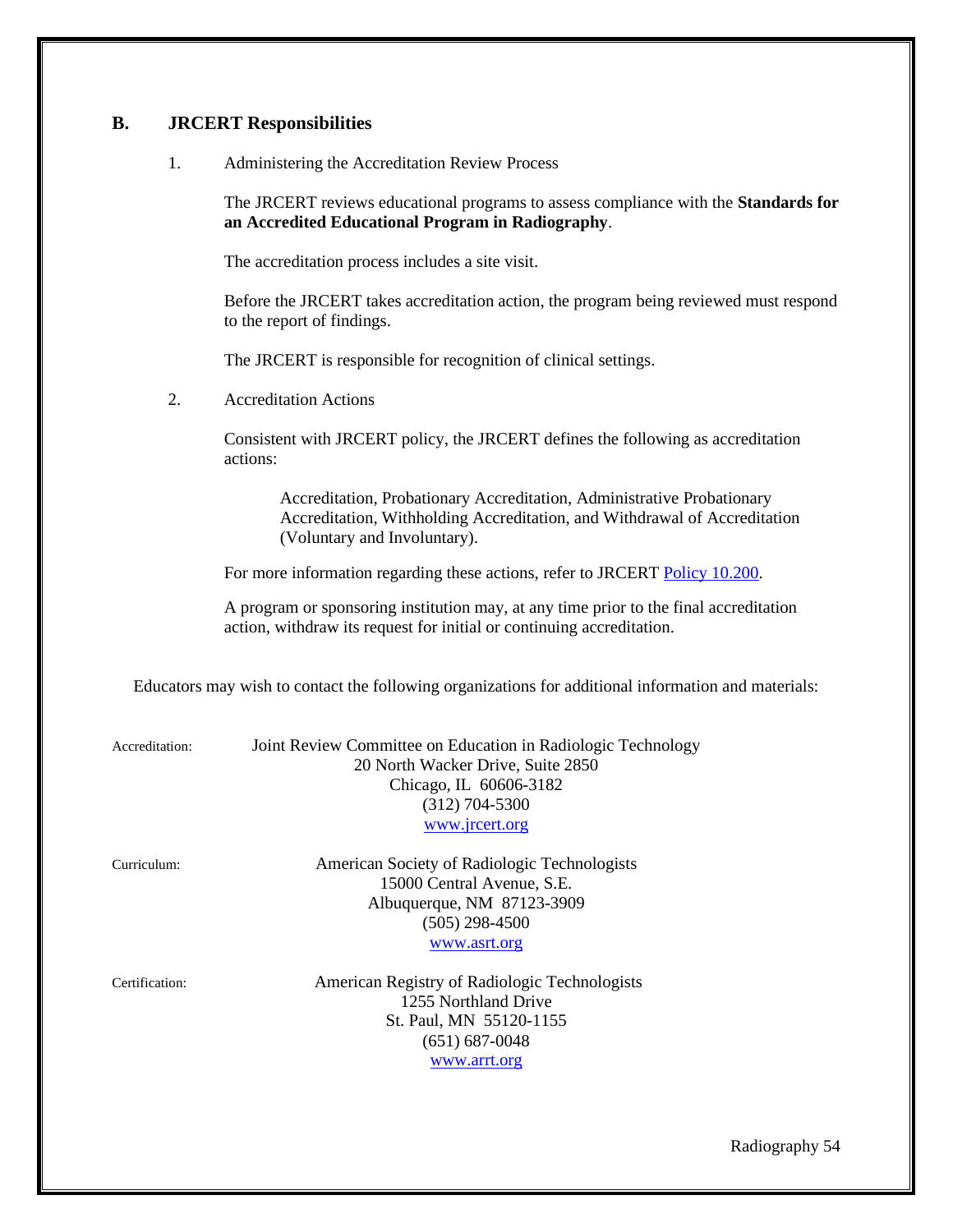## B. JRCERT Responsibilities

1. Administering the Accreditation Review Process

   The JRCERT reviews educational programs to assess compliance with the **Standards for an Accredited Educational Program in Radiography**.

   The accreditation process includes a site visit.

   Before the JRCERT takes accreditation action, the program being reviewed must respond to the report of findings.

   The JRCERT is responsible for recognition of clinical settings.

2. Accreditation Actions

   Consistent with JRCERT policy, the JRCERT defines the following as accreditation actions:

   > Accreditation, Probationary Accreditation, Administrative Probationary Accreditation, Withholding Accreditation, and Withdrawal of Accreditation (Voluntary and Involuntary).

   For more information regarding these actions, refer to JRCERT Policy 10.200.

   A program or sponsoring institution may, at any time prior to the final accreditation action, withdraw its request for initial or continuing accreditation.

Educators may wish to contact the following organizations for additional information and materials:

Accreditation:
Joint Review Committee on Education in Radiologic Technology
20 North Wacker Drive, Suite 2850
Chicago, IL 60606-3182
(312) 704-5300
www.jrcert.org

Curriculum:
American Society of Radiologic Technologists
15000 Central Avenue, S.E.
Albuquerque, NM 87123-3909
(505) 298-4500
www.asrt.org

Certification:
American Registry of Radiologic Technologists
1255 Northland Drive
St. Paul, MN 55120-1155
(651) 687-0048
www.arrt.org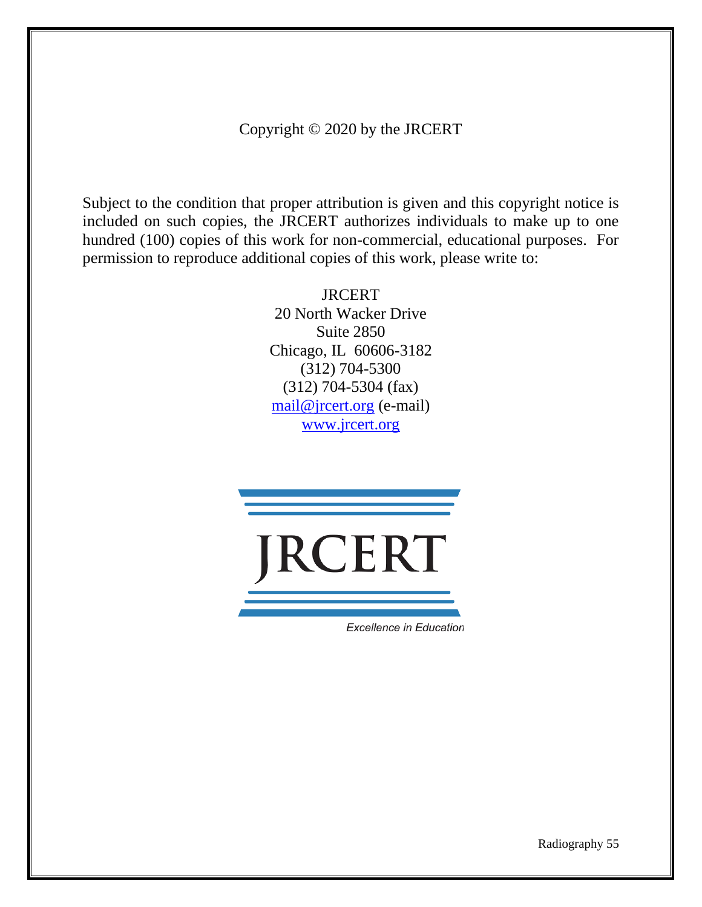Copyright © 2020 by the JRCERT

Subject to the condition that proper attribution is given and this copyright notice is included on such copies, the JRCERT authorizes individuals to make up to one hundred (100) copies of this work for non-commercial, educational purposes. For permission to reproduce additional copies of this work, please write to:

JRCERT
20 North Wacker Drive
Suite 2850
Chicago, IL 60606-3182
(312) 704-5300
(312) 704-5304 (fax)
mail@jrcert.org (e-mail)
www.jrcert.org

JRCERT

Excellence in Education